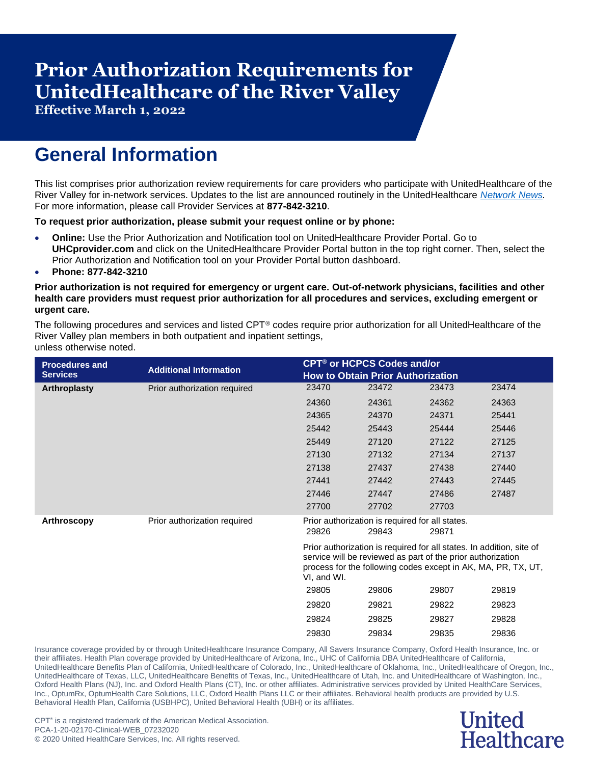# Prior Authorization Requirements for UnitedHealthcare of the River Valley

**Effective March 1, 2022**

## General Information

This list comprises prior authorization review requirements for care providers who participate with UnitedHealthcare of the River Valley for in-network services. Updates to the list are announced routinely in the UnitedHealthcare *Network News*. For more information, please call Provider Services at **877-842-3210**.

**To request prior authorization, please submit your request online or by phone:**

- **Online:** Use the Prior Authorization and Notification tool on UnitedHealthcare Provider Portal. Go to **UHCprovider.com** and click on the UnitedHealthcare Provider Portal button in the top right corner. Then, select the Prior Authorization and Notification tool on your Provider Portal button dashboard.
- **Phone: 877-842-3210**

**Prior authorization is not required for emergency or urgent care. Out-of-network physicians, facilities and other health care providers must request prior authorization for all procedures and services, excluding emergent or urgent care.**

The following procedures and services and listed CPT® codes require prior authorization for all UnitedHealthcare of the River Valley plan members in both outpatient and inpatient settings, unless otherwise noted.

| Procedures and Services | Additional Information | CPT® or HCPCS Codes and/or How to Obtain Prior Authorization | | | |
|---|---|---|---|---|---|
| **Arthroplasty** | Prior authorization required | 23470 | 23472 | 23473 | 23474 |
| | | 24360 | 24361 | 24362 | 24363 |
| | | 24365 | 24370 | 24371 | 25441 |
| | | 25442 | 25443 | 25444 | 25446 |
| | | 25449 | 27120 | 27122 | 27125 |
| | | 27130 | 27132 | 27134 | 27137 |
| | | 27138 | 27437 | 27438 | 27440 |
| | | 27441 | 27442 | 27443 | 27445 |
| | | 27446 | 27447 | 27486 | 27487 |
| | | 27700 | 27702 | 27703 | |
| **Arthroscopy** | Prior authorization required | Prior authorization is required for all states. | | | |
| | | 29826 | 29843 | 29871 | |
| | | Prior authorization is required for all states. In addition, site of service will be reviewed as part of the prior authorization process for the following codes except in AK, MA, PR, TX, UT, VI, and WI. | | | |
| | | 29805 | 29806 | 29807 | 29819 |
| | | 29820 | 29821 | 29822 | 29823 |
| | | 29824 | 29825 | 29827 | 29828 |
| | | 29830 | 29834 | 29835 | 29836 |

Insurance coverage provided by or through UnitedHealthcare Insurance Company, All Savers Insurance Company, Oxford Health Insurance, Inc. or their affiliates. Health Plan coverage provided by UnitedHealthcare of Arizona, Inc., UHC of California DBA UnitedHealthcare of California, UnitedHealthcare Benefits Plan of California, UnitedHealthcare of Colorado, Inc., UnitedHealthcare of Oklahoma, Inc., UnitedHealthcare of Oregon, Inc., UnitedHealthcare of Texas, LLC, UnitedHealthcare Benefits of Texas, Inc., UnitedHealthcare of Utah, Inc. and UnitedHealthcare of Washington, Inc., Oxford Health Plans (NJ), Inc. and Oxford Health Plans (CT), Inc. or other affiliates. Administrative services provided by United HealthCare Services, Inc., OptumRx, OptumHealth Care Solutions, LLC, Oxford Health Plans LLC or their affiliates. Behavioral health products are provided by U.S. Behavioral Health Plan, California (USBHPC), United Behavioral Health (UBH) or its affiliates.

CPT® is a registered trademark of the American Medical Association.
PCA-1-20-02170-Clinical-WEB_07232020
© 2020 United HealthCare Services, Inc. All rights reserved.

United Healthcare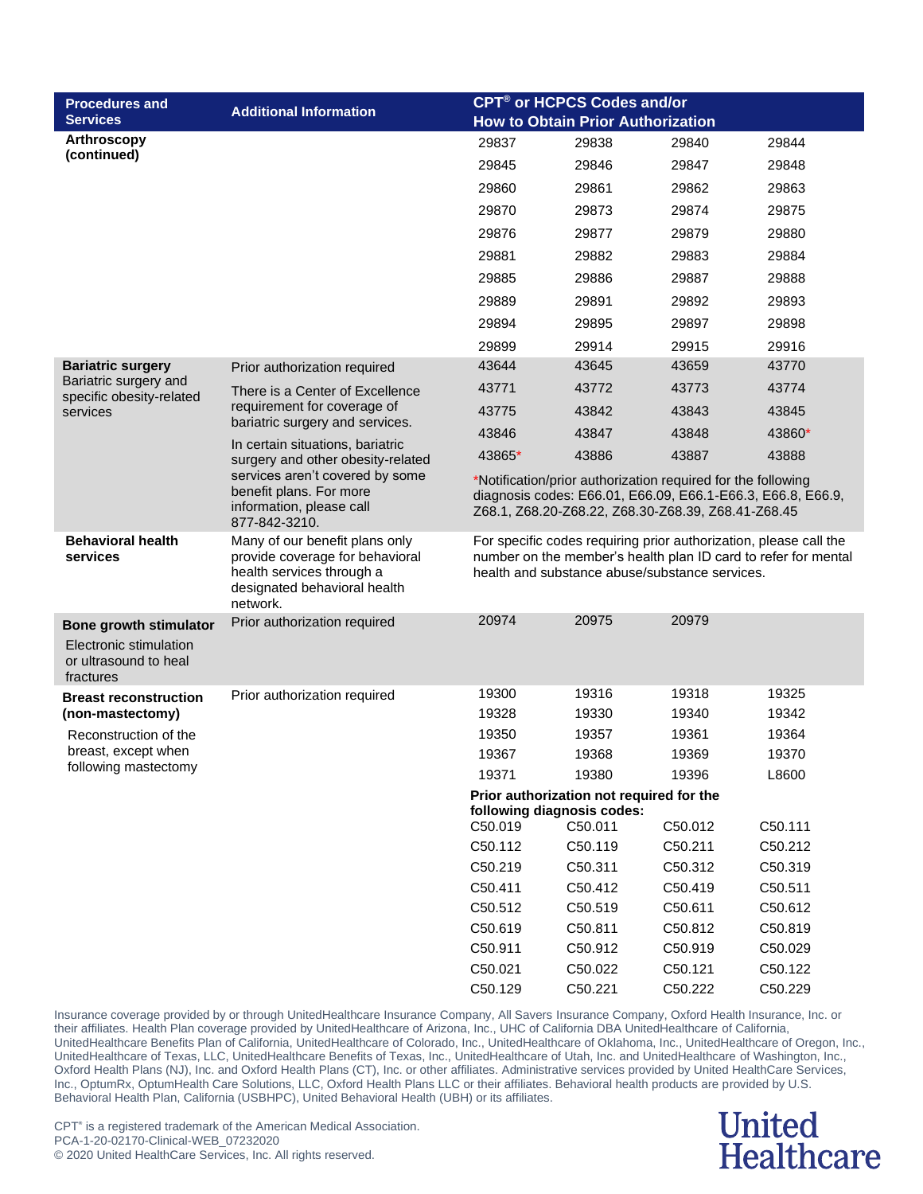| Procedures and Services | Additional Information | CPT® or HCPCS Codes and/or How to Obtain Prior Authorization | | | |
|---|---|---|---|---|---|
| **Arthroscopy (continued)** | | 29837 | 29838 | 29840 | 29844 |
| | | 29845 | 29846 | 29847 | 29848 |
| | | 29860 | 29861 | 29862 | 29863 |
| | | 29870 | 29873 | 29874 | 29875 |
| | | 29876 | 29877 | 29879 | 29880 |
| | | 29881 | 29882 | 29883 | 29884 |
| | | 29885 | 29886 | 29887 | 29888 |
| | | 29889 | 29891 | 29892 | 29893 |
| | | 29894 | 29895 | 29897 | 29898 |
| | | 29899 | 29914 | 29915 | 29916 |
| **Bariatric surgery** Bariatric surgery and specific obesity-related services | Prior authorization required There is a Center of Excellence requirement for coverage of bariatric surgery and services. In certain situations, bariatric surgery and other obesity-related services aren't covered by some benefit plans. For more information, please call 877-842-3210. | 43644 | 43645 | 43659 | 43770 |
| | | 43771 | 43772 | 43773 | 43774 |
| | | 43775 | 43842 | 43843 | 43845 |
| | | 43846 | 43847 | 43848 | 43860* |
| | | 43865* | 43886 | 43887 | 43888 |
| | | *Notification/prior authorization required for the following diagnosis codes: E66.01, E66.09, E66.1-E66.3, E66.8, E66.9, Z68.1, Z68.20-Z68.22, Z68.30-Z68.39, Z68.41-Z68.45 | | | |
| **Behavioral health services** | Many of our benefit plans only provide coverage for behavioral health services through a designated behavioral health network. | For specific codes requiring prior authorization, please call the number on the member's health plan ID card to refer for mental health and substance abuse/substance services. | | | |
| **Bone growth stimulator** Electronic stimulation or ultrasound to heal fractures | Prior authorization required | 20974 | 20975 | 20979 | |
| **Breast reconstruction (non-mastectomy)** Reconstruction of the breast, except when following mastectomy | Prior authorization required | 19300 | 19316 | 19318 | 19325 |
| | | 19328 | 19330 | 19340 | 19342 |
| | | 19350 | 19357 | 19361 | 19364 |
| | | 19367 | 19368 | 19369 | 19370 |
| | | 19371 | 19380 | 19396 | L8600 |
| | | **Prior authorization not required for the following diagnosis codes:** | | | |
| | | C50.019 | C50.011 | C50.012 | C50.111 |
| | | C50.112 | C50.119 | C50.211 | C50.212 |
| | | C50.219 | C50.311 | C50.312 | C50.319 |
| | | C50.411 | C50.412 | C50.419 | C50.511 |
| | | C50.512 | C50.519 | C50.611 | C50.612 |
| | | C50.619 | C50.811 | C50.812 | C50.819 |
| | | C50.911 | C50.912 | C50.919 | C50.029 |
| | | C50.021 | C50.022 | C50.121 | C50.122 |
| | | C50.129 | C50.221 | C50.222 | C50.229 |

Insurance coverage provided by or through UnitedHealthcare Insurance Company, All Savers Insurance Company, Oxford Health Insurance, Inc. or their affiliates. Health Plan coverage provided by UnitedHealthcare of Arizona, Inc., UHC of California DBA UnitedHealthcare of California, UnitedHealthcare Benefits Plan of California, UnitedHealthcare of Colorado, Inc., UnitedHealthcare of Oklahoma, Inc., UnitedHealthcare of Oregon, Inc., UnitedHealthcare of Texas, LLC, UnitedHealthcare Benefits of Texas, Inc., UnitedHealthcare of Utah, Inc. and UnitedHealthcare of Washington, Inc., Oxford Health Plans (NJ), Inc. and Oxford Health Plans (CT), Inc. or other affiliates. Administrative services provided by United HealthCare Services, Inc., OptumRx, OptumHealth Care Solutions, LLC, Oxford Health Plans LLC or their affiliates. Behavioral health products are provided by U.S. Behavioral Health Plan, California (USBHPC), United Behavioral Health (UBH) or its affiliates.

CPT® is a registered trademark of the American Medical Association.
PCA-1-20-02170-Clinical-WEB_07232020
© 2020 United HealthCare Services, Inc. All rights reserved.

United Healthcare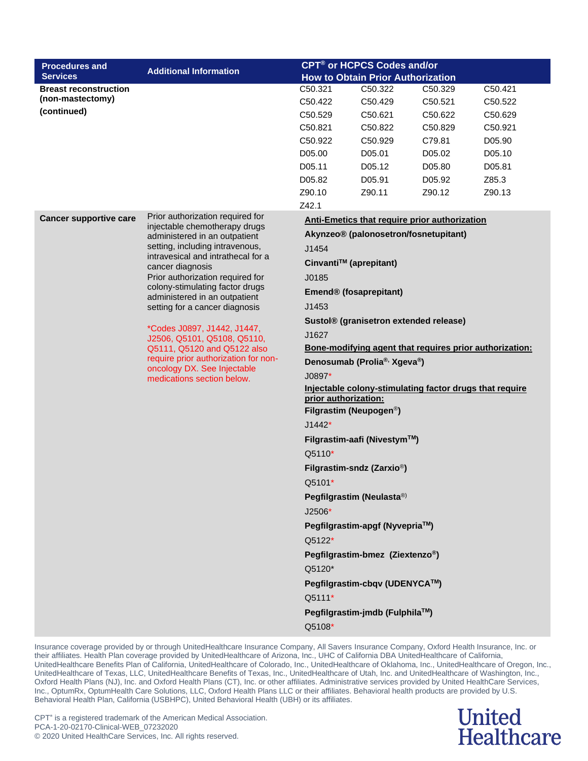| Procedures and Services | Additional Information | CPT® or HCPCS Codes and/or How to Obtain Prior Authorization |
|---|---|---|
| **Breast reconstruction (non-mastectomy) (continued)** | | C50.321 C50.322 C50.329 C50.421<br>C50.422 C50.429 C50.521 C50.522<br>C50.529 C50.621 C50.622 C50.629<br>C50.821 C50.822 C50.829 C50.921<br>C50.922 C50.929 C79.81 D05.90<br>D05.00 D05.01 D05.02 D05.10<br>D05.11 D05.12 D05.80 D05.81<br>D05.82 D05.91 D05.92 Z85.3<br>Z90.10 Z90.11 Z90.12 Z90.13<br>Z42.1 |
| **Cancer supportive care** | Prior authorization required for injectable chemotherapy drugs administered in an outpatient setting, including intravenous, intravesical and intrathecal for a cancer diagnosis<br>Prior authorization required for colony-stimulating factor drugs administered in an outpatient setting for a cancer diagnosis<br><br>*Codes J0897, J1442, J1447, J2506, Q5101, Q5108, Q5110, Q5111, Q5120 and Q5122 also require prior authorization for non-oncology DX. See Injectable medications section below. | **Anti-Emetics that require prior authorization**<br>**Akynzeo® (palonosetron/fosnetupitant)**<br>J1454<br>**Cinvanti™ (aprepitant)**<br>J0185<br>**Emend® (fosaprepitant)**<br>J1453<br>**Sustol® (granisetron extended release)**<br>J1627<br>**Bone-modifying agent that requires prior authorization:**<br>**Denosumab (Prolia®, Xgeva®)**<br>J0897*<br>**Injectable colony-stimulating factor drugs that require prior authorization:**<br>**Filgrastim (Neupogen®)**<br>J1442*<br>**Filgrastim-aafi (Nivestym™)**<br>Q5110*<br>**Filgrastim-sndz (Zarxio®)**<br>Q5101*<br>**Pegfilgrastim (Neulasta®)**<br>J2506*<br>**Pegfilgrastim-apgf (Nyvepria™)**<br>Q5122*<br>**Pegfilgrastim-bmez (Ziextenzo®)**<br>Q5120*<br>**Pegfilgrastim-cbqv (UDENYCA™)**<br>Q5111*<br>**Pegfilgrastim-jmdb (Fulphila™)**<br>Q5108* |

Insurance coverage provided by or through UnitedHealthcare Insurance Company, All Savers Insurance Company, Oxford Health Insurance, Inc. or their affiliates. Health Plan coverage provided by UnitedHealthcare of Arizona, Inc., UHC of California DBA UnitedHealthcare of California, UnitedHealthcare Benefits Plan of California, UnitedHealthcare of Colorado, Inc., UnitedHealthcare of Oklahoma, Inc., UnitedHealthcare of Oregon, Inc., UnitedHealthcare of Texas, LLC, UnitedHealthcare Benefits of Texas, Inc., UnitedHealthcare of Utah, Inc. and UnitedHealthcare of Washington, Inc., Oxford Health Plans (NJ), Inc. and Oxford Health Plans (CT), Inc. or other affiliates. Administrative services provided by United HealthCare Services, Inc., OptumRx, OptumHealth Care Solutions, LLC, Oxford Health Plans LLC or their affiliates. Behavioral health products are provided by U.S. Behavioral Health Plan, California (USBHPC), United Behavioral Health (UBH) or its affiliates.

CPT® is a registered trademark of the American Medical Association.
PCA-1-20-02170-Clinical-WEB_07232020
© 2020 United HealthCare Services, Inc. All rights reserved.

United Healthcare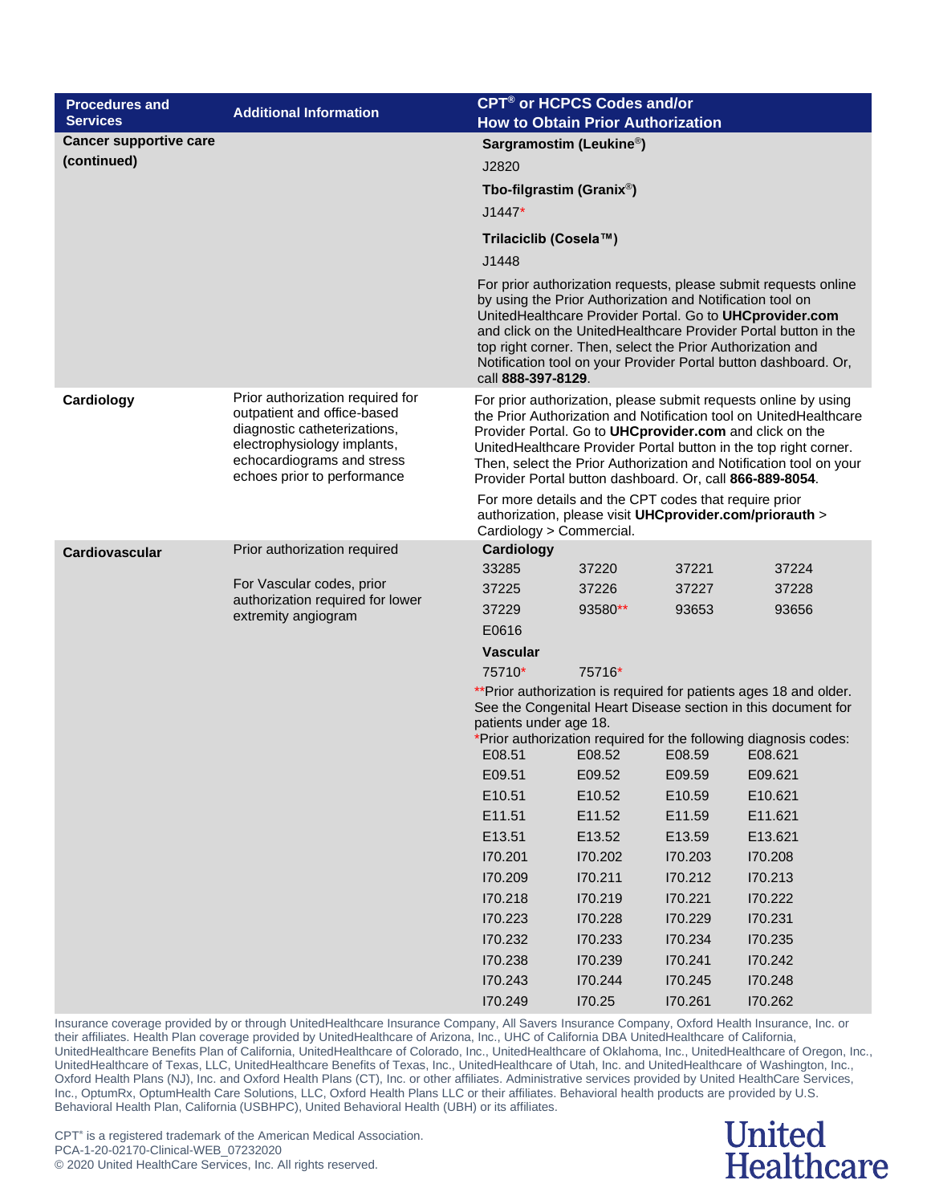| Procedures and Services | Additional Information | CPT® or HCPCS Codes and/or How to Obtain Prior Authorization |
|---|---|---|
| **Cancer supportive care (continued)** | | **Sargramostim (Leukine®)**<br>J2820<br>**Tbo-filgrastim (Granix®)**<br>J1447*<br>**Trilaciclib (Cosela™)**<br>J1448<br>For prior authorization requests, please submit requests online by using the Prior Authorization and Notification tool on UnitedHealthcare Provider Portal. Go to **UHCprovider.com** and click on the UnitedHealthcare Provider Portal button in the top right corner. Then, select the Prior Authorization and Notification tool on your Provider Portal button dashboard. Or, call **888-397-8129**. |
| **Cardiology** | Prior authorization required for outpatient and office-based diagnostic catheterizations, electrophysiology implants, echocardiograms and stress echoes prior to performance | For prior authorization, please submit requests online by using the Prior Authorization and Notification tool on UnitedHealthcare Provider Portal. Go to **UHCprovider.com** and click on the UnitedHealthcare Provider Portal button in the top right corner. Then, select the Prior Authorization and Notification tool on your Provider Portal button dashboard. Or, call **866-889-8054**.<br>For more details and the CPT codes that require prior authorization, please visit **UHCprovider.com/priorauth** > Cardiology > Commercial. |
| **Cardiovascular** | Prior authorization required<br>For Vascular codes, prior authorization required for lower extremity angiogram | **Cardiology**<br>33285 37220 37221 37224<br>37225 37226 37227 37228<br>37229 93580** 93653 93656<br>E0616<br>**Vascular**<br>75710* 75716*<br>**Prior authorization is required for patients ages 18 and older. See the Congenital Heart Disease section in this document for patients under age 18.<br>*Prior authorization required for the following diagnosis codes:<br>E08.51 E08.52 E08.59 E08.621<br>E09.51 E09.52 E09.59 E09.621<br>E10.51 E10.52 E10.59 E10.621<br>E11.51 E11.52 E11.59 E11.621<br>E13.51 E13.52 E13.59 E13.621<br>I70.201 I70.202 I70.203 I70.208<br>I70.209 I70.211 I70.212 I70.213<br>I70.218 I70.219 I70.221 I70.222<br>I70.223 I70.228 I70.229 I70.231<br>I70.232 I70.233 I70.234 I70.235<br>I70.238 I70.239 I70.241 I70.242<br>I70.243 I70.244 I70.245 I70.248<br>I70.249 I70.25 I70.261 I70.262 |

Insurance coverage provided by or through UnitedHealthcare Insurance Company, All Savers Insurance Company, Oxford Health Insurance, Inc. or their affiliates. Health Plan coverage provided by UnitedHealthcare of Arizona, Inc., UHC of California DBA UnitedHealthcare of California, UnitedHealthcare Benefits Plan of California, UnitedHealthcare of Colorado, Inc., UnitedHealthcare of Oklahoma, Inc., UnitedHealthcare of Oregon, Inc., UnitedHealthcare of Texas, LLC, UnitedHealthcare Benefits of Texas, Inc., UnitedHealthcare of Utah, Inc. and UnitedHealthcare of Washington, Inc., Oxford Health Plans (NJ), Inc. and Oxford Health Plans (CT), Inc. or other affiliates. Administrative services provided by United HealthCare Services, Inc., OptumRx, OptumHealth Care Solutions, LLC, Oxford Health Plans LLC or their affiliates. Behavioral health products are provided by U.S. Behavioral Health Plan, California (USBHPC), United Behavioral Health (UBH) or its affiliates.

CPT® is a registered trademark of the American Medical Association.
PCA-1-20-02170-Clinical-WEB_07232020
© 2020 United HealthCare Services, Inc. All rights reserved.

United Healthcare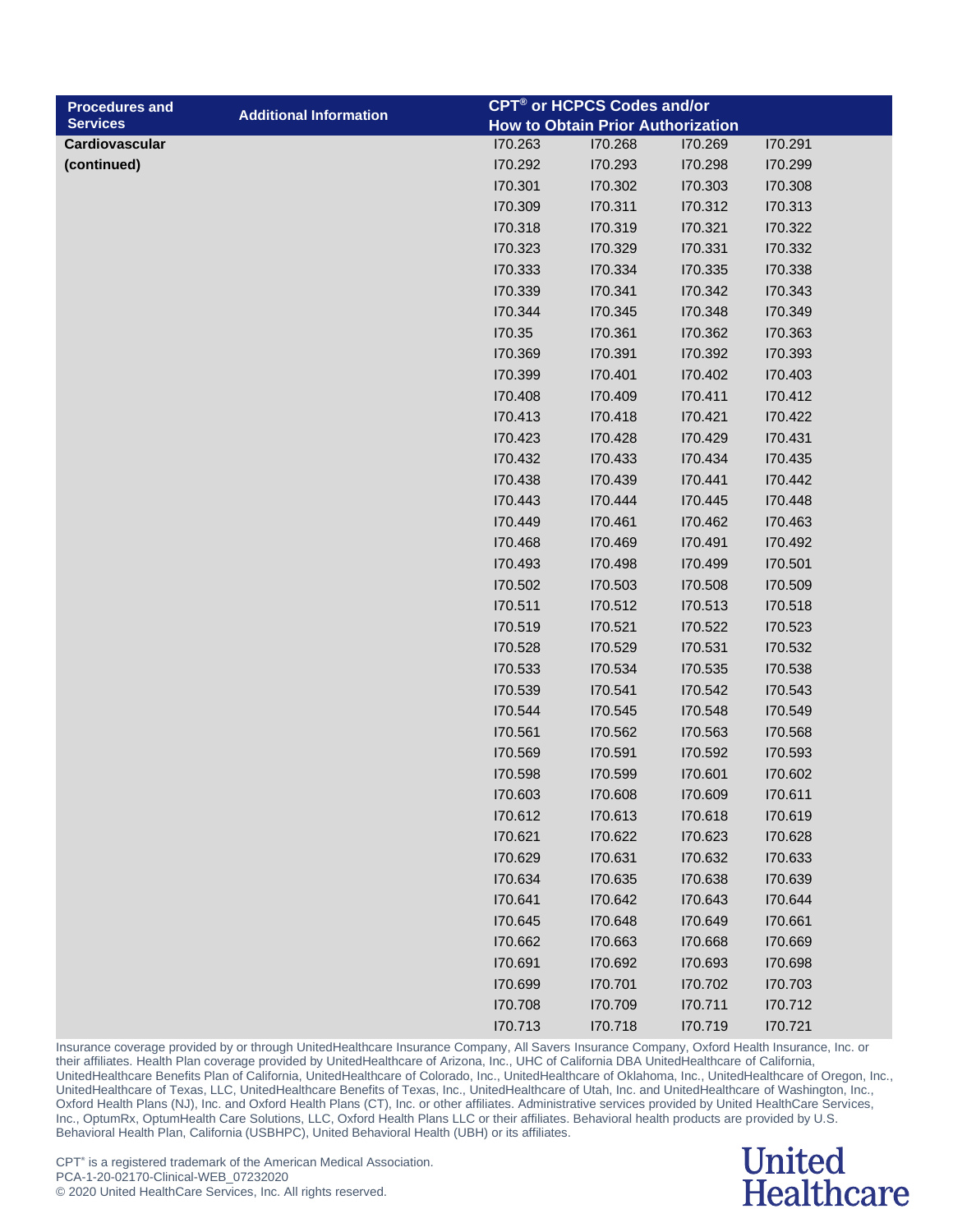| Procedures and Services | Additional Information | CPT® or HCPCS Codes and/or How to Obtain Prior Authorization | | | |
|---|---|---|---|---|---|
| **Cardiovascular (continued)** | | I70.263 | I70.268 | I70.269 | I70.291 |
| | | I70.292 | I70.293 | I70.298 | I70.299 |
| | | I70.301 | I70.302 | I70.303 | I70.308 |
| | | I70.309 | I70.311 | I70.312 | I70.313 |
| | | I70.318 | I70.319 | I70.321 | I70.322 |
| | | I70.323 | I70.329 | I70.331 | I70.332 |
| | | I70.333 | I70.334 | I70.335 | I70.338 |
| | | I70.339 | I70.341 | I70.342 | I70.343 |
| | | I70.344 | I70.345 | I70.348 | I70.349 |
| | | I70.35 | I70.361 | I70.362 | I70.363 |
| | | I70.369 | I70.391 | I70.392 | I70.393 |
| | | I70.399 | I70.401 | I70.402 | I70.403 |
| | | I70.408 | I70.409 | I70.411 | I70.412 |
| | | I70.413 | I70.418 | I70.421 | I70.422 |
| | | I70.423 | I70.428 | I70.429 | I70.431 |
| | | I70.432 | I70.433 | I70.434 | I70.435 |
| | | I70.438 | I70.439 | I70.441 | I70.442 |
| | | I70.443 | I70.444 | I70.445 | I70.448 |
| | | I70.449 | I70.461 | I70.462 | I70.463 |
| | | I70.468 | I70.469 | I70.491 | I70.492 |
| | | I70.493 | I70.498 | I70.499 | I70.501 |
| | | I70.502 | I70.503 | I70.508 | I70.509 |
| | | I70.511 | I70.512 | I70.513 | I70.518 |
| | | I70.519 | I70.521 | I70.522 | I70.523 |
| | | I70.528 | I70.529 | I70.531 | I70.532 |
| | | I70.533 | I70.534 | I70.535 | I70.538 |
| | | I70.539 | I70.541 | I70.542 | I70.543 |
| | | I70.544 | I70.545 | I70.548 | I70.549 |
| | | I70.561 | I70.562 | I70.563 | I70.568 |
| | | I70.569 | I70.591 | I70.592 | I70.593 |
| | | I70.598 | I70.599 | I70.601 | I70.602 |
| | | I70.603 | I70.608 | I70.609 | I70.611 |
| | | I70.612 | I70.613 | I70.618 | I70.619 |
| | | I70.621 | I70.622 | I70.623 | I70.628 |
| | | I70.629 | I70.631 | I70.632 | I70.633 |
| | | I70.634 | I70.635 | I70.638 | I70.639 |
| | | I70.641 | I70.642 | I70.643 | I70.644 |
| | | I70.645 | I70.648 | I70.649 | I70.661 |
| | | I70.662 | I70.663 | I70.668 | I70.669 |
| | | I70.691 | I70.692 | I70.693 | I70.698 |
| | | I70.699 | I70.701 | I70.702 | I70.703 |
| | | I70.708 | I70.709 | I70.711 | I70.712 |
| | | I70.713 | I70.718 | I70.719 | I70.721 |

Insurance coverage provided by or through UnitedHealthcare Insurance Company, All Savers Insurance Company, Oxford Health Insurance, Inc. or their affiliates. Health Plan coverage provided by UnitedHealthcare of Arizona, Inc., UHC of California DBA UnitedHealthcare of California, UnitedHealthcare Benefits Plan of California, UnitedHealthcare of Colorado, Inc., UnitedHealthcare of Oklahoma, Inc., UnitedHealthcare of Oregon, Inc., UnitedHealthcare of Texas, LLC, UnitedHealthcare Benefits of Texas, Inc., UnitedHealthcare of Utah, Inc. and UnitedHealthcare of Washington, Inc., Oxford Health Plans (NJ), Inc. and Oxford Health Plans (CT), Inc. or other affiliates. Administrative services provided by United HealthCare Services, Inc., OptumRx, OptumHealth Care Solutions, LLC, Oxford Health Plans LLC or their affiliates. Behavioral health products are provided by U.S. Behavioral Health Plan, California (USBHPC), United Behavioral Health (UBH) or its affiliates.

CPT® is a registered trademark of the American Medical Association.
PCA-1-20-02170-Clinical-WEB_07232020
© 2020 United HealthCare Services, Inc. All rights reserved.

United Healthcare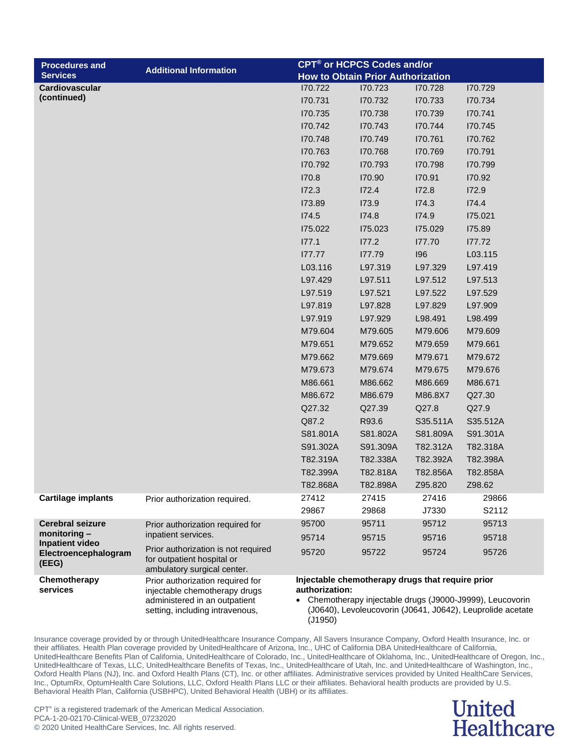| Procedures and Services | Additional Information | CPT® or HCPCS Codes and/or How to Obtain Prior Authorization | | | |
|---|---|---|---|---|---|
| **Cardiovascular (continued)** | | I70.722 | I70.723 | I70.728 | I70.729 |
| | | I70.731 | I70.732 | I70.733 | I70.734 |
| | | I70.735 | I70.738 | I70.739 | I70.741 |
| | | I70.742 | I70.743 | I70.744 | I70.745 |
| | | I70.748 | I70.749 | I70.761 | I70.762 |
| | | I70.763 | I70.768 | I70.769 | I70.791 |
| | | I70.792 | I70.793 | I70.798 | I70.799 |
| | | I70.8 | I70.90 | I70.91 | I70.92 |
| | | I72.3 | I72.4 | I72.8 | I72.9 |
| | | I73.89 | I73.9 | I74.3 | I74.4 |
| | | I74.5 | I74.8 | I74.9 | I75.021 |
| | | I75.022 | I75.023 | I75.029 | I75.89 |
| | | I77.1 | I77.2 | I77.70 | I77.72 |
| | | I77.77 | I77.79 | I96 | L03.115 |
| | | L03.116 | L97.319 | L97.329 | L97.419 |
| | | L97.429 | L97.511 | L97.512 | L97.513 |
| | | L97.519 | L97.521 | L97.522 | L97.529 |
| | | L97.819 | L97.828 | L97.829 | L97.909 |
| | | L97.919 | L97.929 | L98.491 | L98.499 |
| | | M79.604 | M79.605 | M79.606 | M79.609 |
| | | M79.651 | M79.652 | M79.659 | M79.661 |
| | | M79.662 | M79.669 | M79.671 | M79.672 |
| | | M79.673 | M79.674 | M79.675 | M79.676 |
| | | M86.661 | M86.662 | M86.669 | M86.671 |
| | | M86.672 | M86.679 | M86.8X7 | Q27.30 |
| | | Q27.32 | Q27.39 | Q27.8 | Q27.9 |
| | | Q87.2 | R93.6 | S35.511A | S35.512A |
| | | S81.801A | S81.802A | S81.809A | S91.301A |
| | | S91.302A | S91.309A | T82.312A | T82.318A |
| | | T82.319A | T82.338A | T82.392A | T82.398A |
| | | T82.399A | T82.818A | T82.856A | T82.858A |
| | | T82.868A | T82.898A | Z95.820 | Z98.62 |
| **Cartilage implants** | Prior authorization required. | 27412 | 27415 | 27416 | 29866 |
| | | 29867 | 29868 | J7330 | S2112 |
| **Cerebral seizure monitoring – Inpatient video Electroencephalogram (EEG)** | Prior authorization required for inpatient services. Prior authorization is not required for outpatient hospital or ambulatory surgical center. | 95700 | 95711 | 95712 | 95713 |
| | | 95714 | 95715 | 95716 | 95718 |
| | | 95720 | 95722 | 95724 | 95726 |
| **Chemotherapy services** | Prior authorization required for injectable chemotherapy drugs administered in an outpatient setting, including intravenous, | **Injectable chemotherapy drugs that require prior authorization:** • Chemotherapy injectable drugs (J9000-J9999), Leucovorin (J0640), Levoleucovorin (J0641, J0642), Leuprolide acetate (J1950) | | | |

Insurance coverage provided by or through UnitedHealthcare Insurance Company, All Savers Insurance Company, Oxford Health Insurance, Inc. or their affiliates. Health Plan coverage provided by UnitedHealthcare of Arizona, Inc., UHC of California DBA UnitedHealthcare of California, UnitedHealthcare Benefits Plan of California, UnitedHealthcare of Colorado, Inc., UnitedHealthcare of Oklahoma, Inc., UnitedHealthcare of Oregon, Inc., UnitedHealthcare of Texas, LLC, UnitedHealthcare Benefits of Texas, Inc., UnitedHealthcare of Utah, Inc. and UnitedHealthcare of Washington, Inc., Oxford Health Plans (NJ), Inc. and Oxford Health Plans (CT), Inc. or other affiliates. Administrative services provided by United HealthCare Services, Inc., OptumRx, OptumHealth Care Solutions, LLC, Oxford Health Plans LLC or their affiliates. Behavioral health products are provided by U.S. Behavioral Health Plan, California (USBHPC), United Behavioral Health (UBH) or its affiliates.

CPT® is a registered trademark of the American Medical Association.
PCA-1-20-02170-Clinical-WEB_07232020
© 2020 United HealthCare Services, Inc. All rights reserved.

United Healthcare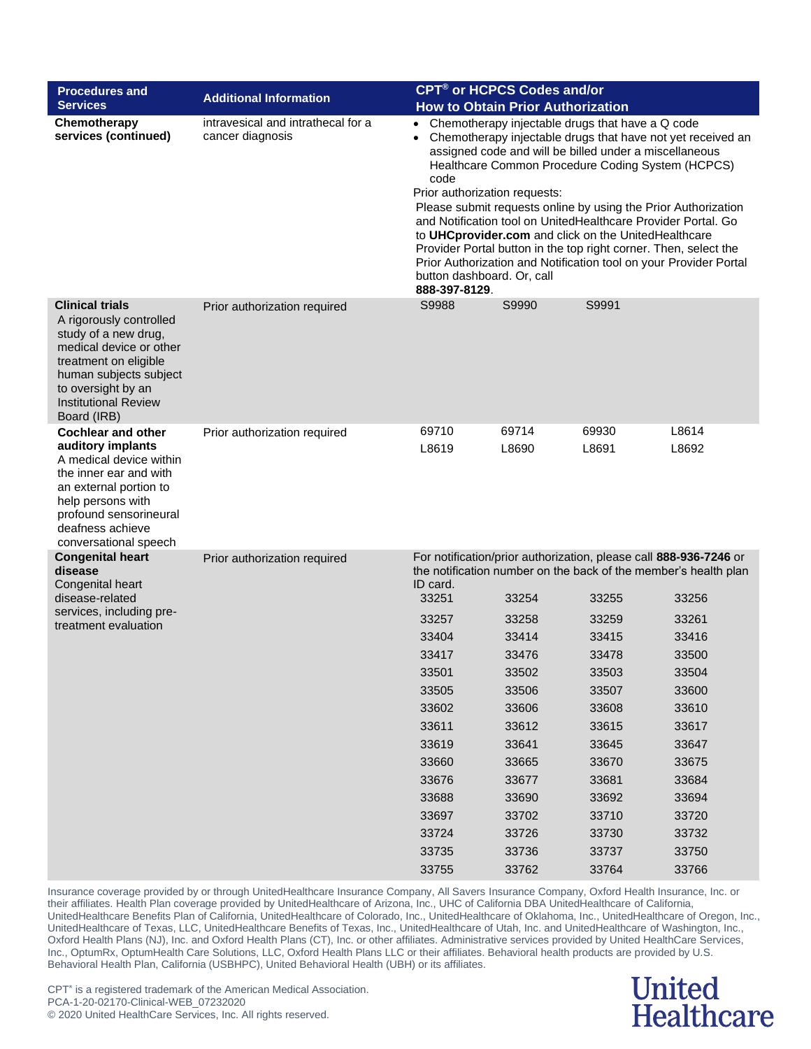| Procedures and Services | Additional Information | CPT® or HCPCS Codes and/or How to Obtain Prior Authorization |
|---|---|---|
| **Chemotherapy services (continued)** | intravesical and intrathecal for a cancer diagnosis | • Chemotherapy injectable drugs that have a Q code<br>• Chemotherapy injectable drugs that have not yet received an assigned code and will be billed under a miscellaneous Healthcare Common Procedure Coding System (HCPCS) code<br>Prior authorization requests:<br>Please submit requests online by using the Prior Authorization and Notification tool on UnitedHealthcare Provider Portal. Go to **UHCprovider.com** and click on the UnitedHealthcare Provider Portal button in the top right corner. Then, select the Prior Authorization and Notification tool on your Provider Portal button dashboard. Or, call **888-397-8129**. |
| **Clinical trials**<br>A rigorously controlled study of a new drug, medical device or other treatment on eligible human subjects subject to oversight by an Institutional Review Board (IRB) | Prior authorization required | S9988 S9990 S9991 |
| **Cochlear and other auditory implants**<br>A medical device within the inner ear and with an external portion to help persons with profound sensorineural deafness achieve conversational speech | Prior authorization required | 69710 69714 69930 L8614<br>L8619 L8690 L8691 L8692 |
| **Congenital heart disease**<br>Congenital heart disease-related services, including pre-treatment evaluation | Prior authorization required | For notification/prior authorization, please call **888-936-7246** or the notification number on the back of the member's health plan ID card.<br>33251 33254 33255 33256<br>33257 33258 33259 33261<br>33404 33414 33415 33416<br>33417 33476 33478 33500<br>33501 33502 33503 33504<br>33505 33506 33507 33600<br>33602 33606 33608 33610<br>33611 33612 33615 33617<br>33619 33641 33645 33647<br>33660 33665 33670 33675<br>33676 33677 33681 33684<br>33688 33690 33692 33694<br>33697 33702 33710 33720<br>33724 33726 33730 33732<br>33735 33736 33737 33750<br>33755 33762 33764 33766 |

Insurance coverage provided by or through UnitedHealthcare Insurance Company, All Savers Insurance Company, Oxford Health Insurance, Inc. or their affiliates. Health Plan coverage provided by UnitedHealthcare of Arizona, Inc., UHC of California DBA UnitedHealthcare of California, UnitedHealthcare Benefits Plan of California, UnitedHealthcare of Colorado, Inc., UnitedHealthcare of Oklahoma, Inc., UnitedHealthcare of Oregon, Inc., UnitedHealthcare of Texas, LLC, UnitedHealthcare Benefits of Texas, Inc., UnitedHealthcare of Utah, Inc. and UnitedHealthcare of Washington, Inc., Oxford Health Plans (NJ), Inc. and Oxford Health Plans (CT), Inc. or other affiliates. Administrative services provided by United HealthCare Services, Inc., OptumRx, OptumHealth Care Solutions, LLC, Oxford Health Plans LLC or their affiliates. Behavioral health products are provided by U.S. Behavioral Health Plan, California (USBHPC), United Behavioral Health (UBH) or its affiliates.

CPT® is a registered trademark of the American Medical Association.
PCA-1-20-02170-Clinical-WEB_07232020
© 2020 United HealthCare Services, Inc. All rights reserved.

United Healthcare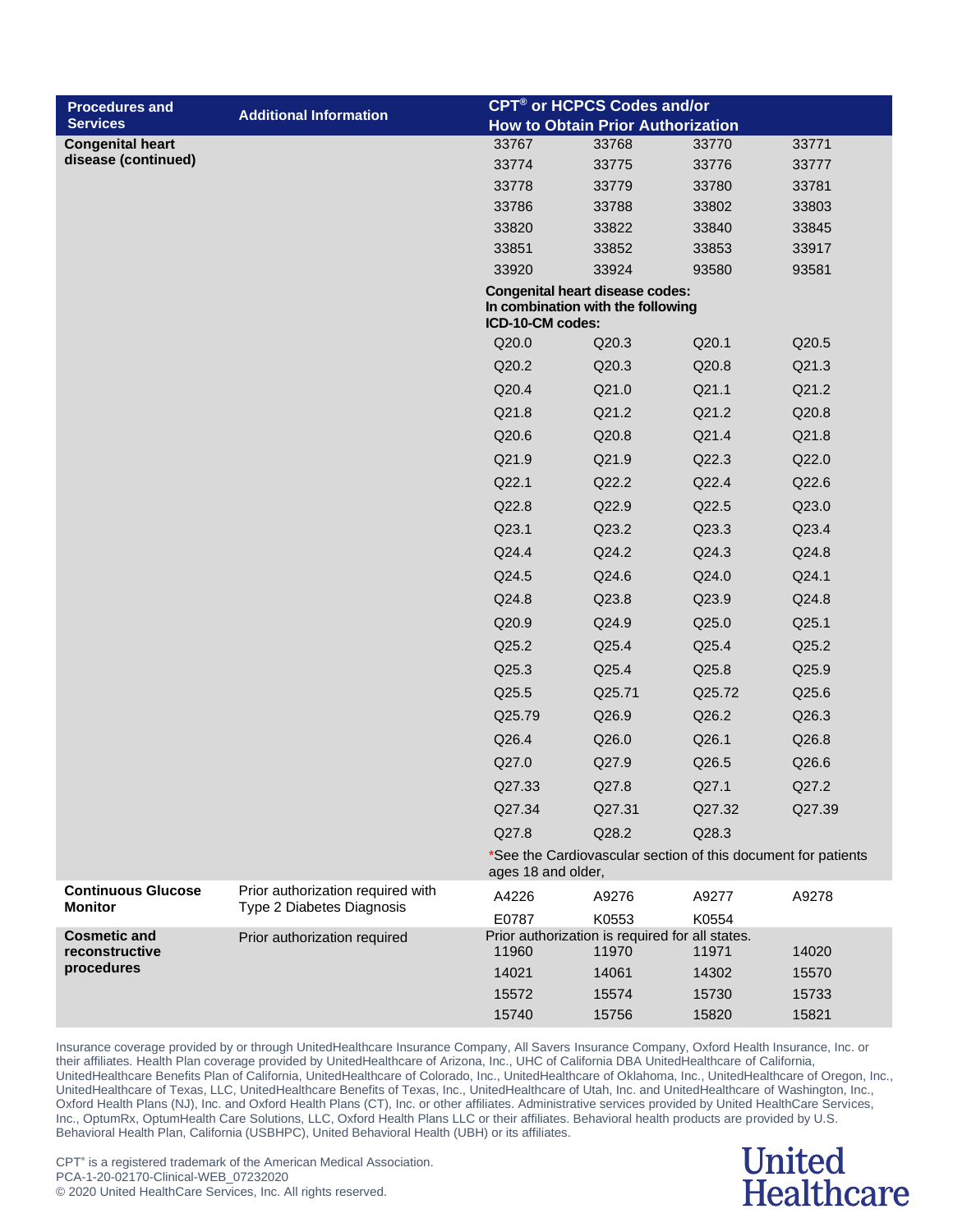| Procedures and Services | Additional Information | CPT® or HCPCS Codes and/or How to Obtain Prior Authorization | | | |
|---|---|---|---|---|---|
| **Congenital heart disease (continued)** | | 33767 | 33768 | 33770 | 33771 |
| | | 33774 | 33775 | 33776 | 33777 |
| | | 33778 | 33779 | 33780 | 33781 |
| | | 33786 | 33788 | 33802 | 33803 |
| | | 33820 | 33822 | 33840 | 33845 |
| | | 33851 | 33852 | 33853 | 33917 |
| | | 33920 | 33924 | 93580 | 93581 |
| | | **Congenital heart disease codes: In combination with the following ICD-10-CM codes:** | | | |
| | | Q20.0 | Q20.3 | Q20.1 | Q20.5 |
| | | Q20.2 | Q20.3 | Q20.8 | Q21.3 |
| | | Q20.4 | Q21.0 | Q21.1 | Q21.2 |
| | | Q21.8 | Q21.2 | Q21.2 | Q20.8 |
| | | Q20.6 | Q20.8 | Q21.4 | Q21.8 |
| | | Q21.9 | Q21.9 | Q22.3 | Q22.0 |
| | | Q22.1 | Q22.2 | Q22.4 | Q22.6 |
| | | Q22.8 | Q22.9 | Q22.5 | Q23.0 |
| | | Q23.1 | Q23.2 | Q23.3 | Q23.4 |
| | | Q24.4 | Q24.2 | Q24.3 | Q24.8 |
| | | Q24.5 | Q24.6 | Q24.0 | Q24.1 |
| | | Q24.8 | Q23.8 | Q23.9 | Q24.8 |
| | | Q20.9 | Q24.9 | Q25.0 | Q25.1 |
| | | Q25.2 | Q25.4 | Q25.4 | Q25.2 |
| | | Q25.3 | Q25.4 | Q25.8 | Q25.9 |
| | | Q25.5 | Q25.71 | Q25.72 | Q25.6 |
| | | Q25.79 | Q26.9 | Q26.2 | Q26.3 |
| | | Q26.4 | Q26.0 | Q26.1 | Q26.8 |
| | | Q27.0 | Q27.9 | Q26.5 | Q26.6 |
| | | Q27.33 | Q27.8 | Q27.1 | Q27.2 |
| | | Q27.34 | Q27.31 | Q27.32 | Q27.39 |
| | | Q27.8 | Q28.2 | Q28.3 | |
| | | *See the Cardiovascular section of this document for patients ages 18 and older, | | | |
| **Continuous Glucose Monitor** | Prior authorization required with Type 2 Diabetes Diagnosis | A4226 | A9276 | A9277 | A9278 |
| | | E0787 | K0553 | K0554 | |
| **Cosmetic and reconstructive procedures** | Prior authorization required | Prior authorization is required for all states. | | | |
| | | 11960 | 11970 | 11971 | 14020 |
| | | 14021 | 14061 | 14302 | 15570 |
| | | 15572 | 15574 | 15730 | 15733 |
| | | 15740 | 15756 | 15820 | 15821 |

Insurance coverage provided by or through UnitedHealthcare Insurance Company, All Savers Insurance Company, Oxford Health Insurance, Inc. or their affiliates. Health Plan coverage provided by UnitedHealthcare of Arizona, Inc., UHC of California DBA UnitedHealthcare of California, UnitedHealthcare Benefits Plan of California, UnitedHealthcare of Colorado, Inc., UnitedHealthcare of Oklahoma, Inc., UnitedHealthcare of Oregon, Inc., UnitedHealthcare of Texas, LLC, UnitedHealthcare Benefits of Texas, Inc., UnitedHealthcare of Utah, Inc. and UnitedHealthcare of Washington, Inc., Oxford Health Plans (NJ), Inc. and Oxford Health Plans (CT), Inc. or other affiliates. Administrative services provided by United HealthCare Services, Inc., OptumRx, OptumHealth Care Solutions, LLC, Oxford Health Plans LLC or their affiliates. Behavioral health products are provided by U.S. Behavioral Health Plan, California (USBHPC), United Behavioral Health (UBH) or its affiliates.

CPT® is a registered trademark of the American Medical Association.
PCA-1-20-02170-Clinical-WEB_07232020
© 2020 United HealthCare Services, Inc. All rights reserved.

United Healthcare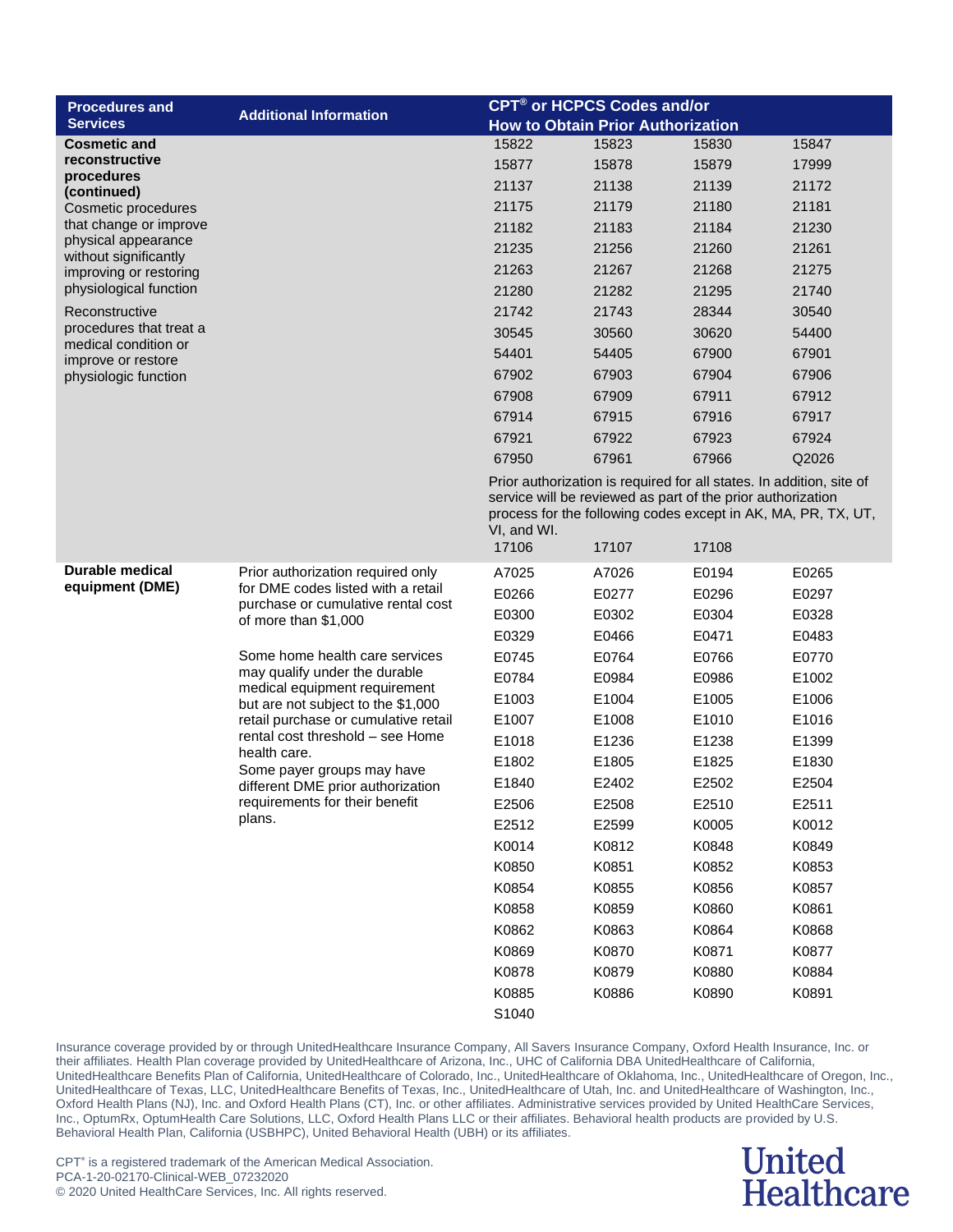| Procedures and Services | Additional Information | CPT® or HCPCS Codes and/or How to Obtain Prior Authorization | | | |
|---|---|---|---|---|---|
| **Cosmetic and reconstructive procedures (continued)**<br>Cosmetic procedures that change or improve physical appearance without significantly improving or restoring physiological function<br><br>Reconstructive procedures that treat a medical condition or improve or restore physiologic function | | 15822 | 15823 | 15830 | 15847 |
| | | 15877 | 15878 | 15879 | 17999 |
| | | 21137 | 21138 | 21139 | 21172 |
| | | 21175 | 21179 | 21180 | 21181 |
| | | 21182 | 21183 | 21184 | 21230 |
| | | 21235 | 21256 | 21260 | 21261 |
| | | 21263 | 21267 | 21268 | 21275 |
| | | 21280 | 21282 | 21295 | 21740 |
| | | 21742 | 21743 | 28344 | 30540 |
| | | 30545 | 30560 | 30620 | 54400 |
| | | 54401 | 54405 | 67900 | 67901 |
| | | 67902 | 67903 | 67904 | 67906 |
| | | 67908 | 67909 | 67911 | 67912 |
| | | 67914 | 67915 | 67916 | 67917 |
| | | 67921 | 67922 | 67923 | 67924 |
| | | 67950 | 67961 | 67966 | Q2026 |
| | | Prior authorization is required for all states. In addition, site of service will be reviewed as part of the prior authorization process for the following codes except in AK, MA, PR, TX, UT, VI, and WI. | | | |
| | | 17106 | 17107 | 17108 | |
| **Durable medical equipment (DME)** | Prior authorization required only for DME codes listed with a retail purchase or cumulative rental cost of more than $1,000<br><br>Some home health care services may qualify under the durable medical equipment requirement but are not subject to the $1,000 retail purchase or cumulative retail rental cost threshold – see Home health care.<br>Some payer groups may have different DME prior authorization requirements for their benefit plans. | A7025 | A7026 | E0194 | E0265 |
| | | E0266 | E0277 | E0296 | E0297 |
| | | E0300 | E0302 | E0304 | E0328 |
| | | E0329 | E0466 | E0471 | E0483 |
| | | E0745 | E0764 | E0766 | E0770 |
| | | E0784 | E0984 | E0986 | E1002 |
| | | E1003 | E1004 | E1005 | E1006 |
| | | E1007 | E1008 | E1010 | E1016 |
| | | E1018 | E1236 | E1238 | E1399 |
| | | E1802 | E1805 | E1825 | E1830 |
| | | E1840 | E2402 | E2502 | E2504 |
| | | E2506 | E2508 | E2510 | E2511 |
| | | E2512 | E2599 | K0005 | K0012 |
| | | K0014 | K0812 | K0848 | K0849 |
| | | K0850 | K0851 | K0852 | K0853 |
| | | K0854 | K0855 | K0856 | K0857 |
| | | K0858 | K0859 | K0860 | K0861 |
| | | K0862 | K0863 | K0864 | K0868 |
| | | K0869 | K0870 | K0871 | K0877 |
| | | K0878 | K0879 | K0880 | K0884 |
| | | K0885 | K0886 | K0890 | K0891 |
| | | S1040 | | | |

Insurance coverage provided by or through UnitedHealthcare Insurance Company, All Savers Insurance Company, Oxford Health Insurance, Inc. or their affiliates. Health Plan coverage provided by UnitedHealthcare of Arizona, Inc., UHC of California DBA UnitedHealthcare of California, UnitedHealthcare Benefits Plan of California, UnitedHealthcare of Colorado, Inc., UnitedHealthcare of Oklahoma, Inc., UnitedHealthcare of Oregon, Inc., UnitedHealthcare of Texas, LLC, UnitedHealthcare Benefits of Texas, Inc., UnitedHealthcare of Utah, Inc. and UnitedHealthcare of Washington, Inc., Oxford Health Plans (NJ), Inc. and Oxford Health Plans (CT), Inc. or other affiliates. Administrative services provided by United HealthCare Services, Inc., OptumRx, OptumHealth Care Solutions, LLC, Oxford Health Plans LLC or their affiliates. Behavioral health products are provided by U.S. Behavioral Health Plan, California (USBHPC), United Behavioral Health (UBH) or its affiliates.

CPT® is a registered trademark of the American Medical Association.
PCA-1-20-02170-Clinical-WEB_07232020
© 2020 United HealthCare Services, Inc. All rights reserved.

United Healthcare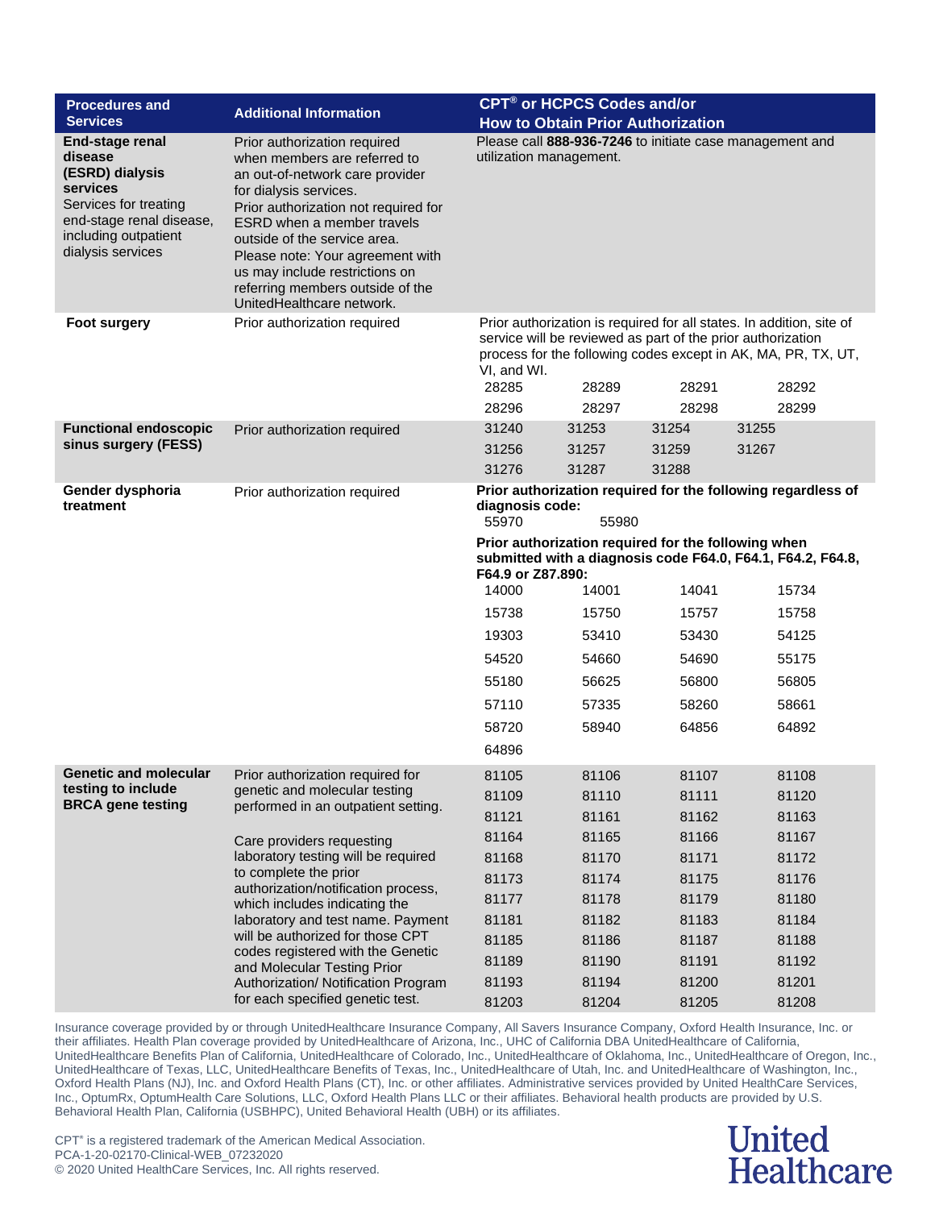| Procedures and Services | Additional Information | CPT® or HCPCS Codes and/or How to Obtain Prior Authorization |
|---|---|---|
| **End-stage renal disease (ESRD) dialysis services** Services for treating end-stage renal disease, including outpatient dialysis services | Prior authorization required when members are referred to an out-of-network care provider for dialysis services. Prior authorization not required for ESRD when a member travels outside of the service area. Please note: Your agreement with us may include restrictions on referring members outside of the UnitedHealthcare network. | Please call **888-936-7246** to initiate case management and utilization management. |
| **Foot surgery** | Prior authorization required | Prior authorization is required for all states. In addition, site of service will be reviewed as part of the prior authorization process for the following codes except in AK, MA, PR, TX, UT, VI, and WI. 28285 28289 28291 28292 28296 28297 28298 28299 |
| **Functional endoscopic sinus surgery (FESS)** | Prior authorization required | 31240 31253 31254 31255 31256 31257 31259 31267 31276 31287 31288 |
| **Gender dysphoria treatment** | Prior authorization required | **Prior authorization required for the following regardless of diagnosis code:** 55970 55980 **Prior authorization required for the following when submitted with a diagnosis code F64.0, F64.1, F64.2, F64.8, F64.9 or Z87.890:** 14000 14001 14041 15734 15738 15750 15757 15758 19303 53410 53430 54125 54520 54660 54690 55175 55180 56625 56800 56805 57110 57335 58260 58661 58720 58940 64856 64892 64896 |
| **Genetic and molecular testing to include BRCA gene testing** | Prior authorization required for genetic and molecular testing performed in an outpatient setting. Care providers requesting laboratory testing will be required to complete the prior authorization/notification process, which includes indicating the laboratory and test name. Payment will be authorized for those CPT codes registered with the Genetic and Molecular Testing Prior Authorization/ Notification Program for each specified genetic test. | 81105 81106 81107 81108 81109 81110 81111 81120 81121 81161 81162 81163 81164 81165 81166 81167 81168 81170 81171 81172 81173 81174 81175 81176 81177 81178 81179 81180 81181 81182 81183 81184 81185 81186 81187 81188 81189 81190 81191 81192 81193 81194 81200 81201 81203 81204 81205 81208 |

Insurance coverage provided by or through UnitedHealthcare Insurance Company, All Savers Insurance Company, Oxford Health Insurance, Inc. or their affiliates. Health Plan coverage provided by UnitedHealthcare of Arizona, Inc., UHC of California DBA UnitedHealthcare of California, UnitedHealthcare Benefits Plan of California, UnitedHealthcare of Colorado, Inc., UnitedHealthcare of Oklahoma, Inc., UnitedHealthcare of Oregon, Inc., UnitedHealthcare of Texas, LLC, UnitedHealthcare Benefits of Texas, Inc., UnitedHealthcare of Utah, Inc. and UnitedHealthcare of Washington, Inc., Oxford Health Plans (NJ), Inc. and Oxford Health Plans (CT), Inc. or other affiliates. Administrative services provided by United HealthCare Services, Inc., OptumRx, OptumHealth Care Solutions, LLC, Oxford Health Plans LLC or their affiliates. Behavioral health products are provided by U.S. Behavioral Health Plan, California (USBHPC), United Behavioral Health (UBH) or its affiliates.

CPT® is a registered trademark of the American Medical Association.
PCA-1-20-02170-Clinical-WEB_07232020
© 2020 United HealthCare Services, Inc. All rights reserved.

United Healthcare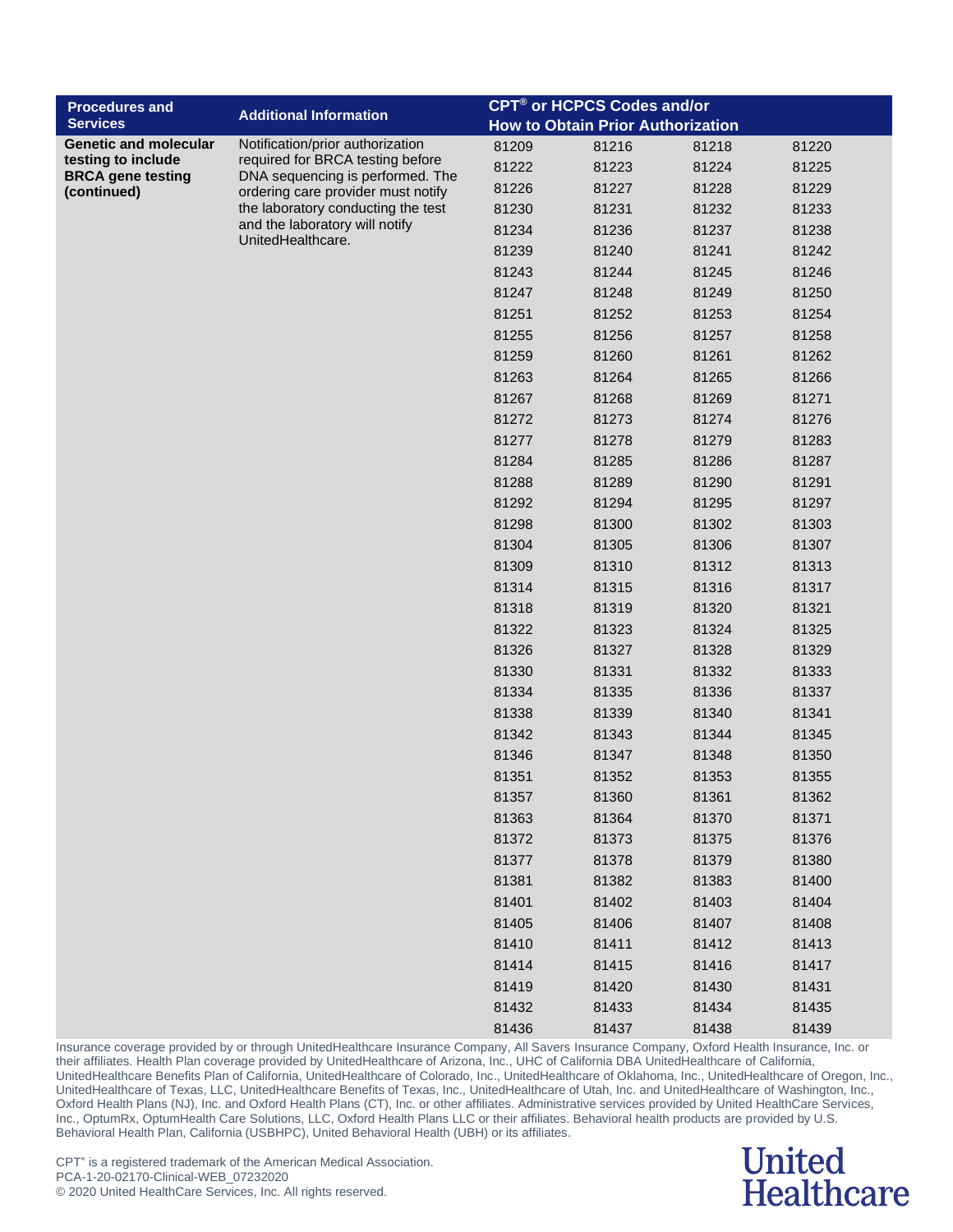| Procedures and Services | Additional Information | CPT® or HCPCS Codes and/or How to Obtain Prior Authorization | | | |
|---|---|---|---|---|---|
| **Genetic and molecular testing to include BRCA gene testing (continued)** | Notification/prior authorization required for BRCA testing before DNA sequencing is performed. The ordering care provider must notify the laboratory conducting the test and the laboratory will notify UnitedHealthcare. | 81209 | 81216 | 81218 | 81220 |
| | | 81222 | 81223 | 81224 | 81225 |
| | | 81226 | 81227 | 81228 | 81229 |
| | | 81230 | 81231 | 81232 | 81233 |
| | | 81234 | 81236 | 81237 | 81238 |
| | | 81239 | 81240 | 81241 | 81242 |
| | | 81243 | 81244 | 81245 | 81246 |
| | | 81247 | 81248 | 81249 | 81250 |
| | | 81251 | 81252 | 81253 | 81254 |
| | | 81255 | 81256 | 81257 | 81258 |
| | | 81259 | 81260 | 81261 | 81262 |
| | | 81263 | 81264 | 81265 | 81266 |
| | | 81267 | 81268 | 81269 | 81271 |
| | | 81272 | 81273 | 81274 | 81276 |
| | | 81277 | 81278 | 81279 | 81283 |
| | | 81284 | 81285 | 81286 | 81287 |
| | | 81288 | 81289 | 81290 | 81291 |
| | | 81292 | 81294 | 81295 | 81297 |
| | | 81298 | 81300 | 81302 | 81303 |
| | | 81304 | 81305 | 81306 | 81307 |
| | | 81309 | 81310 | 81312 | 81313 |
| | | 81314 | 81315 | 81316 | 81317 |
| | | 81318 | 81319 | 81320 | 81321 |
| | | 81322 | 81323 | 81324 | 81325 |
| | | 81326 | 81327 | 81328 | 81329 |
| | | 81330 | 81331 | 81332 | 81333 |
| | | 81334 | 81335 | 81336 | 81337 |
| | | 81338 | 81339 | 81340 | 81341 |
| | | 81342 | 81343 | 81344 | 81345 |
| | | 81346 | 81347 | 81348 | 81350 |
| | | 81351 | 81352 | 81353 | 81355 |
| | | 81357 | 81360 | 81361 | 81362 |
| | | 81363 | 81364 | 81370 | 81371 |
| | | 81372 | 81373 | 81375 | 81376 |
| | | 81377 | 81378 | 81379 | 81380 |
| | | 81381 | 81382 | 81383 | 81400 |
| | | 81401 | 81402 | 81403 | 81404 |
| | | 81405 | 81406 | 81407 | 81408 |
| | | 81410 | 81411 | 81412 | 81413 |
| | | 81414 | 81415 | 81416 | 81417 |
| | | 81419 | 81420 | 81430 | 81431 |
| | | 81432 | 81433 | 81434 | 81435 |
| | | 81436 | 81437 | 81438 | 81439 |

Insurance coverage provided by or through UnitedHealthcare Insurance Company, All Savers Insurance Company, Oxford Health Insurance, Inc. or their affiliates. Health Plan coverage provided by UnitedHealthcare of Arizona, Inc., UHC of California DBA UnitedHealthcare of California, UnitedHealthcare Benefits Plan of California, UnitedHealthcare of Colorado, Inc., UnitedHealthcare of Oklahoma, Inc., UnitedHealthcare of Oregon, Inc., UnitedHealthcare of Texas, LLC, UnitedHealthcare Benefits of Texas, Inc., UnitedHealthcare of Utah, Inc. and UnitedHealthcare of Washington, Inc., Oxford Health Plans (NJ), Inc. and Oxford Health Plans (CT), Inc. or other affiliates. Administrative services provided by United HealthCare Services, Inc., OptumRx, OptumHealth Care Solutions, LLC, Oxford Health Plans LLC or their affiliates. Behavioral health products are provided by U.S. Behavioral Health Plan, California (USBHPC), United Behavioral Health (UBH) or its affiliates.

CPT® is a registered trademark of the American Medical Association.
PCA-1-20-02170-Clinical-WEB_07232020
© 2020 United HealthCare Services, Inc. All rights reserved.

United Healthcare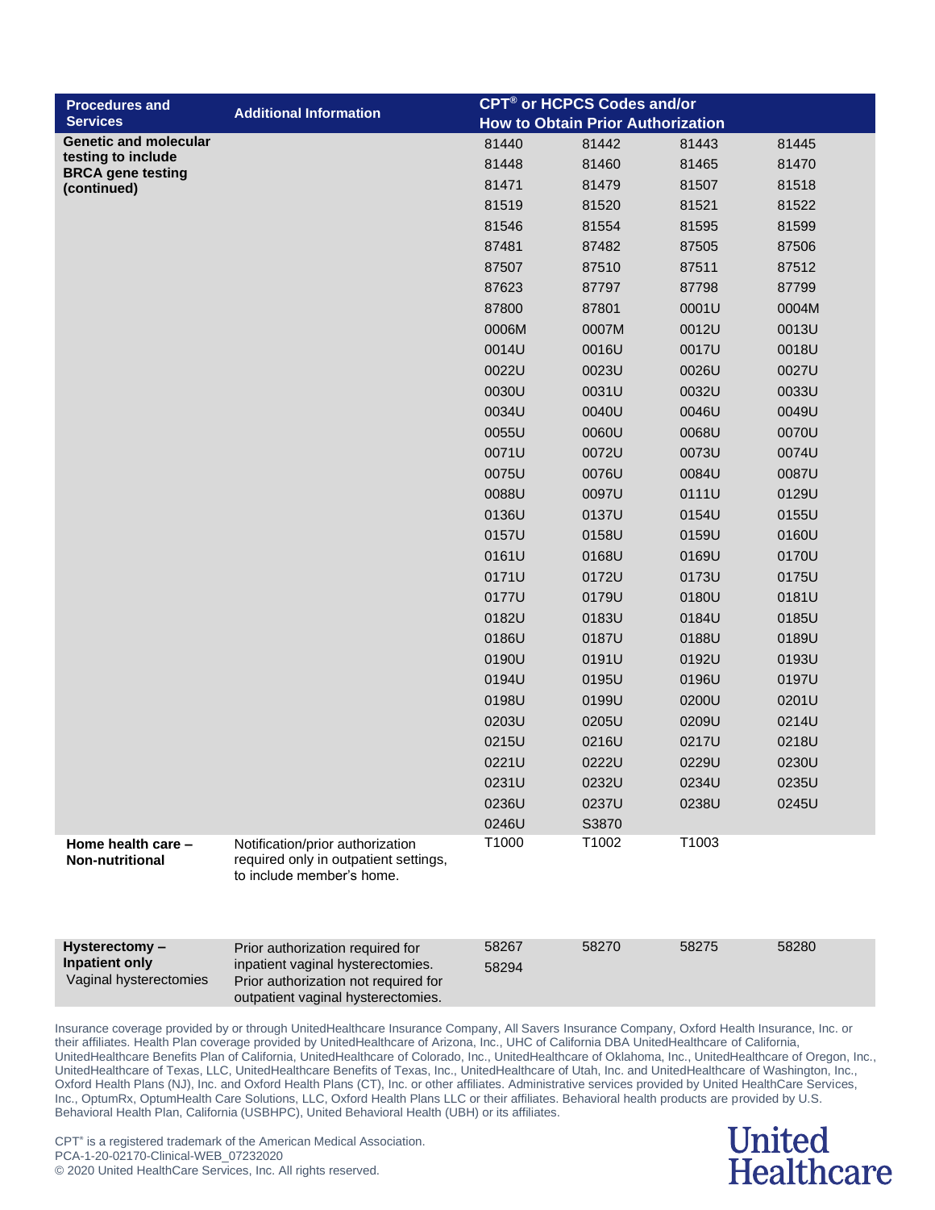| Procedures and Services | Additional Information | CPT® or HCPCS Codes and/or How to Obtain Prior Authorization | | | |
|---|---|---|---|---|---|
| **Genetic and molecular testing to include BRCA gene testing (continued)** | | 81440 | 81442 | 81443 | 81445 |
| | | 81448 | 81460 | 81465 | 81470 |
| | | 81471 | 81479 | 81507 | 81518 |
| | | 81519 | 81520 | 81521 | 81522 |
| | | 81546 | 81554 | 81595 | 81599 |
| | | 87481 | 87482 | 87505 | 87506 |
| | | 87507 | 87510 | 87511 | 87512 |
| | | 87623 | 87797 | 87798 | 87799 |
| | | 87800 | 87801 | 0001U | 0004M |
| | | 0006M | 0007M | 0012U | 0013U |
| | | 0014U | 0016U | 0017U | 0018U |
| | | 0022U | 0023U | 0026U | 0027U |
| | | 0030U | 0031U | 0032U | 0033U |
| | | 0034U | 0040U | 0046U | 0049U |
| | | 0055U | 0060U | 0068U | 0070U |
| | | 0071U | 0072U | 0073U | 0074U |
| | | 0075U | 0076U | 0084U | 0087U |
| | | 0088U | 0097U | 0111U | 0129U |
| | | 0136U | 0137U | 0154U | 0155U |
| | | 0157U | 0158U | 0159U | 0160U |
| | | 0161U | 0168U | 0169U | 0170U |
| | | 0171U | 0172U | 0173U | 0175U |
| | | 0177U | 0179U | 0180U | 0181U |
| | | 0182U | 0183U | 0184U | 0185U |
| | | 0186U | 0187U | 0188U | 0189U |
| | | 0190U | 0191U | 0192U | 0193U |
| | | 0194U | 0195U | 0196U | 0197U |
| | | 0198U | 0199U | 0200U | 0201U |
| | | 0203U | 0205U | 0209U | 0214U |
| | | 0215U | 0216U | 0217U | 0218U |
| | | 0221U | 0222U | 0229U | 0230U |
| | | 0231U | 0232U | 0234U | 0235U |
| | | 0236U | 0237U | 0238U | 0245U |
| | | 0246U | S3870 | | |
| **Home health care – Non-nutritional** | Notification/prior authorization required only in outpatient settings, to include member's home. | T1000 | T1002 | T1003 | |
| **Hysterectomy – Inpatient only** Vaginal hysterectomies | Prior authorization required for inpatient vaginal hysterectomies. Prior authorization not required for outpatient vaginal hysterectomies. | 58267 | 58270 | 58275 | 58280 |
| | | 58294 | | | |

Insurance coverage provided by or through UnitedHealthcare Insurance Company, All Savers Insurance Company, Oxford Health Insurance, Inc. or their affiliates. Health Plan coverage provided by UnitedHealthcare of Arizona, Inc., UHC of California DBA UnitedHealthcare of California, UnitedHealthcare Benefits Plan of California, UnitedHealthcare of Colorado, Inc., UnitedHealthcare of Oklahoma, Inc., UnitedHealthcare of Oregon, Inc., UnitedHealthcare of Texas, LLC, UnitedHealthcare Benefits of Texas, Inc., UnitedHealthcare of Utah, Inc. and UnitedHealthcare of Washington, Inc., Oxford Health Plans (NJ), Inc. and Oxford Health Plans (CT), Inc. or other affiliates. Administrative services provided by United HealthCare Services, Inc., OptumRx, OptumHealth Care Solutions, LLC, Oxford Health Plans LLC or their affiliates. Behavioral health products are provided by U.S. Behavioral Health Plan, California (USBHPC), United Behavioral Health (UBH) or its affiliates.

CPT® is a registered trademark of the American Medical Association.
PCA-1-20-02170-Clinical-WEB_07232020
© 2020 United HealthCare Services, Inc. All rights reserved.

United Healthcare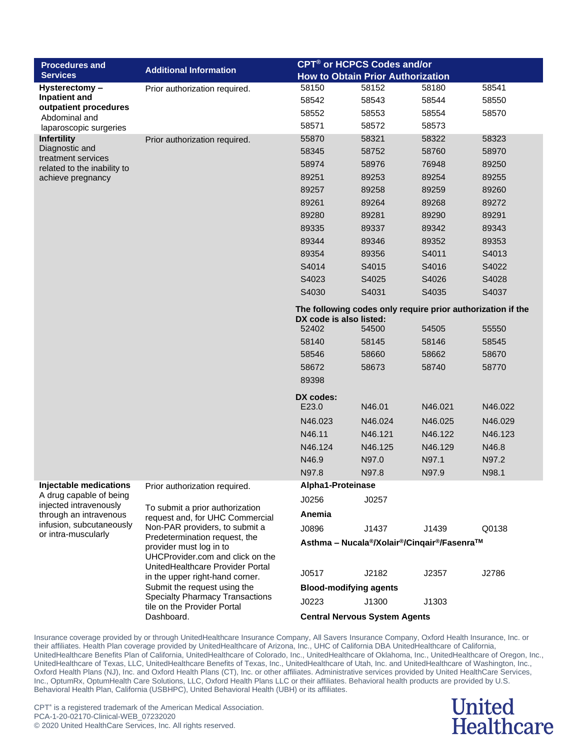| Procedures and Services | Additional Information | CPT® or HCPCS Codes and/or How to Obtain Prior Authorization | | | |
|---|---|---|---|---|---|
| **Hysterectomy – Inpatient and outpatient procedures** Abdominal and laparoscopic surgeries | Prior authorization required. | 58150 | 58152 | 58180 | 58541 |
| | | 58542 | 58543 | 58544 | 58550 |
| | | 58552 | 58553 | 58554 | 58570 |
| | | 58571 | 58572 | 58573 | |
| **Infertility** Diagnostic and treatment services related to the inability to achieve pregnancy | Prior authorization required. | 55870 | 58321 | 58322 | 58323 |
| | | 58345 | 58752 | 58760 | 58970 |
| | | 58974 | 58976 | 76948 | 89250 |
| | | 89251 | 89253 | 89254 | 89255 |
| | | 89257 | 89258 | 89259 | 89260 |
| | | 89261 | 89264 | 89268 | 89272 |
| | | 89280 | 89281 | 89290 | 89291 |
| | | 89335 | 89337 | 89342 | 89343 |
| | | 89344 | 89346 | 89352 | 89353 |
| | | 89354 | 89356 | S4011 | S4013 |
| | | S4014 | S4015 | S4016 | S4022 |
| | | S4023 | S4025 | S4026 | S4028 |
| | | S4030 | S4031 | S4035 | S4037 |
| | | **The following codes only require prior authorization if the DX code is also listed:** | | | |
| | | 52402 | 54500 | 54505 | 55550 |
| | | 58140 | 58145 | 58146 | 58545 |
| | | 58546 | 58660 | 58662 | 58670 |
| | | 58672 | 58673 | 58740 | 58770 |
| | | 89398 | | | |
| | | **DX codes:** | | | |
| | | E23.0 | N46.01 | N46.021 | N46.022 |
| | | N46.023 | N46.024 | N46.025 | N46.029 |
| | | N46.11 | N46.121 | N46.122 | N46.123 |
| | | N46.124 | N46.125 | N46.129 | N46.8 |
| | | N46.9 | N97.0 | N97.1 | N97.2 |
| | | N97.8 | N97.8 | N97.9 | N98.1 |
| **Injectable medications** A drug capable of being injected intravenously through an intravenous infusion, subcutaneously or intra-muscularly | Prior authorization required. To submit a prior authorization request and, for UHC Commercial Non-PAR providers, to submit a Predetermination request, the provider must log in to UHCProvider.com and click on the UnitedHealthcare Provider Portal in the upper right-hand corner. Submit the request using the Specialty Pharmacy Transactions tile on the Provider Portal Dashboard. | **Alpha1-Proteinase** | | | |
| | | J0256 | J0257 | | |
| | | **Anemia** | | | |
| | | J0896 | J1437 | J1439 | Q0138 |
| | | **Asthma – Nucala®/Xolair®/Cinqair®/Fasenra™** | | | |
| | | J0517 | J2182 | J2357 | J2786 |
| | | **Blood-modifying agents** | | | |
| | | J0223 | J1300 | J1303 | |
| | | **Central Nervous System Agents** | | | |

Insurance coverage provided by or through UnitedHealthcare Insurance Company, All Savers Insurance Company, Oxford Health Insurance, Inc. or their affiliates. Health Plan coverage provided by UnitedHealthcare of Arizona, Inc., UHC of California DBA UnitedHealthcare of California, UnitedHealthcare Benefits Plan of California, UnitedHealthcare of Colorado, Inc., UnitedHealthcare of Oklahoma, Inc., UnitedHealthcare of Oregon, Inc., UnitedHealthcare of Texas, LLC, UnitedHealthcare Benefits of Texas, Inc., UnitedHealthcare of Utah, Inc. and UnitedHealthcare of Washington, Inc., Oxford Health Plans (NJ), Inc. and Oxford Health Plans (CT), Inc. or other affiliates. Administrative services provided by United HealthCare Services, Inc., OptumRx, OptumHealth Care Solutions, LLC, Oxford Health Plans LLC or their affiliates. Behavioral health products are provided by U.S. Behavioral Health Plan, California (USBHPC), United Behavioral Health (UBH) or its affiliates.

CPT® is a registered trademark of the American Medical Association.
PCA-1-20-02170-Clinical-WEB_07232020
© 2020 United HealthCare Services, Inc. All rights reserved.

United Healthcare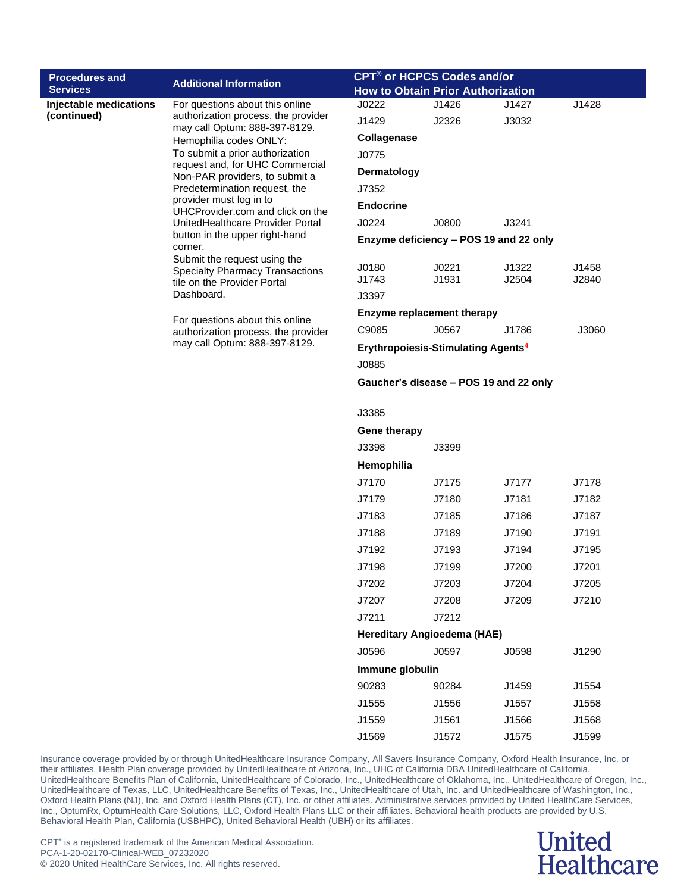| Procedures and Services | Additional Information | CPT® or HCPCS Codes and/or How to Obtain Prior Authorization | | | |
|---|---|---|---|---|---|
| **Injectable medications (continued)** | For questions about this online authorization process, the provider may call Optum: 888-397-8129.<br>Hemophilia codes ONLY:<br>To submit a prior authorization request and, for UHC Commercial Non-PAR providers, to submit a Predetermination request, the provider must log in to UHCProvider.com and click on the UnitedHealthcare Provider Portal button in the upper right-hand corner.<br>Submit the request using the Specialty Pharmacy Transactions tile on the Provider Portal Dashboard.<br><br>For questions about this online authorization process, the provider may call Optum: 888-397-8129. | J0222 | J1426 | J1427 | J1428 |
| | | J1429 | J2326 | J3032 | |
| | | **Collagenase** | | | |
| | | J0775 | | | |
| | | **Dermatology** | | | |
| | | J7352 | | | |
| | | **Endocrine** | | | |
| | | J0224 | J0800 | J3241 | |
| | | **Enzyme deficiency – POS 19 and 22 only** | | | |
| | | J0180 | J0221 | J1322 | J1458 |
| | | J1743 | J1931 | J2504 | J2840 |
| | | J3397 | | | |
| | | **Enzyme replacement therapy** | | | |
| | | C9085 | J0567 | J1786 | J3060 |
| | | **Erythropoiesis-Stimulating Agents**[4] | | | |
| | | J0885 | | | |
| | | **Gaucher's disease – POS 19 and 22 only** | | | |
| | | J3385 | | | |
| | | **Gene therapy** | | | |
| | | J3398 | J3399 | | |
| | | **Hemophilia** | | | |
| | | J7170 | J7175 | J7177 | J7178 |
| | | J7179 | J7180 | J7181 | J7182 |
| | | J7183 | J7185 | J7186 | J7187 |
| | | J7188 | J7189 | J7190 | J7191 |
| | | J7192 | J7193 | J7194 | J7195 |
| | | J7198 | J7199 | J7200 | J7201 |
| | | J7202 | J7203 | J7204 | J7205 |
| | | J7207 | J7208 | J7209 | J7210 |
| | | J7211 | J7212 | | |
| | | **Hereditary Angioedema (HAE)** | | | |
| | | J0596 | J0597 | J0598 | J1290 |
| | | **Immune globulin** | | | |
| | | 90283 | 90284 | J1459 | J1554 |
| | | J1555 | J1556 | J1557 | J1558 |
| | | J1559 | J1561 | J1566 | J1568 |
| | | J1569 | J1572 | J1575 | J1599 |

Insurance coverage provided by or through UnitedHealthcare Insurance Company, All Savers Insurance Company, Oxford Health Insurance, Inc. or their affiliates. Health Plan coverage provided by UnitedHealthcare of Arizona, Inc., UHC of California DBA UnitedHealthcare of California, UnitedHealthcare Benefits Plan of California, UnitedHealthcare of Colorado, Inc., UnitedHealthcare of Oklahoma, Inc., UnitedHealthcare of Oregon, Inc., UnitedHealthcare of Texas, LLC, UnitedHealthcare Benefits of Texas, Inc., UnitedHealthcare of Utah, Inc. and UnitedHealthcare of Washington, Inc., Oxford Health Plans (NJ), Inc. and Oxford Health Plans (CT), Inc. or other affiliates. Administrative services provided by United HealthCare Services, Inc., OptumRx, OptumHealth Care Solutions, LLC, Oxford Health Plans LLC or their affiliates. Behavioral health products are provided by U.S. Behavioral Health Plan, California (USBHPC), United Behavioral Health (UBH) or its affiliates.

CPT® is a registered trademark of the American Medical Association.
PCA-1-20-02170-Clinical-WEB_07232020
© 2020 United HealthCare Services, Inc. All rights reserved.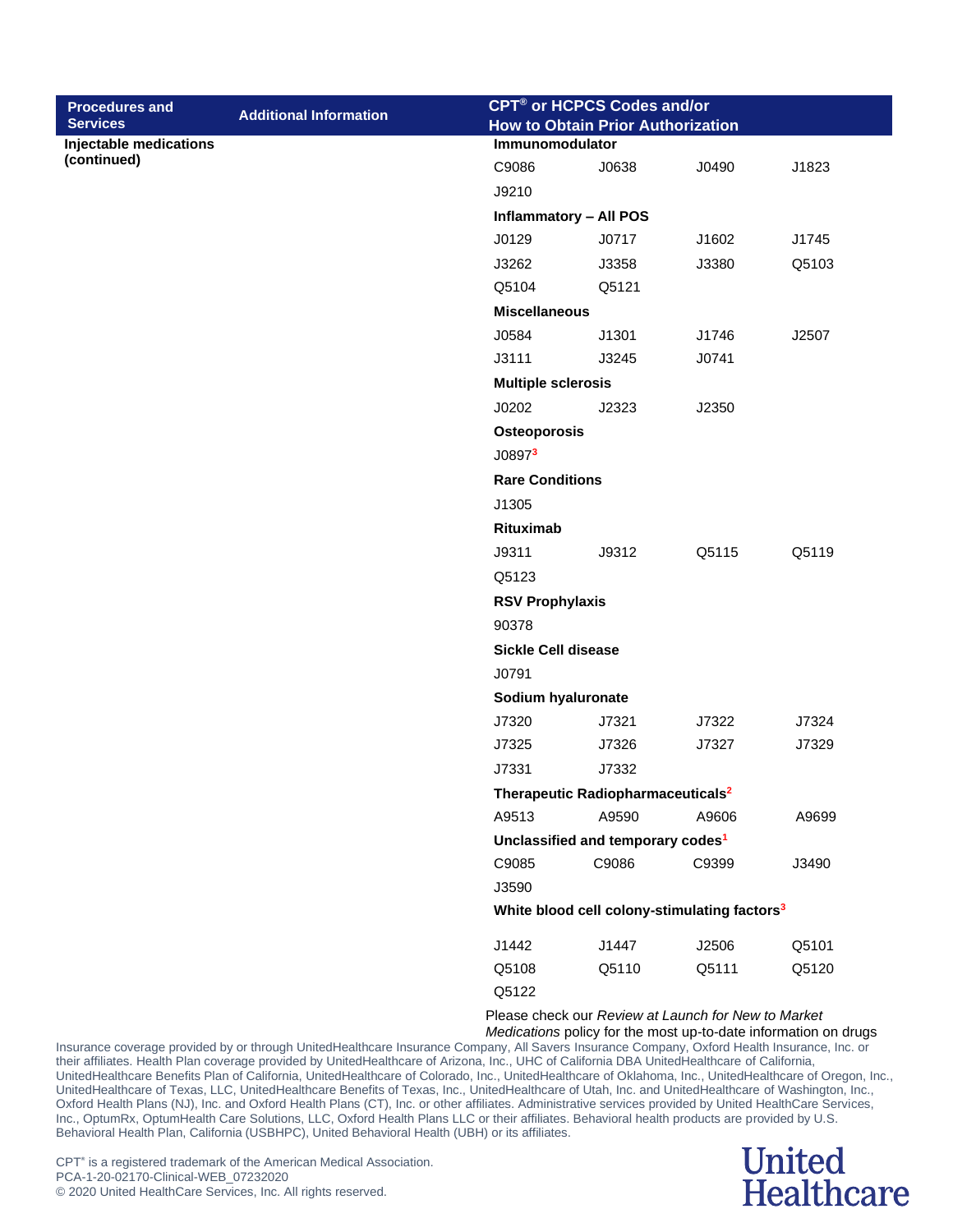| Procedures and Services | Additional Information | CPT® or HCPCS Codes and/or How to Obtain Prior Authorization | | | |
|---|---|---|---|---|---|
| **Injectable medications (continued)** | | **Immunomodulator** | | | |
| | | C9086 | J0638 | J0490 | J1823 |
| | | J9210 | | | |
| | | **Inflammatory – All POS** | | | |
| | | J0129 | J0717 | J1602 | J1745 |
| | | J3262 | J3358 | J3380 | Q5103 |
| | | Q5104 | Q5121 | | |
| | | **Miscellaneous** | | | |
| | | J0584 | J1301 | J1746 | J2507 |
| | | J3111 | J3245 | J0741 | |
| | | **Multiple sclerosis** | | | |
| | | J0202 | J2323 | J2350 | |
| | | **Osteoporosis** | | | |
| | | J0897[3] | | | |
| | | **Rare Conditions** | | | |
| | | J1305 | | | |
| | | **Rituximab** | | | |
| | | J9311 | J9312 | Q5115 | Q5119 |
| | | Q5123 | | | |
| | | **RSV Prophylaxis** | | | |
| | | 90378 | | | |
| | | **Sickle Cell disease** | | | |
| | | J0791 | | | |
| | | **Sodium hyaluronate** | | | |
| | | J7320 | J7321 | J7322 | J7324 |
| | | J7325 | J7326 | J7327 | J7329 |
| | | J7331 | J7332 | | |
| | | **Therapeutic Radiopharmaceuticals[2]** | | | |
| | | A9513 | A9590 | A9606 | A9699 |
| | | **Unclassified and temporary codes[1]** | | | |
| | | C9085 | C9086 | C9399 | J3490 |
| | | J3590 | | | |
| | | **White blood cell colony-stimulating factors[3]** | | | |
| | | J1442 | J1447 | J2506 | Q5101 |
| | | Q5108 | Q5110 | Q5111 | Q5120 |
| | | Q5122 | | | |
| | | Please check our *Review at Launch for New to Market Medications* policy for the most up-to-date information on drugs | | | |

Insurance coverage provided by or through UnitedHealthcare Insurance Company, All Savers Insurance Company, Oxford Health Insurance, Inc. or their affiliates. Health Plan coverage provided by UnitedHealthcare of Arizona, Inc., UHC of California DBA UnitedHealthcare of California, UnitedHealthcare Benefits Plan of California, UnitedHealthcare of Colorado, Inc., UnitedHealthcare of Oklahoma, Inc., UnitedHealthcare of Oregon, Inc., UnitedHealthcare of Texas, LLC, UnitedHealthcare Benefits of Texas, Inc., UnitedHealthcare of Utah, Inc. and UnitedHealthcare of Washington, Inc., Oxford Health Plans (NJ), Inc. and Oxford Health Plans (CT), Inc. or other affiliates. Administrative services provided by United HealthCare Services, Inc., OptumRx, OptumHealth Care Solutions, LLC, Oxford Health Plans LLC or their affiliates. Behavioral health products are provided by U.S. Behavioral Health Plan, California (USBHPC), United Behavioral Health (UBH) or its affiliates.

CPT® is a registered trademark of the American Medical Association.
PCA-1-20-02170-Clinical-WEB_07232020
© 2020 United HealthCare Services, Inc. All rights reserved.

United Healthcare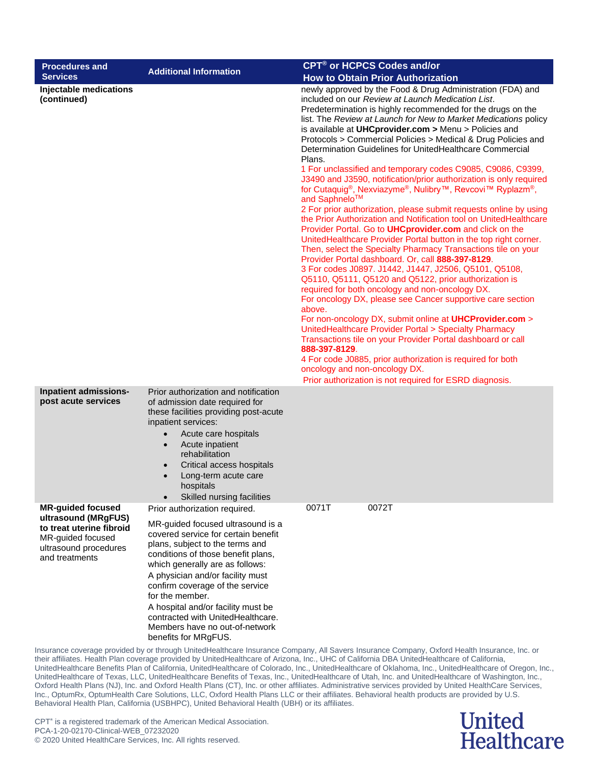| Procedures and Services | Additional Information | CPT® or HCPCS Codes and/or How to Obtain Prior Authorization |
| --- | --- | --- |
| **Injectable medications (continued)** | | newly approved by the Food & Drug Administration (FDA) and included on our *Review at Launch Medication List*.<br>Predetermination is highly recommended for the drugs on the list. The *Review at Launch for New to Market Medications* policy is available at **UHCprovider.com >** Menu > Policies and Protocols > Commercial Policies > Medical & Drug Policies and Determination Guidelines for UnitedHealthcare Commercial Plans.<br>1 For unclassified and temporary codes C9085, C9086, C9399, J3490 and J3590, notification/prior authorization is only required for Cutaquig®, Nexviazyme®, Nulibry™, Revcovi™ Ryplazm®, and Saphnelo™<br>2 For prior authorization, please submit requests online by using the Prior Authorization and Notification tool on UnitedHealthcare Provider Portal. Go to **UHCprovider.com** and click on the UnitedHealthcare Provider Portal button in the top right corner. Then, select the Specialty Pharmacy Transactions tile on your Provider Portal dashboard. Or, call **888-397-8129**.<br>3 For codes J0897. J1442, J1447, J2506, Q5101, Q5108, Q5110, Q5111, Q5120 and Q5122, prior authorization is required for both oncology and non-oncology DX.<br>For oncology DX, please see Cancer supportive care section above.<br>For non-oncology DX, submit online at **UHCProvider.com** > UnitedHealthcare Provider Portal > Specialty Pharmacy Transactions tile on your Provider Portal dashboard or call **888-397-8129**.<br>4 For code J0885, prior authorization is required for both oncology and non-oncology DX.<br>Prior authorization is not required for ESRD diagnosis. |
| **Inpatient admissions-post acute services** | Prior authorization and notification of admission date required for these facilities providing post-acute inpatient services:<br>• Acute care hospitals<br>• Acute inpatient rehabilitation<br>• Critical access hospitals<br>• Long-term acute care hospitals<br>• Skilled nursing facilities | |
| **MR-guided focused ultrasound (MRgFUS) to treat uterine fibroid**<br>MR-guided focused ultrasound procedures and treatments | Prior authorization required.<br>MR-guided focused ultrasound is a covered service for certain benefit plans, subject to the terms and conditions of those benefit plans, which generally are as follows:<br>A physician and/or facility must confirm coverage of the service for the member.<br>A hospital and/or facility must be contracted with UnitedHealthcare. Members have no out-of-network benefits for MRgFUS. | 0071T 0072T |

Insurance coverage provided by or through UnitedHealthcare Insurance Company, All Savers Insurance Company, Oxford Health Insurance, Inc. or their affiliates. Health Plan coverage provided by UnitedHealthcare of Arizona, Inc., UHC of California DBA UnitedHealthcare of California, UnitedHealthcare Benefits Plan of California, UnitedHealthcare of Colorado, Inc., UnitedHealthcare of Oklahoma, Inc., UnitedHealthcare of Oregon, Inc., UnitedHealthcare of Texas, LLC, UnitedHealthcare Benefits of Texas, Inc., UnitedHealthcare of Utah, Inc. and UnitedHealthcare of Washington, Inc., Oxford Health Plans (NJ), Inc. and Oxford Health Plans (CT), Inc. or other affiliates. Administrative services provided by United HealthCare Services, Inc., OptumRx, OptumHealth Care Solutions, LLC, Oxford Health Plans LLC or their affiliates. Behavioral health products are provided by U.S. Behavioral Health Plan, California (USBHPC), United Behavioral Health (UBH) or its affiliates.

CPT® is a registered trademark of the American Medical Association.
PCA-1-20-02170-Clinical-WEB_07232020
© 2020 United HealthCare Services, Inc. All rights reserved.

United Healthcare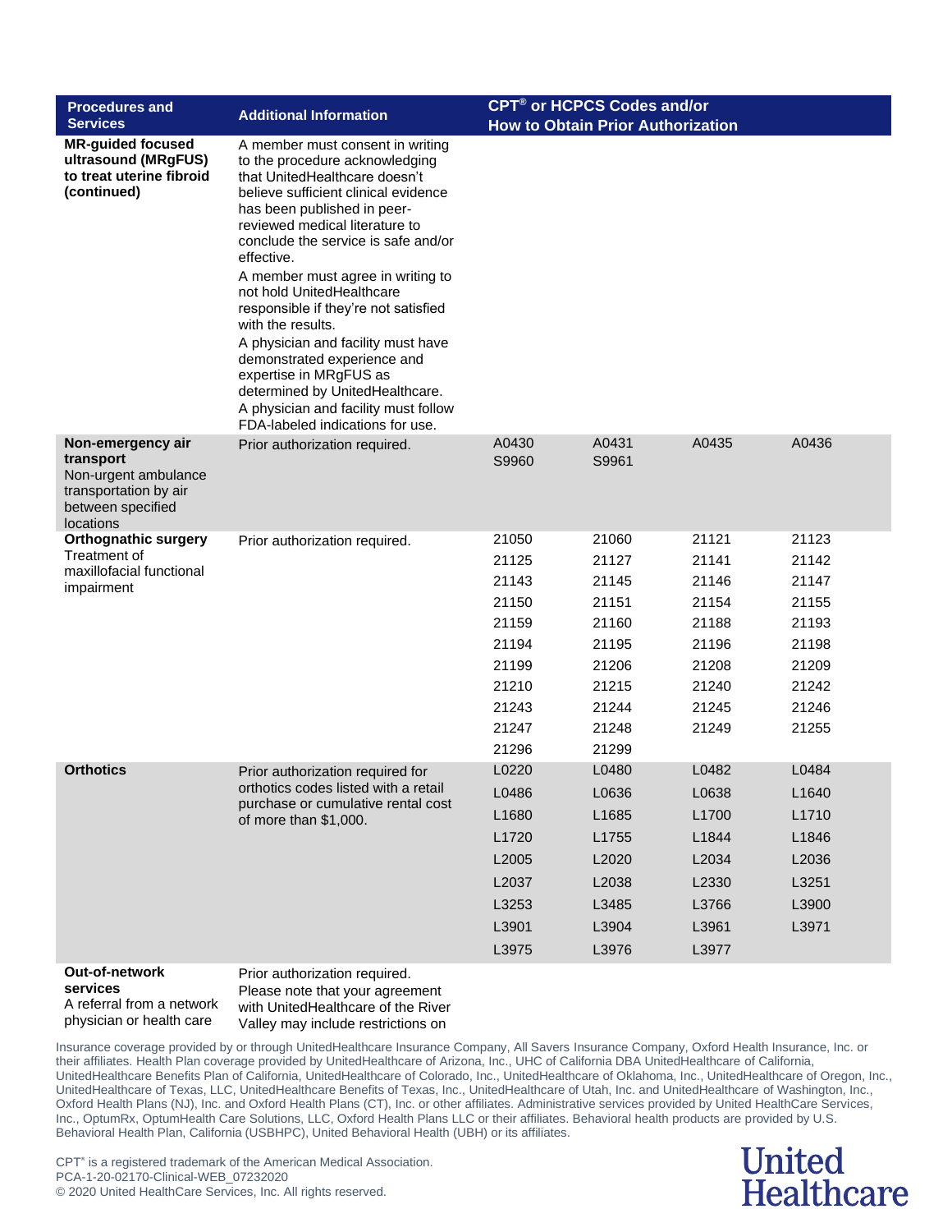| Procedures and Services | Additional Information | CPT® or HCPCS Codes and/or How to Obtain Prior Authorization | | | |
|---|---|---|---|---|---|
| **MR-guided focused ultrasound (MRgFUS) to treat uterine fibroid (continued)** | A member must consent in writing to the procedure acknowledging that UnitedHealthcare doesn't believe sufficient clinical evidence has been published in peer-reviewed medical literature to conclude the service is safe and/or effective.<br>A member must agree in writing to not hold UnitedHealthcare responsible if they're not satisfied with the results.<br>A physician and facility must have demonstrated experience and expertise in MRgFUS as determined by UnitedHealthcare.<br>A physician and facility must follow FDA-labeled indications for use. | | | | |
| **Non-emergency air transport**<br>Non-urgent ambulance transportation by air between specified locations | Prior authorization required. | A0430<br>S9960 | A0431<br>S9961 | A0435 | A0436 |
| **Orthognathic surgery**<br>Treatment of maxillofacial functional impairment | Prior authorization required. | 21050 | 21060 | 21121 | 21123 |
| | | 21125 | 21127 | 21141 | 21142 |
| | | 21143 | 21145 | 21146 | 21147 |
| | | 21150 | 21151 | 21154 | 21155 |
| | | 21159 | 21160 | 21188 | 21193 |
| | | 21194 | 21195 | 21196 | 21198 |
| | | 21199 | 21206 | 21208 | 21209 |
| | | 21210 | 21215 | 21240 | 21242 |
| | | 21243 | 21244 | 21245 | 21246 |
| | | 21247 | 21248 | 21249 | 21255 |
| | | 21296 | 21299 | | |
| **Orthotics** | Prior authorization required for orthotics codes listed with a retail purchase or cumulative rental cost of more than $1,000. | L0220 | L0480 | L0482 | L0484 |
| | | L0486 | L0636 | L0638 | L1640 |
| | | L1680 | L1685 | L1700 | L1710 |
| | | L1720 | L1755 | L1844 | L1846 |
| | | L2005 | L2020 | L2034 | L2036 |
| | | L2037 | L2038 | L2330 | L3251 |
| | | L3253 | L3485 | L3766 | L3900 |
| | | L3901 | L3904 | L3961 | L3971 |
| | | L3975 | L3976 | L3977 | |
| **Out-of-network services**<br>A referral from a network physician or health care | Prior authorization required.<br>Please note that your agreement with UnitedHealthcare of the River Valley may include restrictions on | | | | |

Insurance coverage provided by or through UnitedHealthcare Insurance Company, All Savers Insurance Company, Oxford Health Insurance, Inc. or their affiliates. Health Plan coverage provided by UnitedHealthcare of Arizona, Inc., UHC of California DBA UnitedHealthcare of California, UnitedHealthcare Benefits Plan of California, UnitedHealthcare of Colorado, Inc., UnitedHealthcare of Oklahoma, Inc., UnitedHealthcare of Oregon, Inc., UnitedHealthcare of Texas, LLC, UnitedHealthcare Benefits of Texas, Inc., UnitedHealthcare of Utah, Inc. and UnitedHealthcare of Washington, Inc., Oxford Health Plans (NJ), Inc. and Oxford Health Plans (CT), Inc. or other affiliates. Administrative services provided by United HealthCare Services, Inc., OptumRx, OptumHealth Care Solutions, LLC, Oxford Health Plans LLC or their affiliates. Behavioral health products are provided by U.S. Behavioral Health Plan, California (USBHPC), United Behavioral Health (UBH) or its affiliates.

CPT® is a registered trademark of the American Medical Association.
PCA-1-20-02170-Clinical-WEB_07232020
© 2020 United HealthCare Services, Inc. All rights reserved.

United Healthcare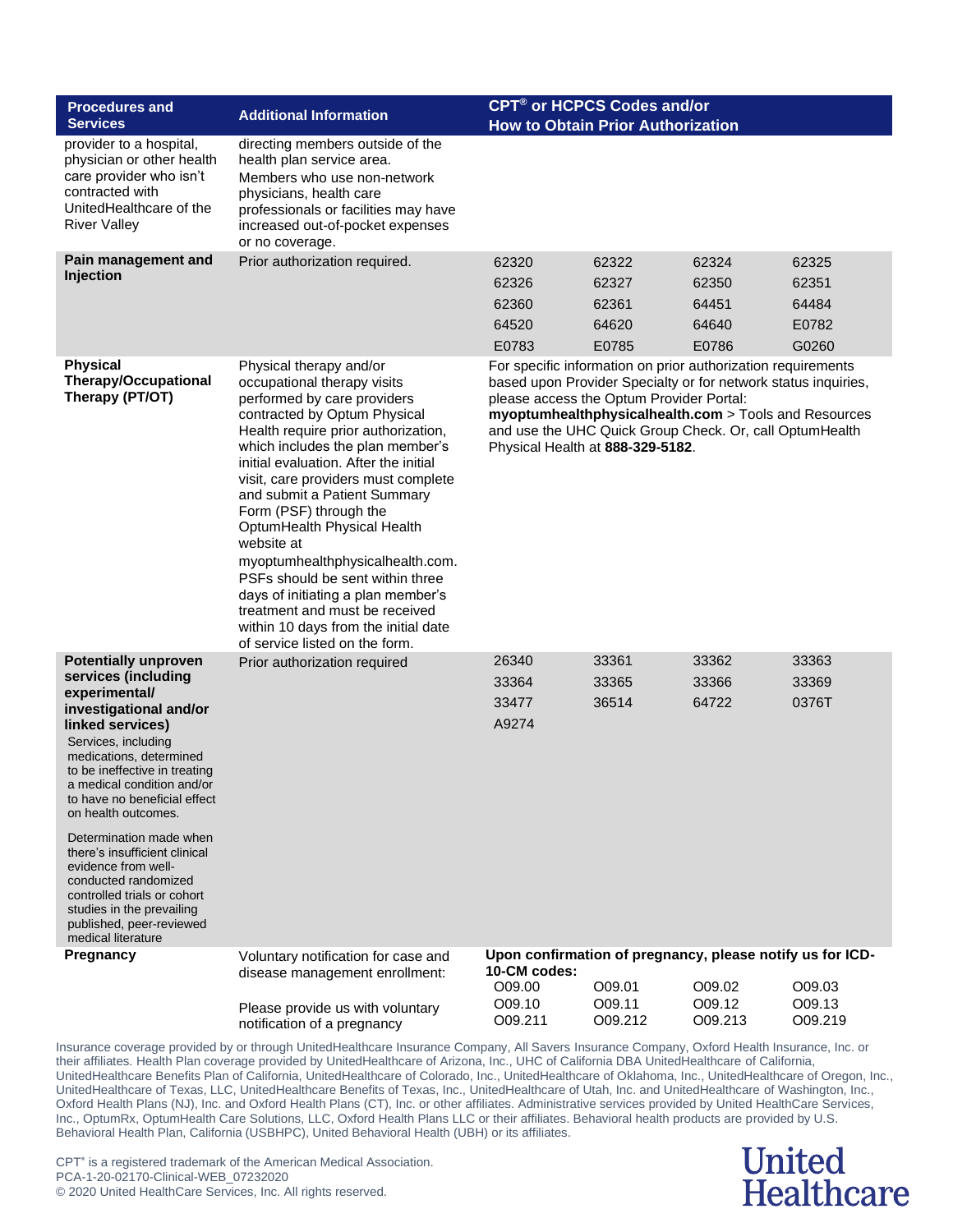| Procedures and Services | Additional Information | CPT® or HCPCS Codes and/or How to Obtain Prior Authorization | | | |
|---|---|---|---|---|---|
| provider to a hospital, physician or other health care provider who isn't contracted with UnitedHealthcare of the River Valley | directing members outside of the health plan service area. Members who use non-network physicians, health care professionals or facilities may have increased out-of-pocket expenses or no coverage. | | | | |
| **Pain management and Injection** | Prior authorization required. | 62320 | 62322 | 62324 | 62325 |
| | | 62326 | 62327 | 62350 | 62351 |
| | | 62360 | 62361 | 64451 | 64484 |
| | | 64520 | 64620 | 64640 | E0782 |
| | | E0783 | E0785 | E0786 | G0260 |
| **Physical Therapy/Occupational Therapy (PT/OT)** | Physical therapy and/or occupational therapy visits performed by care providers contracted by Optum Physical Health require prior authorization, which includes the plan member's initial evaluation. After the initial visit, care providers must complete and submit a Patient Summary Form (PSF) through the OptumHealth Physical Health website at myoptumhealthphysicalhealth.com. PSFs should be sent within three days of initiating a plan member's treatment and must be received within 10 days from the initial date of service listed on the form. | For specific information on prior authorization requirements based upon Provider Specialty or for network status inquiries, please access the Optum Provider Portal: **myoptumhealthphysicalhealth.com** > Tools and Resources and use the UHC Quick Group Check. Or, call OptumHealth Physical Health at **888-329-5182**. | | | |
| **Potentially unproven services (including experimental/ investigational and/or linked services)** Services, including medications, determined to be ineffective in treating a medical condition and/or to have no beneficial effect on health outcomes. Determination made when there's insufficient clinical evidence from well-conducted randomized controlled trials or cohort studies in the prevailing published, peer-reviewed medical literature | Prior authorization required | 26340 | 33361 | 33362 | 33363 |
| | | 33364 | 33365 | 33366 | 33369 |
| | | 33477 | 36514 | 64722 | 0376T |
| | | A9274 | | | |
| **Pregnancy** | Voluntary notification for case and disease management enrollment: Please provide us with voluntary notification of a pregnancy | **Upon confirmation of pregnancy, please notify us for ICD-10-CM codes:** | | | |
| | | O09.00 | O09.01 | O09.02 | O09.03 |
| | | O09.10 | O09.11 | O09.12 | O09.13 |
| | | O09.211 | O09.212 | O09.213 | O09.219 |

Insurance coverage provided by or through UnitedHealthcare Insurance Company, All Savers Insurance Company, Oxford Health Insurance, Inc. or their affiliates. Health Plan coverage provided by UnitedHealthcare of Arizona, Inc., UHC of California DBA UnitedHealthcare of California, UnitedHealthcare Benefits Plan of California, UnitedHealthcare of Colorado, Inc., UnitedHealthcare of Oklahoma, Inc., UnitedHealthcare of Oregon, Inc., UnitedHealthcare of Texas, LLC, UnitedHealthcare Benefits of Texas, Inc., UnitedHealthcare of Utah, Inc. and UnitedHealthcare of Washington, Inc., Oxford Health Plans (NJ), Inc. and Oxford Health Plans (CT), Inc. or other affiliates. Administrative services provided by United HealthCare Services, Inc., OptumRx, OptumHealth Care Solutions, LLC, Oxford Health Plans LLC or their affiliates. Behavioral health products are provided by U.S. Behavioral Health Plan, California (USBHPC), United Behavioral Health (UBH) or its affiliates.

CPT® is a registered trademark of the American Medical Association.
PCA-1-20-02170-Clinical-WEB_07232020
© 2020 United HealthCare Services, Inc. All rights reserved.

United Healthcare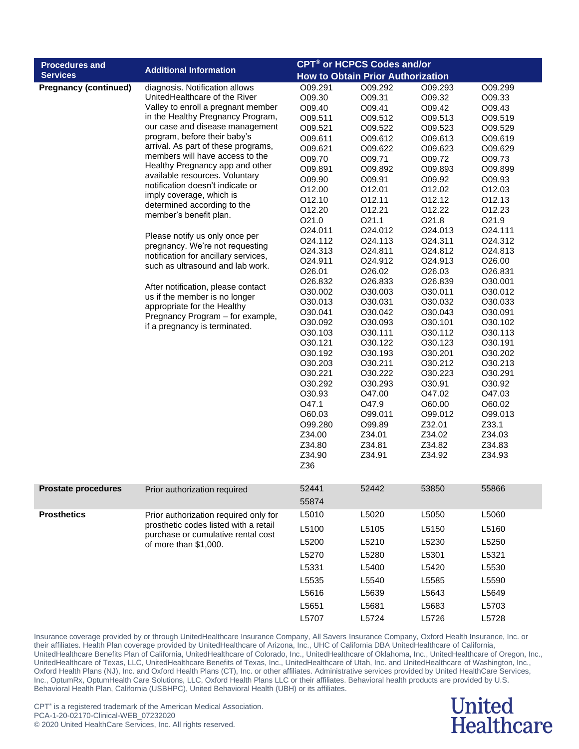| Procedures and Services | Additional Information | CPT® or HCPCS Codes and/or How to Obtain Prior Authorization | | | |
|---|---|---|---|---|---|
| **Pregnancy (continued)** | diagnosis. Notification allows UnitedHealthcare of the River Valley to enroll a pregnant member in the Healthy Pregnancy Program, our case and disease management program, before their baby's arrival. As part of these programs, members will have access to the Healthy Pregnancy app and other available resources. Voluntary notification doesn't indicate or imply coverage, which is determined according to the member's benefit plan.<br><br>Please notify us only once per pregnancy. We're not requesting notification for ancillary services, such as ultrasound and lab work.<br><br>After notification, please contact us if the member is no longer appropriate for the Healthy Pregnancy Program – for example, if a pregnancy is terminated. | O09.291 | O09.292 | O09.293 | O09.299 |
| | | O09.30 | O09.31 | O09.32 | O09.33 |
| | | O09.40 | O09.41 | O09.42 | O09.43 |
| | | O09.511 | O09.512 | O09.513 | O09.519 |
| | | O09.521 | O09.522 | O09.523 | O09.529 |
| | | O09.611 | O09.612 | O09.613 | O09.619 |
| | | O09.621 | O09.622 | O09.623 | O09.629 |
| | | O09.70 | O09.71 | O09.72 | O09.73 |
| | | O09.891 | O09.892 | O09.893 | O09.899 |
| | | O09.90 | O09.91 | O09.92 | O09.93 |
| | | O12.00 | O12.01 | O12.02 | O12.03 |
| | | O12.10 | O12.11 | O12.12 | O12.13 |
| | | O12.20 | O12.21 | O12.22 | O12.23 |
| | | O21.0 | O21.1 | O21.8 | O21.9 |
| | | O24.011 | O24.012 | O24.013 | O24.111 |
| | | O24.112 | O24.113 | O24.311 | O24.312 |
| | | O24.313 | O24.811 | O24.812 | O24.813 |
| | | O24.911 | O24.912 | O24.913 | O26.00 |
| | | O26.01 | O26.02 | O26.03 | O26.831 |
| | | O26.832 | O26.833 | O26.839 | O30.001 |
| | | O30.002 | O30.003 | O30.011 | O30.012 |
| | | O30.013 | O30.031 | O30.032 | O30.033 |
| | | O30.041 | O30.042 | O30.043 | O30.091 |
| | | O30.092 | O30.093 | O30.101 | O30.102 |
| | | O30.103 | O30.111 | O30.112 | O30.113 |
| | | O30.121 | O30.122 | O30.123 | O30.191 |
| | | O30.192 | O30.193 | O30.201 | O30.202 |
| | | O30.203 | O30.211 | O30.212 | O30.213 |
| | | O30.221 | O30.222 | O30.223 | O30.291 |
| | | O30.292 | O30.293 | O30.91 | O30.92 |
| | | O30.93 | O47.00 | O47.02 | O47.03 |
| | | O47.1 | O47.9 | O60.00 | O60.02 |
| | | O60.03 | O99.011 | O99.012 | O99.013 |
| | | O99.280 | O99.89 | Z32.01 | Z33.1 |
| | | Z34.00 | Z34.01 | Z34.02 | Z34.03 |
| | | Z34.80 | Z34.81 | Z34.82 | Z34.83 |
| | | Z34.90 | Z34.91 | Z34.92 | Z34.93 |
| | | Z36 | | | |
| **Prostate procedures** | Prior authorization required | 52441 | 52442 | 53850 | 55866 |
| | | 55874 | | | |
| **Prosthetics** | Prior authorization required only for prosthetic codes listed with a retail purchase or cumulative rental cost of more than $1,000. | L5010 | L5020 | L5050 | L5060 |
| | | L5100 | L5105 | L5150 | L5160 |
| | | L5200 | L5210 | L5230 | L5250 |
| | | L5270 | L5280 | L5301 | L5321 |
| | | L5331 | L5400 | L5420 | L5530 |
| | | L5535 | L5540 | L5585 | L5590 |
| | | L5616 | L5639 | L5643 | L5649 |
| | | L5651 | L5681 | L5683 | L5703 |
| | | L5707 | L5724 | L5726 | L5728 |

Insurance coverage provided by or through UnitedHealthcare Insurance Company, All Savers Insurance Company, Oxford Health Insurance, Inc. or their affiliates. Health Plan coverage provided by UnitedHealthcare of Arizona, Inc., UHC of California DBA UnitedHealthcare of California, UnitedHealthcare Benefits Plan of California, UnitedHealthcare of Colorado, Inc., UnitedHealthcare of Oklahoma, Inc., UnitedHealthcare of Oregon, Inc., UnitedHealthcare of Texas, LLC, UnitedHealthcare Benefits of Texas, Inc., UnitedHealthcare of Utah, Inc. and UnitedHealthcare of Washington, Inc., Oxford Health Plans (NJ), Inc. and Oxford Health Plans (CT), Inc. or other affiliates. Administrative services provided by United HealthCare Services, Inc., OptumRx, OptumHealth Care Solutions, LLC, Oxford Health Plans LLC or their affiliates. Behavioral health products are provided by U.S. Behavioral Health Plan, California (USBHPC), United Behavioral Health (UBH) or its affiliates.

CPT® is a registered trademark of the American Medical Association.
PCA-1-20-02170-Clinical-WEB_07232020
© 2020 United HealthCare Services, Inc. All rights reserved.

United Healthcare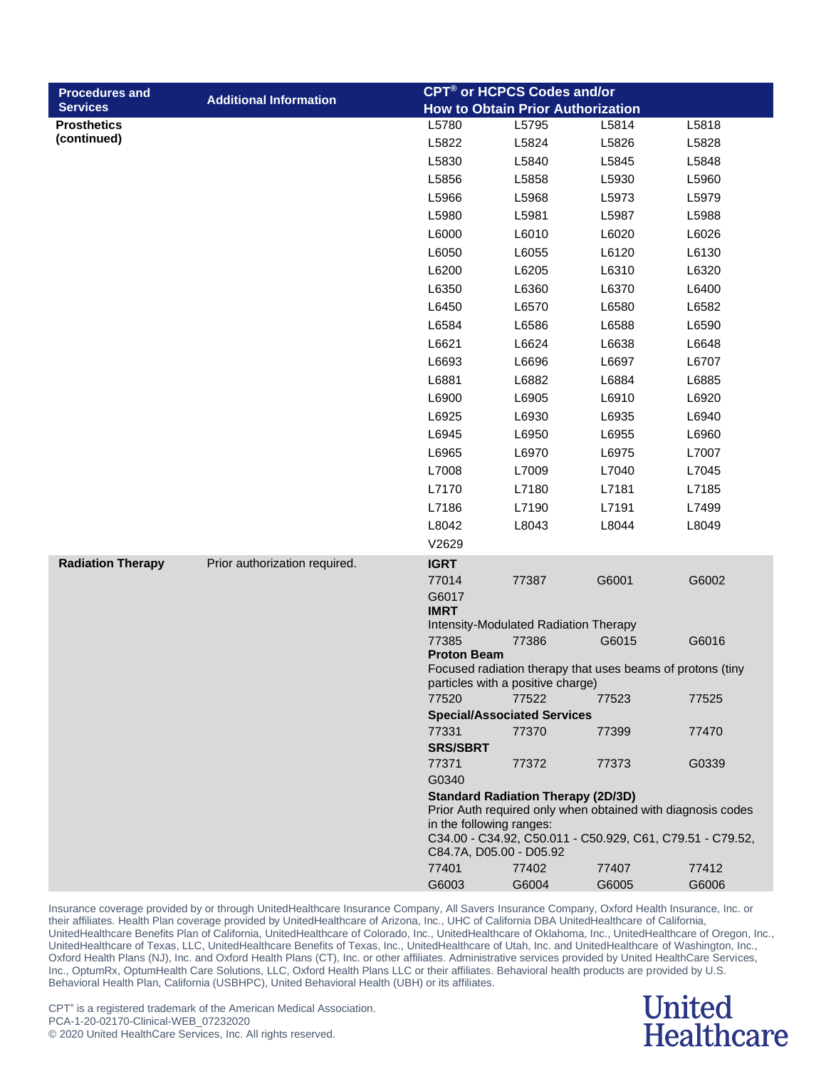| Procedures and Services | Additional Information | CPT® or HCPCS Codes and/or How to Obtain Prior Authorization | | | |
|---|---|---|---|---|---|
| **Prosthetics (continued)** | | L5780 | L5795 | L5814 | L5818 |
| | | L5822 | L5824 | L5826 | L5828 |
| | | L5830 | L5840 | L5845 | L5848 |
| | | L5856 | L5858 | L5930 | L5960 |
| | | L5966 | L5968 | L5973 | L5979 |
| | | L5980 | L5981 | L5987 | L5988 |
| | | L6000 | L6010 | L6020 | L6026 |
| | | L6050 | L6055 | L6120 | L6130 |
| | | L6200 | L6205 | L6310 | L6320 |
| | | L6350 | L6360 | L6370 | L6400 |
| | | L6450 | L6570 | L6580 | L6582 |
| | | L6584 | L6586 | L6588 | L6590 |
| | | L6621 | L6624 | L6638 | L6648 |
| | | L6693 | L6696 | L6697 | L6707 |
| | | L6881 | L6882 | L6884 | L6885 |
| | | L6900 | L6905 | L6910 | L6920 |
| | | L6925 | L6930 | L6935 | L6940 |
| | | L6945 | L6950 | L6955 | L6960 |
| | | L6965 | L6970 | L6975 | L7007 |
| | | L7008 | L7009 | L7040 | L7045 |
| | | L7170 | L7180 | L7181 | L7185 |
| | | L7186 | L7190 | L7191 | L7499 |
| | | L8042 | L8043 | L8044 | L8049 |
| | | V2629 | | | |
| **Radiation Therapy** | Prior authorization required. | **IGRT** | | | |
| | | 77014 | 77387 | G6001 | G6002 |
| | | G6017 | | | |
| | | **IMRT** Intensity-Modulated Radiation Therapy | | | |
| | | 77385 | 77386 | G6015 | G6016 |
| | | **Proton Beam** Focused radiation therapy that uses beams of protons (tiny particles with a positive charge) | | | |
| | | 77520 | 77522 | 77523 | 77525 |
| | | **Special/Associated Services** | | | |
| | | 77331 | 77370 | 77399 | 77470 |
| | | **SRS/SBRT** | | | |
| | | 77371 | 77372 | 77373 | G0339 |
| | | G0340 | | | |
| | | **Standard Radiation Therapy (2D/3D)** Prior Auth required only when obtained with diagnosis codes in the following ranges: C34.00 - C34.92, C50.011 - C50.929, C61, C79.51 - C79.52, C84.7A, D05.00 - D05.92 | | | |
| | | 77401 | 77402 | 77407 | 77412 |
| | | G6003 | G6004 | G6005 | G6006 |

Insurance coverage provided by or through UnitedHealthcare Insurance Company, All Savers Insurance Company, Oxford Health Insurance, Inc. or their affiliates. Health Plan coverage provided by UnitedHealthcare of Arizona, Inc., UHC of California DBA UnitedHealthcare of California, UnitedHealthcare Benefits Plan of California, UnitedHealthcare of Colorado, Inc., UnitedHealthcare of Oklahoma, Inc., UnitedHealthcare of Oregon, Inc., UnitedHealthcare of Texas, LLC, UnitedHealthcare Benefits of Texas, Inc., UnitedHealthcare of Utah, Inc. and UnitedHealthcare of Washington, Inc., Oxford Health Plans (NJ), Inc. and Oxford Health Plans (CT), Inc. or other affiliates. Administrative services provided by United HealthCare Services, Inc., OptumRx, OptumHealth Care Solutions, LLC, Oxford Health Plans LLC or their affiliates. Behavioral health products are provided by U.S. Behavioral Health Plan, California (USBHPC), United Behavioral Health (UBH) or its affiliates.

CPT® is a registered trademark of the American Medical Association.
PCA-1-20-02170-Clinical-WEB_07232020
© 2020 United HealthCare Services, Inc. All rights reserved.

United Healthcare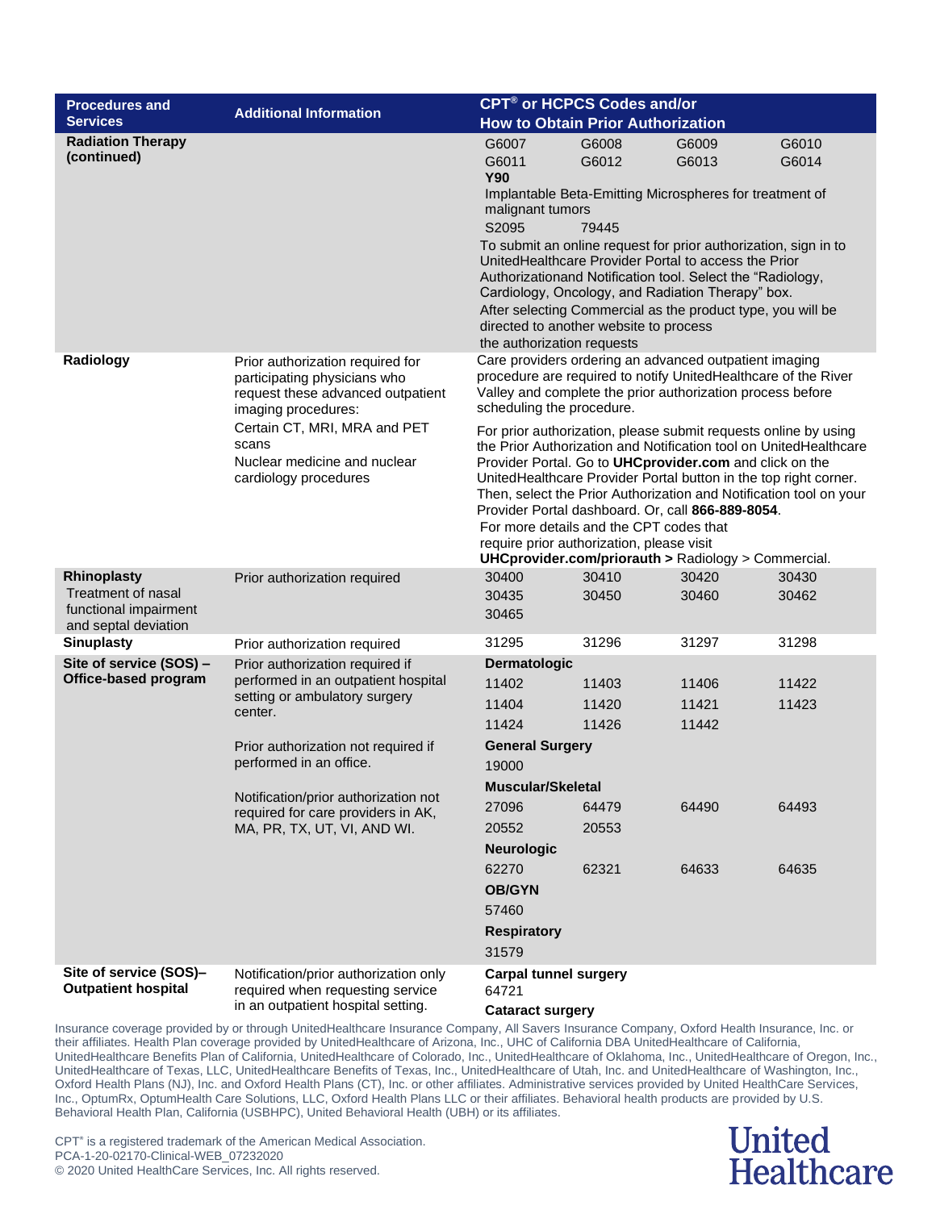| Procedures and Services | Additional Information | CPT® or HCPCS Codes and/or How to Obtain Prior Authorization |
|---|---|---|
| **Radiation Therapy (continued)** | | G6007 G6008 G6009 G6010<br>G6011 G6012 G6013 G6014<br>**Y90**<br>Implantable Beta-Emitting Microspheres for treatment of malignant tumors<br>S2095 79445<br>To submit an online request for prior authorization, sign in to UnitedHealthcare Provider Portal to access the Prior Authorizationand Notification tool. Select the "Radiology, Cardiology, Oncology, and Radiation Therapy" box.<br>After selecting Commercial as the product type, you will be directed to another website to process the authorization requests |
| **Radiology** | Prior authorization required for participating physicians who request these advanced outpatient imaging procedures:<br>Certain CT, MRI, MRA and PET scans<br>Nuclear medicine and nuclear cardiology procedures | Care providers ordering an advanced outpatient imaging procedure are required to notify UnitedHealthcare of the River Valley and complete the prior authorization process before scheduling the procedure.<br>For prior authorization, please submit requests online by using the Prior Authorization and Notification tool on UnitedHealthcare Provider Portal. Go to **UHCprovider.com** and click on the UnitedHealthcare Provider Portal button in the top right corner. Then, select the Prior Authorization and Notification tool on your Provider Portal dashboard. Or, call **866-889-8054**.<br>For more details and the CPT codes that require prior authorization, please visit **UHCprovider.com/priorauth >** Radiology > Commercial. |
| **Rhinoplasty**<br>Treatment of nasal functional impairment and septal deviation | Prior authorization required | 30400 30410 30420 30430<br>30435 30450 30460 30462<br>30465 |
| **Sinuplasty** | Prior authorization required | 31295 31296 31297 31298 |
| **Site of service (SOS) – Office-based program** | Prior authorization required if performed in an outpatient hospital setting or ambulatory surgery center.<br>Prior authorization not required if performed in an office.<br>Notification/prior authorization not required for care providers in AK, MA, PR, TX, UT, VI, AND WI. | **Dermatologic**<br>11402 11403 11406 11422<br>11404 11420 11421 11423<br>11424 11426 11442<br>**General Surgery**<br>19000<br>**Muscular/Skeletal**<br>27096 64479 64490 64493<br>20552 20553<br>**Neurologic**<br>62270 62321 64633 64635<br>**OB/GYN**<br>57460<br>**Respiratory**<br>31579 |
| **Site of service (SOS)– Outpatient hospital** | Notification/prior authorization only required when requesting service in an outpatient hospital setting. | **Carpal tunnel surgery**<br>64721<br>**Cataract surgery** |

Insurance coverage provided by or through UnitedHealthcare Insurance Company, All Savers Insurance Company, Oxford Health Insurance, Inc. or their affiliates. Health Plan coverage provided by UnitedHealthcare of Arizona, Inc., UHC of California DBA UnitedHealthcare of California, UnitedHealthcare Benefits Plan of California, UnitedHealthcare of Colorado, Inc., UnitedHealthcare of Oklahoma, Inc., UnitedHealthcare of Oregon, Inc., UnitedHealthcare of Texas, LLC, UnitedHealthcare Benefits of Texas, Inc., UnitedHealthcare of Utah, Inc. and UnitedHealthcare of Washington, Inc., Oxford Health Plans (NJ), Inc. and Oxford Health Plans (CT), Inc. or other affiliates. Administrative services provided by United HealthCare Services, Inc., OptumRx, OptumHealth Care Solutions, LLC, Oxford Health Plans LLC or their affiliates. Behavioral health products are provided by U.S. Behavioral Health Plan, California (USBHPC), United Behavioral Health (UBH) or its affiliates.

CPT® is a registered trademark of the American Medical Association.
PCA-1-20-02170-Clinical-WEB_07232020
© 2020 United HealthCare Services, Inc. All rights reserved.

United Healthcare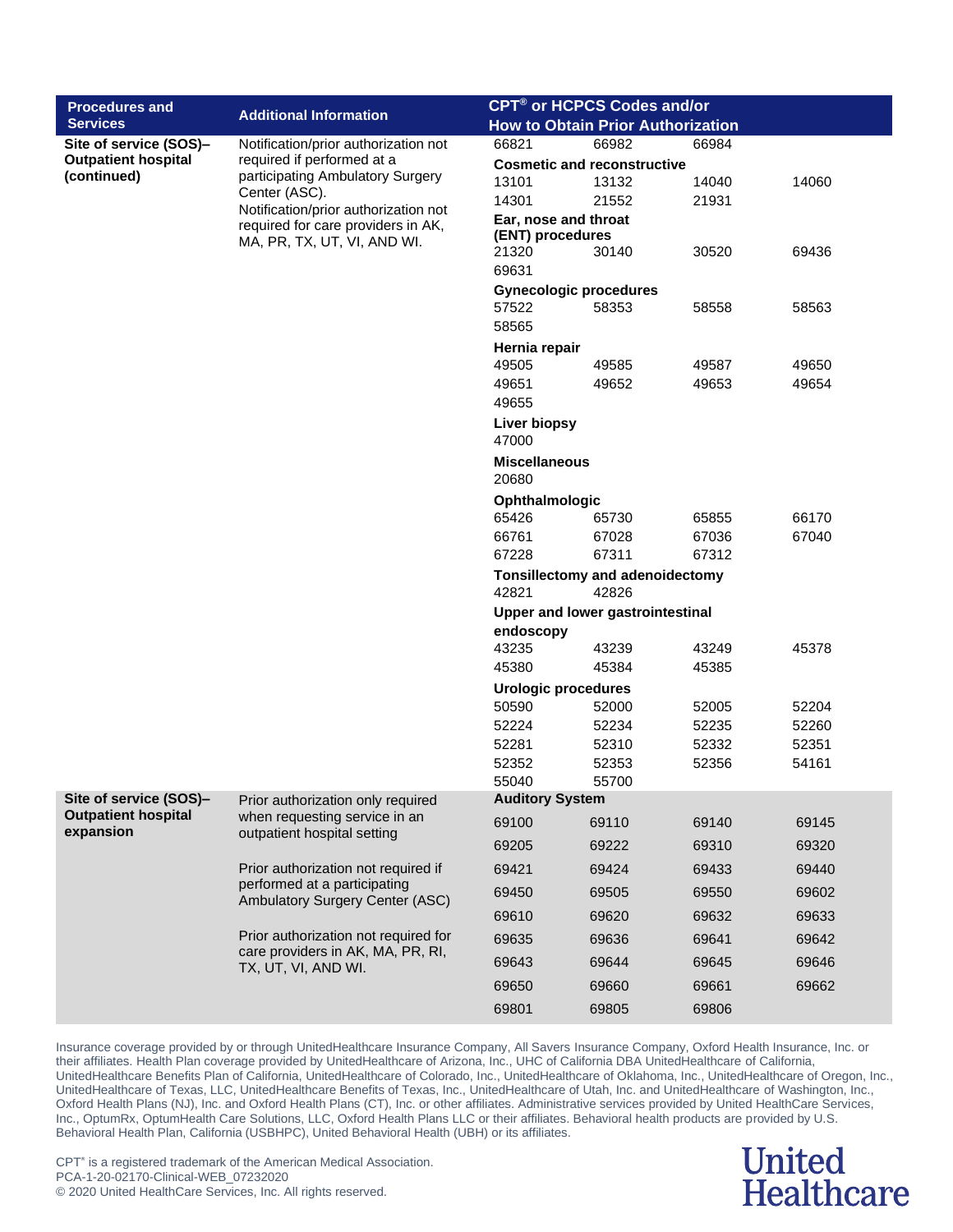| Procedures and Services | Additional Information | CPT® or HCPCS Codes and/or How to Obtain Prior Authorization | | | |
|---|---|---|---|---|---|
| **Site of service (SOS)–Outpatient hospital (continued)** | Notification/prior authorization not required if performed at a participating Ambulatory Surgery Center (ASC).<br>Notification/prior authorization not required for care providers in AK, MA, PR, TX, UT, VI, AND WI. | 66821 | 66982 | 66984 | |
| | | **Cosmetic and reconstructive** | | | |
| | | 13101 | 13132 | 14040 | 14060 |
| | | 14301 | 21552 | 21931 | |
| | | **Ear, nose and throat (ENT) procedures** | | | |
| | | 21320 | 30140 | 30520 | 69436 |
| | | 69631 | | | |
| | | **Gynecologic procedures** | | | |
| | | 57522 | 58353 | 58558 | 58563 |
| | | 58565 | | | |
| | | **Hernia repair** | | | |
| | | 49505 | 49585 | 49587 | 49650 |
| | | 49651 | 49652 | 49653 | 49654 |
| | | 49655 | | | |
| | | **Liver biopsy** | | | |
| | | 47000 | | | |
| | | **Miscellaneous** | | | |
| | | 20680 | | | |
| | | **Ophthalmologic** | | | |
| | | 65426 | 65730 | 65855 | 66170 |
| | | 66761 | 67028 | 67036 | 67040 |
| | | 67228 | 67311 | 67312 | |
| | | **Tonsillectomy and adenoidectomy** | | | |
| | | 42821 | 42826 | | |
| | | **Upper and lower gastrointestinal endoscopy** | | | |
| | | 43235 | 43239 | 43249 | 45378 |
| | | 45380 | 45384 | 45385 | |
| | | **Urologic procedures** | | | |
| | | 50590 | 52000 | 52005 | 52204 |
| | | 52224 | 52234 | 52235 | 52260 |
| | | 52281 | 52310 | 52332 | 52351 |
| | | 52352 | 52353 | 52356 | 54161 |
| | | 55040 | 55700 | | |
| **Site of service (SOS)–Outpatient hospital expansion** | Prior authorization only required when requesting service in an outpatient hospital setting<br>Prior authorization not required if performed at a participating Ambulatory Surgery Center (ASC)<br>Prior authorization not required for care providers in AK, MA, PR, RI, TX, UT, VI, AND WI. | **Auditory System** | | | |
| | | 69100 | 69110 | 69140 | 69145 |
| | | 69205 | 69222 | 69310 | 69320 |
| | | 69421 | 69424 | 69433 | 69440 |
| | | 69450 | 69505 | 69550 | 69602 |
| | | 69610 | 69620 | 69632 | 69633 |
| | | 69635 | 69636 | 69641 | 69642 |
| | | 69643 | 69644 | 69645 | 69646 |
| | | 69650 | 69660 | 69661 | 69662 |
| | | 69801 | 69805 | 69806 | |

Insurance coverage provided by or through UnitedHealthcare Insurance Company, All Savers Insurance Company, Oxford Health Insurance, Inc. or their affiliates. Health Plan coverage provided by UnitedHealthcare of Arizona, Inc., UHC of California DBA UnitedHealthcare of California, UnitedHealthcare Benefits Plan of California, UnitedHealthcare of Colorado, Inc., UnitedHealthcare of Oklahoma, Inc., UnitedHealthcare of Oregon, Inc., UnitedHealthcare of Texas, LLC, UnitedHealthcare Benefits of Texas, Inc., UnitedHealthcare of Utah, Inc. and UnitedHealthcare of Washington, Inc., Oxford Health Plans (NJ), Inc. and Oxford Health Plans (CT), Inc. or other affiliates. Administrative services provided by United HealthCare Services, Inc., OptumRx, OptumHealth Care Solutions, LLC, Oxford Health Plans LLC or their affiliates. Behavioral health products are provided by U.S. Behavioral Health Plan, California (USBHPC), United Behavioral Health (UBH) or its affiliates.

CPT® is a registered trademark of the American Medical Association.
PCA-1-20-02170-Clinical-WEB_07232020
© 2020 United HealthCare Services, Inc. All rights reserved.

United Healthcare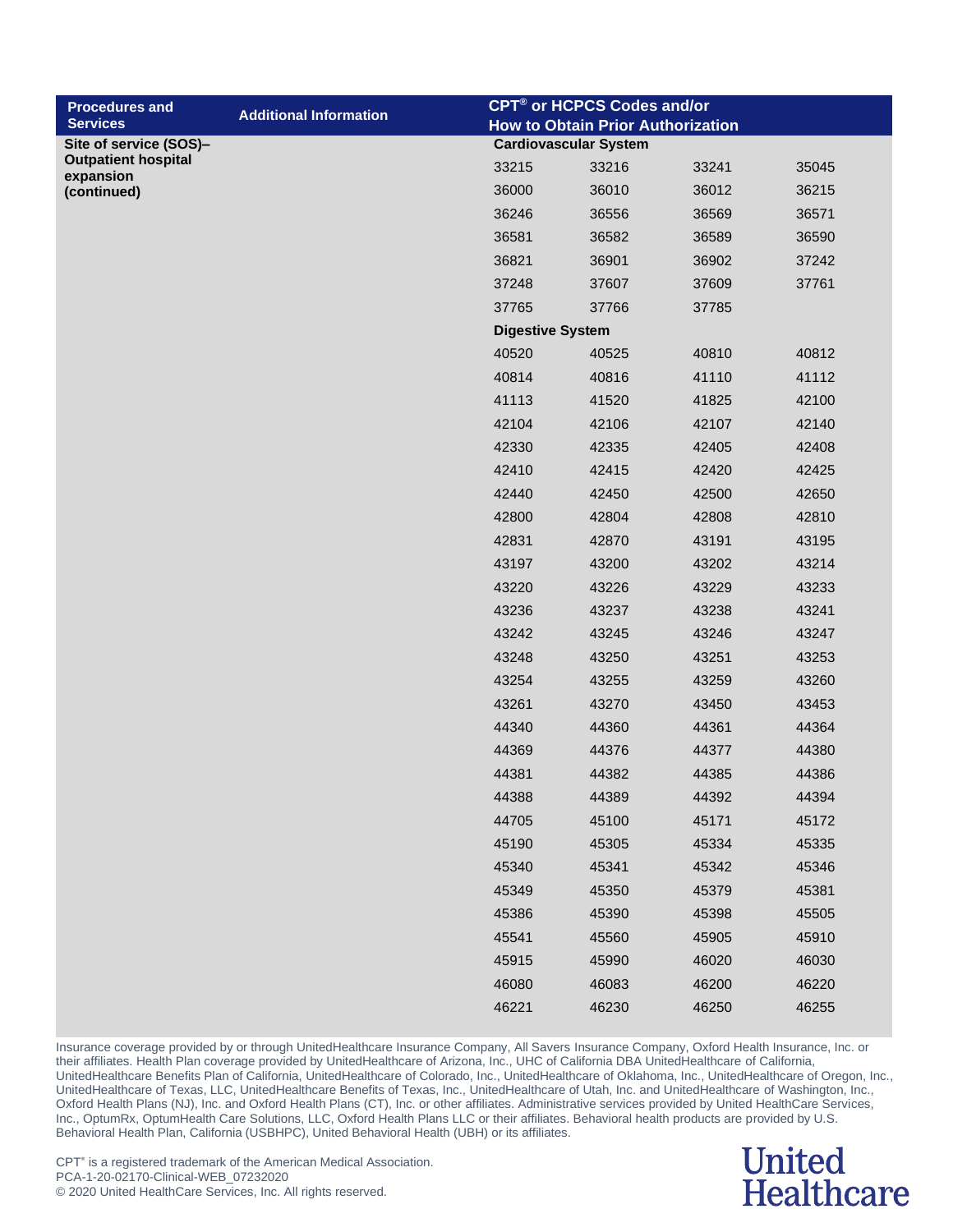| Procedures and Services | Additional Information | CPT® or HCPCS Codes and/or How to Obtain Prior Authorization | | | |
|---|---|---|---|---|---|
| **Site of service (SOS)–Outpatient hospital expansion (continued)** | | **Cardiovascular System** | | | |
| | | 33215 | 33216 | 33241 | 35045 |
| | | 36000 | 36010 | 36012 | 36215 |
| | | 36246 | 36556 | 36569 | 36571 |
| | | 36581 | 36582 | 36589 | 36590 |
| | | 36821 | 36901 | 36902 | 37242 |
| | | 37248 | 37607 | 37609 | 37761 |
| | | 37765 | 37766 | 37785 | |
| | | **Digestive System** | | | |
| | | 40520 | 40525 | 40810 | 40812 |
| | | 40814 | 40816 | 41110 | 41112 |
| | | 41113 | 41520 | 41825 | 42100 |
| | | 42104 | 42106 | 42107 | 42140 |
| | | 42330 | 42335 | 42405 | 42408 |
| | | 42410 | 42415 | 42420 | 42425 |
| | | 42440 | 42450 | 42500 | 42650 |
| | | 42800 | 42804 | 42808 | 42810 |
| | | 42831 | 42870 | 43191 | 43195 |
| | | 43197 | 43200 | 43202 | 43214 |
| | | 43220 | 43226 | 43229 | 43233 |
| | | 43236 | 43237 | 43238 | 43241 |
| | | 43242 | 43245 | 43246 | 43247 |
| | | 43248 | 43250 | 43251 | 43253 |
| | | 43254 | 43255 | 43259 | 43260 |
| | | 43261 | 43270 | 43450 | 43453 |
| | | 44340 | 44360 | 44361 | 44364 |
| | | 44369 | 44376 | 44377 | 44380 |
| | | 44381 | 44382 | 44385 | 44386 |
| | | 44388 | 44389 | 44392 | 44394 |
| | | 44705 | 45100 | 45171 | 45172 |
| | | 45190 | 45305 | 45334 | 45335 |
| | | 45340 | 45341 | 45342 | 45346 |
| | | 45349 | 45350 | 45379 | 45381 |
| | | 45386 | 45390 | 45398 | 45505 |
| | | 45541 | 45560 | 45905 | 45910 |
| | | 45915 | 45990 | 46020 | 46030 |
| | | 46080 | 46083 | 46200 | 46220 |
| | | 46221 | 46230 | 46250 | 46255 |

Insurance coverage provided by or through UnitedHealthcare Insurance Company, All Savers Insurance Company, Oxford Health Insurance, Inc. or their affiliates. Health Plan coverage provided by UnitedHealthcare of Arizona, Inc., UHC of California DBA UnitedHealthcare of California, UnitedHealthcare Benefits Plan of California, UnitedHealthcare of Colorado, Inc., UnitedHealthcare of Oklahoma, Inc., UnitedHealthcare of Oregon, Inc., UnitedHealthcare of Texas, LLC, UnitedHealthcare Benefits of Texas, Inc., UnitedHealthcare of Utah, Inc. and UnitedHealthcare of Washington, Inc., Oxford Health Plans (NJ), Inc. and Oxford Health Plans (CT), Inc. or other affiliates. Administrative services provided by United HealthCare Services, Inc., OptumRx, OptumHealth Care Solutions, LLC, Oxford Health Plans LLC or their affiliates. Behavioral health products are provided by U.S. Behavioral Health Plan, California (USBHPC), United Behavioral Health (UBH) or its affiliates.

CPT® is a registered trademark of the American Medical Association.
PCA-1-20-02170-Clinical-WEB_07232020
© 2020 United HealthCare Services, Inc. All rights reserved.

United Healthcare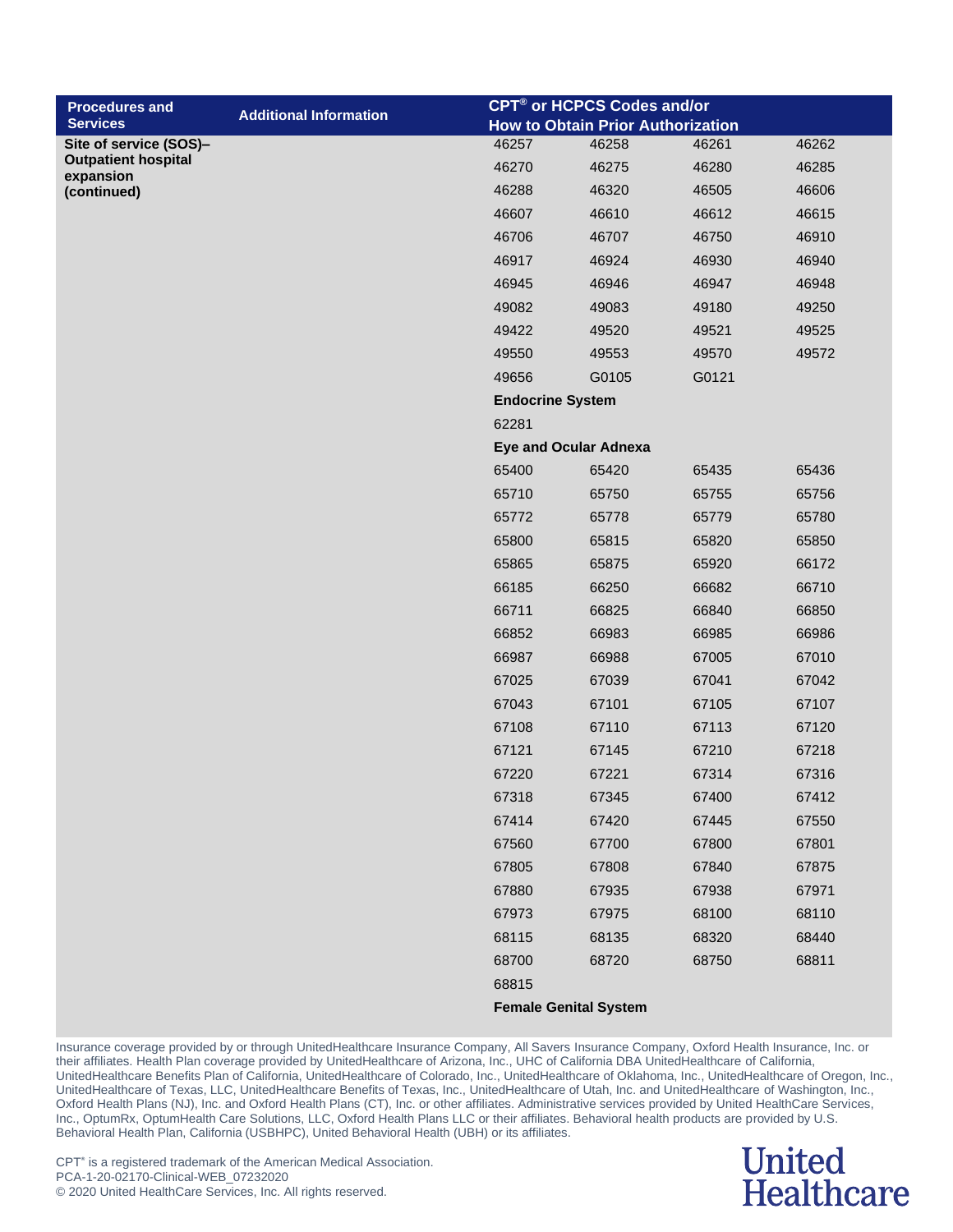| Procedures and Services | Additional Information | CPT® or HCPCS Codes and/or How to Obtain Prior Authorization | | | |
|---|---|---|---|---|---|
| **Site of service (SOS)–Outpatient hospital expansion (continued)** | | 46257 | 46258 | 46261 | 46262 |
| | | 46270 | 46275 | 46280 | 46285 |
| | | 46288 | 46320 | 46505 | 46606 |
| | | 46607 | 46610 | 46612 | 46615 |
| | | 46706 | 46707 | 46750 | 46910 |
| | | 46917 | 46924 | 46930 | 46940 |
| | | 46945 | 46946 | 46947 | 46948 |
| | | 49082 | 49083 | 49180 | 49250 |
| | | 49422 | 49520 | 49521 | 49525 |
| | | 49550 | 49553 | 49570 | 49572 |
| | | 49656 | G0105 | G0121 | |
| | | **Endocrine System** | | | |
| | | 62281 | | | |
| | | **Eye and Ocular Adnexa** | | | |
| | | 65400 | 65420 | 65435 | 65436 |
| | | 65710 | 65750 | 65755 | 65756 |
| | | 65772 | 65778 | 65779 | 65780 |
| | | 65800 | 65815 | 65820 | 65850 |
| | | 65865 | 65875 | 65920 | 66172 |
| | | 66185 | 66250 | 66682 | 66710 |
| | | 66711 | 66825 | 66840 | 66850 |
| | | 66852 | 66983 | 66985 | 66986 |
| | | 66987 | 66988 | 67005 | 67010 |
| | | 67025 | 67039 | 67041 | 67042 |
| | | 67043 | 67101 | 67105 | 67107 |
| | | 67108 | 67110 | 67113 | 67120 |
| | | 67121 | 67145 | 67210 | 67218 |
| | | 67220 | 67221 | 67314 | 67316 |
| | | 67318 | 67345 | 67400 | 67412 |
| | | 67414 | 67420 | 67445 | 67550 |
| | | 67560 | 67700 | 67800 | 67801 |
| | | 67805 | 67808 | 67840 | 67875 |
| | | 67880 | 67935 | 67938 | 67971 |
| | | 67973 | 67975 | 68100 | 68110 |
| | | 68115 | 68135 | 68320 | 68440 |
| | | 68700 | 68720 | 68750 | 68811 |
| | | 68815 | | | |
| | | **Female Genital System** | | | |

Insurance coverage provided by or through UnitedHealthcare Insurance Company, All Savers Insurance Company, Oxford Health Insurance, Inc. or their affiliates. Health Plan coverage provided by UnitedHealthcare of Arizona, Inc., UHC of California DBA UnitedHealthcare of California, UnitedHealthcare Benefits Plan of California, UnitedHealthcare of Colorado, Inc., UnitedHealthcare of Oklahoma, Inc., UnitedHealthcare of Oregon, Inc., UnitedHealthcare of Texas, LLC, UnitedHealthcare Benefits of Texas, Inc., UnitedHealthcare of Utah, Inc. and UnitedHealthcare of Washington, Inc., Oxford Health Plans (NJ), Inc. and Oxford Health Plans (CT), Inc. or other affiliates. Administrative services provided by United HealthCare Services, Inc., OptumRx, OptumHealth Care Solutions, LLC, Oxford Health Plans LLC or their affiliates. Behavioral health products are provided by U.S. Behavioral Health Plan, California (USBHPC), United Behavioral Health (UBH) or its affiliates.

CPT® is a registered trademark of the American Medical Association.
PCA-1-20-02170-Clinical-WEB_07232020
© 2020 United HealthCare Services, Inc. All rights reserved.

United Healthcare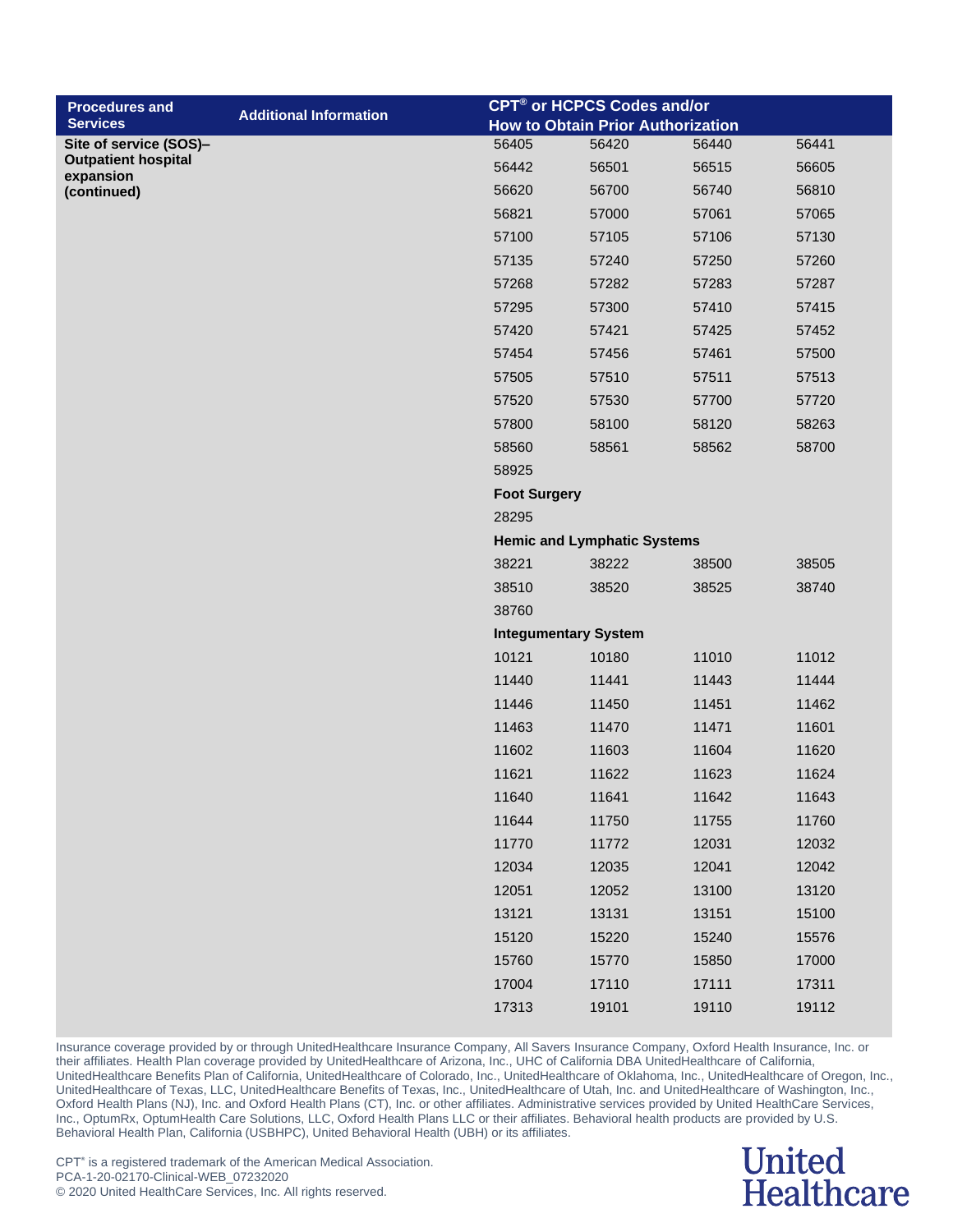| Procedures and Services | Additional Information | CPT® or HCPCS Codes and/or How to Obtain Prior Authorization | | | |
|---|---|---|---|---|---|
| **Site of service (SOS)–Outpatient hospital expansion (continued)** | | 56405 | 56420 | 56440 | 56441 |
| | | 56442 | 56501 | 56515 | 56605 |
| | | 56620 | 56700 | 56740 | 56810 |
| | | 56821 | 57000 | 57061 | 57065 |
| | | 57100 | 57105 | 57106 | 57130 |
| | | 57135 | 57240 | 57250 | 57260 |
| | | 57268 | 57282 | 57283 | 57287 |
| | | 57295 | 57300 | 57410 | 57415 |
| | | 57420 | 57421 | 57425 | 57452 |
| | | 57454 | 57456 | 57461 | 57500 |
| | | 57505 | 57510 | 57511 | 57513 |
| | | 57520 | 57530 | 57700 | 57720 |
| | | 57800 | 58100 | 58120 | 58263 |
| | | 58560 | 58561 | 58562 | 58700 |
| | | 58925 | | | |
| | | **Foot Surgery** | | | |
| | | 28295 | | | |
| | | **Hemic and Lymphatic Systems** | | | |
| | | 38221 | 38222 | 38500 | 38505 |
| | | 38510 | 38520 | 38525 | 38740 |
| | | 38760 | | | |
| | | **Integumentary System** | | | |
| | | 10121 | 10180 | 11010 | 11012 |
| | | 11440 | 11441 | 11443 | 11444 |
| | | 11446 | 11450 | 11451 | 11462 |
| | | 11463 | 11470 | 11471 | 11601 |
| | | 11602 | 11603 | 11604 | 11620 |
| | | 11621 | 11622 | 11623 | 11624 |
| | | 11640 | 11641 | 11642 | 11643 |
| | | 11644 | 11750 | 11755 | 11760 |
| | | 11770 | 11772 | 12031 | 12032 |
| | | 12034 | 12035 | 12041 | 12042 |
| | | 12051 | 12052 | 13100 | 13120 |
| | | 13121 | 13131 | 13151 | 15100 |
| | | 15120 | 15220 | 15240 | 15576 |
| | | 15760 | 15770 | 15850 | 17000 |
| | | 17004 | 17110 | 17111 | 17311 |
| | | 17313 | 19101 | 19110 | 19112 |

Insurance coverage provided by or through UnitedHealthcare Insurance Company, All Savers Insurance Company, Oxford Health Insurance, Inc. or their affiliates. Health Plan coverage provided by UnitedHealthcare of Arizona, Inc., UHC of California DBA UnitedHealthcare of California, UnitedHealthcare Benefits Plan of California, UnitedHealthcare of Colorado, Inc., UnitedHealthcare of Oklahoma, Inc., UnitedHealthcare of Oregon, Inc., UnitedHealthcare of Texas, LLC, UnitedHealthcare Benefits of Texas, Inc., UnitedHealthcare of Utah, Inc. and UnitedHealthcare of Washington, Inc., Oxford Health Plans (NJ), Inc. and Oxford Health Plans (CT), Inc. or other affiliates. Administrative services provided by United HealthCare Services, Inc., OptumRx, OptumHealth Care Solutions, LLC, Oxford Health Plans LLC or their affiliates. Behavioral health products are provided by U.S. Behavioral Health Plan, California (USBHPC), United Behavioral Health (UBH) or its affiliates.

CPT® is a registered trademark of the American Medical Association.
PCA-1-20-02170-Clinical-WEB_07232020
© 2020 United HealthCare Services, Inc. All rights reserved.

United Healthcare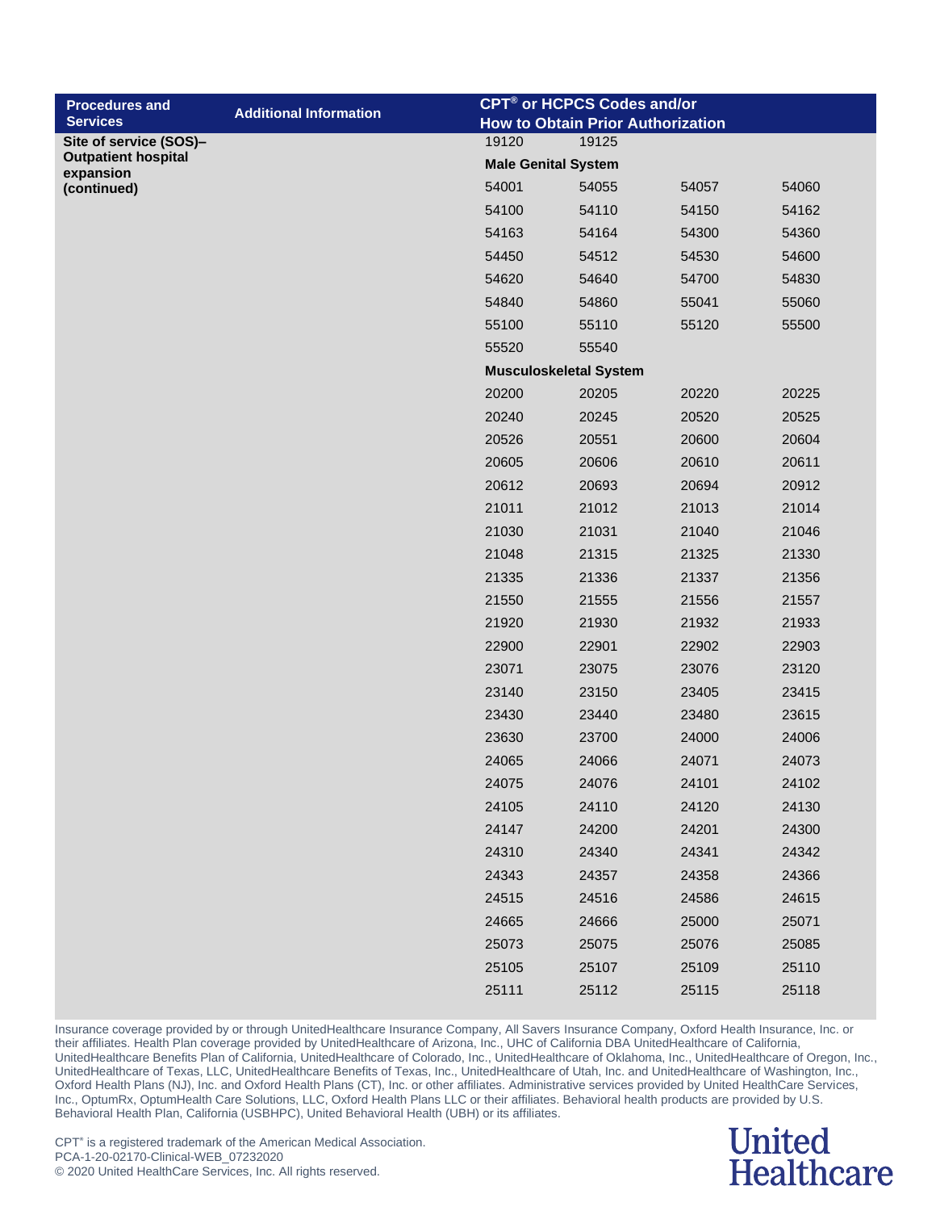| Procedures and Services | Additional Information | CPT® or HCPCS Codes and/or How to Obtain Prior Authorization | | | |
|---|---|---|---|---|---|
| **Site of service (SOS)–Outpatient hospital expansion (continued)** | | 19120 | 19125 | | |
| | | **Male Genital System** | | | |
| | | 54001 | 54055 | 54057 | 54060 |
| | | 54100 | 54110 | 54150 | 54162 |
| | | 54163 | 54164 | 54300 | 54360 |
| | | 54450 | 54512 | 54530 | 54600 |
| | | 54620 | 54640 | 54700 | 54830 |
| | | 54840 | 54860 | 55041 | 55060 |
| | | 55100 | 55110 | 55120 | 55500 |
| | | 55520 | 55540 | | |
| | | **Musculoskeletal System** | | | |
| | | 20200 | 20205 | 20220 | 20225 |
| | | 20240 | 20245 | 20520 | 20525 |
| | | 20526 | 20551 | 20600 | 20604 |
| | | 20605 | 20606 | 20610 | 20611 |
| | | 20612 | 20693 | 20694 | 20912 |
| | | 21011 | 21012 | 21013 | 21014 |
| | | 21030 | 21031 | 21040 | 21046 |
| | | 21048 | 21315 | 21325 | 21330 |
| | | 21335 | 21336 | 21337 | 21356 |
| | | 21550 | 21555 | 21556 | 21557 |
| | | 21920 | 21930 | 21932 | 21933 |
| | | 22900 | 22901 | 22902 | 22903 |
| | | 23071 | 23075 | 23076 | 23120 |
| | | 23140 | 23150 | 23405 | 23415 |
| | | 23430 | 23440 | 23480 | 23615 |
| | | 23630 | 23700 | 24000 | 24006 |
| | | 24065 | 24066 | 24071 | 24073 |
| | | 24075 | 24076 | 24101 | 24102 |
| | | 24105 | 24110 | 24120 | 24130 |
| | | 24147 | 24200 | 24201 | 24300 |
| | | 24310 | 24340 | 24341 | 24342 |
| | | 24343 | 24357 | 24358 | 24366 |
| | | 24515 | 24516 | 24586 | 24615 |
| | | 24665 | 24666 | 25000 | 25071 |
| | | 25073 | 25075 | 25076 | 25085 |
| | | 25105 | 25107 | 25109 | 25110 |
| | | 25111 | 25112 | 25115 | 25118 |

Insurance coverage provided by or through UnitedHealthcare Insurance Company, All Savers Insurance Company, Oxford Health Insurance, Inc. or their affiliates. Health Plan coverage provided by UnitedHealthcare of Arizona, Inc., UHC of California DBA UnitedHealthcare of California, UnitedHealthcare Benefits Plan of California, UnitedHealthcare of Colorado, Inc., UnitedHealthcare of Oklahoma, Inc., UnitedHealthcare of Oregon, Inc., UnitedHealthcare of Texas, LLC, UnitedHealthcare Benefits of Texas, Inc., UnitedHealthcare of Utah, Inc. and UnitedHealthcare of Washington, Inc., Oxford Health Plans (NJ), Inc. and Oxford Health Plans (CT), Inc. or other affiliates. Administrative services provided by United HealthCare Services, Inc., OptumRx, OptumHealth Care Solutions, LLC, Oxford Health Plans LLC or their affiliates. Behavioral health products are provided by U.S. Behavioral Health Plan, California (USBHPC), United Behavioral Health (UBH) or its affiliates.

CPT® is a registered trademark of the American Medical Association.
PCA-1-20-02170-Clinical-WEB_07232020
© 2020 United HealthCare Services, Inc. All rights reserved.

United Healthcare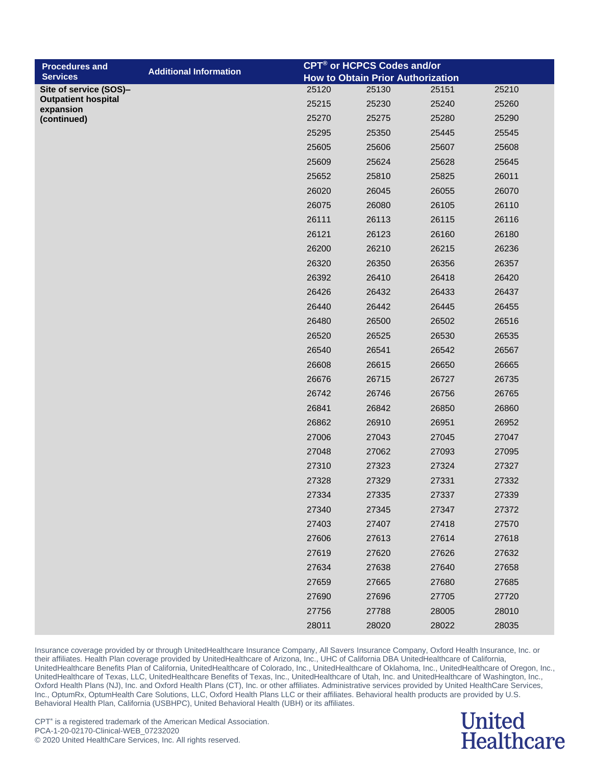| Procedures and Services | Additional Information | CPT® or HCPCS Codes and/or How to Obtain Prior Authorization | | | |
|---|---|---|---|---|---|
| **Site of service (SOS)– Outpatient hospital expansion (continued)** | | 25120 | 25130 | 25151 | 25210 |
| | | 25215 | 25230 | 25240 | 25260 |
| | | 25270 | 25275 | 25280 | 25290 |
| | | 25295 | 25350 | 25445 | 25545 |
| | | 25605 | 25606 | 25607 | 25608 |
| | | 25609 | 25624 | 25628 | 25645 |
| | | 25652 | 25810 | 25825 | 26011 |
| | | 26020 | 26045 | 26055 | 26070 |
| | | 26075 | 26080 | 26105 | 26110 |
| | | 26111 | 26113 | 26115 | 26116 |
| | | 26121 | 26123 | 26160 | 26180 |
| | | 26200 | 26210 | 26215 | 26236 |
| | | 26320 | 26350 | 26356 | 26357 |
| | | 26392 | 26410 | 26418 | 26420 |
| | | 26426 | 26432 | 26433 | 26437 |
| | | 26440 | 26442 | 26445 | 26455 |
| | | 26480 | 26500 | 26502 | 26516 |
| | | 26520 | 26525 | 26530 | 26535 |
| | | 26540 | 26541 | 26542 | 26567 |
| | | 26608 | 26615 | 26650 | 26665 |
| | | 26676 | 26715 | 26727 | 26735 |
| | | 26742 | 26746 | 26756 | 26765 |
| | | 26841 | 26842 | 26850 | 26860 |
| | | 26862 | 26910 | 26951 | 26952 |
| | | 27006 | 27043 | 27045 | 27047 |
| | | 27048 | 27062 | 27093 | 27095 |
| | | 27310 | 27323 | 27324 | 27327 |
| | | 27328 | 27329 | 27331 | 27332 |
| | | 27334 | 27335 | 27337 | 27339 |
| | | 27340 | 27345 | 27347 | 27372 |
| | | 27403 | 27407 | 27418 | 27570 |
| | | 27606 | 27613 | 27614 | 27618 |
| | | 27619 | 27620 | 27626 | 27632 |
| | | 27634 | 27638 | 27640 | 27658 |
| | | 27659 | 27665 | 27680 | 27685 |
| | | 27690 | 27696 | 27705 | 27720 |
| | | 27756 | 27788 | 28005 | 28010 |
| | | 28011 | 28020 | 28022 | 28035 |

Insurance coverage provided by or through UnitedHealthcare Insurance Company, All Savers Insurance Company, Oxford Health Insurance, Inc. or their affiliates. Health Plan coverage provided by UnitedHealthcare of Arizona, Inc., UHC of California DBA UnitedHealthcare of California, UnitedHealthcare Benefits Plan of California, UnitedHealthcare of Colorado, Inc., UnitedHealthcare of Oklahoma, Inc., UnitedHealthcare of Oregon, Inc., UnitedHealthcare of Texas, LLC, UnitedHealthcare Benefits of Texas, Inc., UnitedHealthcare of Utah, Inc. and UnitedHealthcare of Washington, Inc., Oxford Health Plans (NJ), Inc. and Oxford Health Plans (CT), Inc. or other affiliates. Administrative services provided by United HealthCare Services, Inc., OptumRx, OptumHealth Care Solutions, LLC, Oxford Health Plans LLC or their affiliates. Behavioral health products are provided by U.S. Behavioral Health Plan, California (USBHPC), United Behavioral Health (UBH) or its affiliates.

CPT® is a registered trademark of the American Medical Association.
PCA-1-20-02170-Clinical-WEB_07232020
© 2020 United HealthCare Services, Inc. All rights reserved.

United Healthcare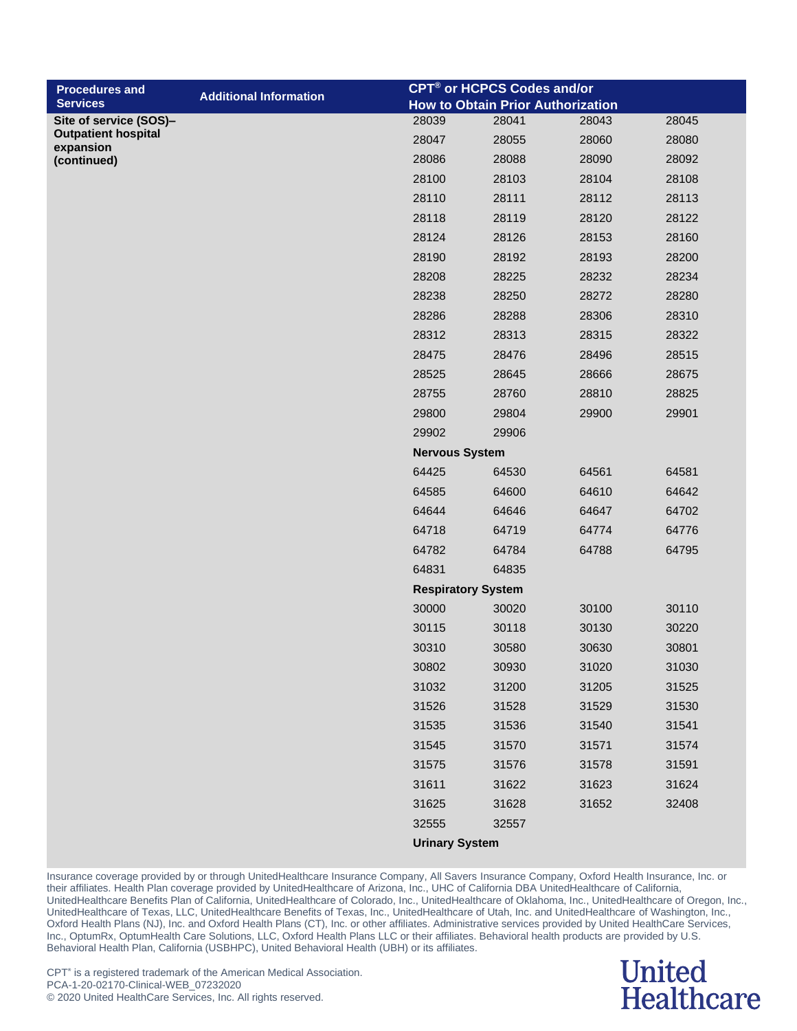| Procedures and Services | Additional Information | CPT® or HCPCS Codes and/or How to Obtain Prior Authorization | | | |
|---|---|---|---|---|---|
| Site of service (SOS)– Outpatient hospital expansion (continued) | | 28039 | 28041 | 28043 | 28045 |
| | | 28047 | 28055 | 28060 | 28080 |
| | | 28086 | 28088 | 28090 | 28092 |
| | | 28100 | 28103 | 28104 | 28108 |
| | | 28110 | 28111 | 28112 | 28113 |
| | | 28118 | 28119 | 28120 | 28122 |
| | | 28124 | 28126 | 28153 | 28160 |
| | | 28190 | 28192 | 28193 | 28200 |
| | | 28208 | 28225 | 28232 | 28234 |
| | | 28238 | 28250 | 28272 | 28280 |
| | | 28286 | 28288 | 28306 | 28310 |
| | | 28312 | 28313 | 28315 | 28322 |
| | | 28475 | 28476 | 28496 | 28515 |
| | | 28525 | 28645 | 28666 | 28675 |
| | | 28755 | 28760 | 28810 | 28825 |
| | | 29800 | 29804 | 29900 | 29901 |
| | | 29902 | 29906 | | |
| | | **Nervous System** | | | |
| | | 64425 | 64530 | 64561 | 64581 |
| | | 64585 | 64600 | 64610 | 64642 |
| | | 64644 | 64646 | 64647 | 64702 |
| | | 64718 | 64719 | 64774 | 64776 |
| | | 64782 | 64784 | 64788 | 64795 |
| | | 64831 | 64835 | | |
| | | **Respiratory System** | | | |
| | | 30000 | 30020 | 30100 | 30110 |
| | | 30115 | 30118 | 30130 | 30220 |
| | | 30310 | 30580 | 30630 | 30801 |
| | | 30802 | 30930 | 31020 | 31030 |
| | | 31032 | 31200 | 31205 | 31525 |
| | | 31526 | 31528 | 31529 | 31530 |
| | | 31535 | 31536 | 31540 | 31541 |
| | | 31545 | 31570 | 31571 | 31574 |
| | | 31575 | 31576 | 31578 | 31591 |
| | | 31611 | 31622 | 31623 | 31624 |
| | | 31625 | 31628 | 31652 | 32408 |
| | | 32555 | 32557 | | |
| | | **Urinary System** | | | |

Insurance coverage provided by or through UnitedHealthcare Insurance Company, All Savers Insurance Company, Oxford Health Insurance, Inc. or their affiliates. Health Plan coverage provided by UnitedHealthcare of Arizona, Inc., UHC of California DBA UnitedHealthcare of California, UnitedHealthcare Benefits Plan of California, UnitedHealthcare of Colorado, Inc., UnitedHealthcare of Oklahoma, Inc., UnitedHealthcare of Oregon, Inc., UnitedHealthcare of Texas, LLC, UnitedHealthcare Benefits of Texas, Inc., UnitedHealthcare of Utah, Inc. and UnitedHealthcare of Washington, Inc., Oxford Health Plans (NJ), Inc. and Oxford Health Plans (CT), Inc. or other affiliates. Administrative services provided by United HealthCare Services, Inc., OptumRx, OptumHealth Care Solutions, LLC, Oxford Health Plans LLC or their affiliates. Behavioral health products are provided by U.S. Behavioral Health Plan, California (USBHPC), United Behavioral Health (UBH) or its affiliates.

CPT® is a registered trademark of the American Medical Association.
PCA-1-20-02170-Clinical-WEB_07232020
© 2020 United HealthCare Services, Inc. All rights reserved.

United Healthcare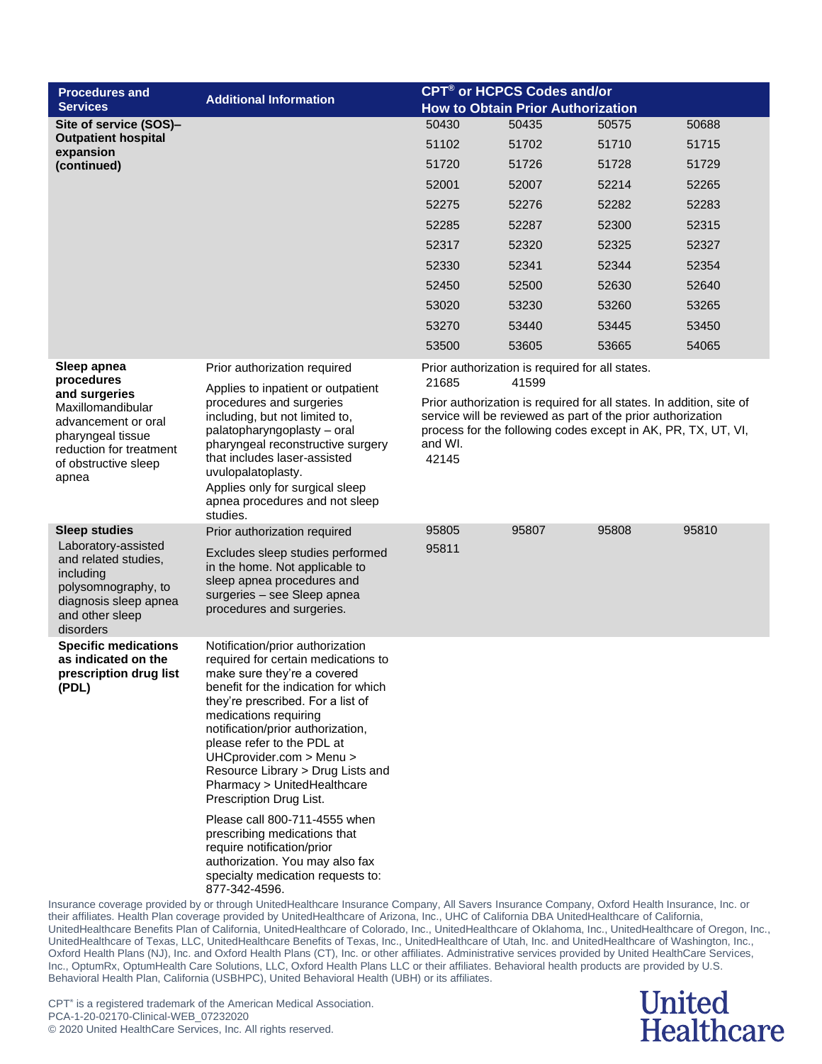| Procedures and Services | Additional Information | CPT® or HCPCS Codes and/or How to Obtain Prior Authorization | | | |
|---|---|---|---|---|---|
| **Site of service (SOS)– Outpatient hospital expansion (continued)** | | 50430 | 50435 | 50575 | 50688 |
| | | 51102 | 51702 | 51710 | 51715 |
| | | 51720 | 51726 | 51728 | 51729 |
| | | 52001 | 52007 | 52214 | 52265 |
| | | 52275 | 52276 | 52282 | 52283 |
| | | 52285 | 52287 | 52300 | 52315 |
| | | 52317 | 52320 | 52325 | 52327 |
| | | 52330 | 52341 | 52344 | 52354 |
| | | 52450 | 52500 | 52630 | 52640 |
| | | 53020 | 53230 | 53260 | 53265 |
| | | 53270 | 53440 | 53445 | 53450 |
| | | 53500 | 53605 | 53665 | 54065 |
| **Sleep apnea procedures and surgeries** Maxillomandibular advancement or oral pharyngeal tissue reduction for treatment of obstructive sleep apnea | Prior authorization required<br>Applies to inpatient or outpatient procedures and surgeries including, but not limited to, palatopharyngoplasty – oral pharyngeal reconstructive surgery that includes laser-assisted uvulopalatoplasty.<br>Applies only for surgical sleep apnea procedures and not sleep studies. | Prior authorization is required for all states.<br>21685 41599<br>Prior authorization is required for all states. In addition, site of service will be reviewed as part of the prior authorization process for the following codes except in AK, PR, TX, UT, VI, and WI.<br>42145 | | | |
| **Sleep studies** Laboratory-assisted and related studies, including polysomnography, to diagnosis sleep apnea and other sleep disorders | Prior authorization required<br>Excludes sleep studies performed in the home. Not applicable to sleep apnea procedures and surgeries – see Sleep apnea procedures and surgeries. | 95805 | 95807 | 95808 | 95810 |
| | | 95811 | | | |
| **Specific medications as indicated on the prescription drug list (PDL)** | Notification/prior authorization required for certain medications to make sure they're a covered benefit for the indication for which they're prescribed. For a list of medications requiring notification/prior authorization, please refer to the PDL at UHCprovider.com > Menu > Resource Library > Drug Lists and Pharmacy > UnitedHealthcare Prescription Drug List.<br>Please call 800-711-4555 when prescribing medications that require notification/prior authorization. You may also fax specialty medication requests to: 877-342-4596. | | | | |

Insurance coverage provided by or through UnitedHealthcare Insurance Company, All Savers Insurance Company, Oxford Health Insurance, Inc. or their affiliates. Health Plan coverage provided by UnitedHealthcare of Arizona, Inc., UHC of California DBA UnitedHealthcare of California, UnitedHealthcare Benefits Plan of California, UnitedHealthcare of Colorado, Inc., UnitedHealthcare of Oklahoma, Inc., UnitedHealthcare of Oregon, Inc., UnitedHealthcare of Texas, LLC, UnitedHealthcare Benefits of Texas, Inc., UnitedHealthcare of Utah, Inc. and UnitedHealthcare of Washington, Inc., Oxford Health Plans (NJ), Inc. and Oxford Health Plans (CT), Inc. or other affiliates. Administrative services provided by United HealthCare Services, Inc., OptumRx, OptumHealth Care Solutions, LLC, Oxford Health Plans LLC or their affiliates. Behavioral health products are provided by U.S. Behavioral Health Plan, California (USBHPC), United Behavioral Health (UBH) or its affiliates.

CPT® is a registered trademark of the American Medical Association.
PCA-1-20-02170-Clinical-WEB_07232020
© 2020 United HealthCare Services, Inc. All rights reserved.

United Healthcare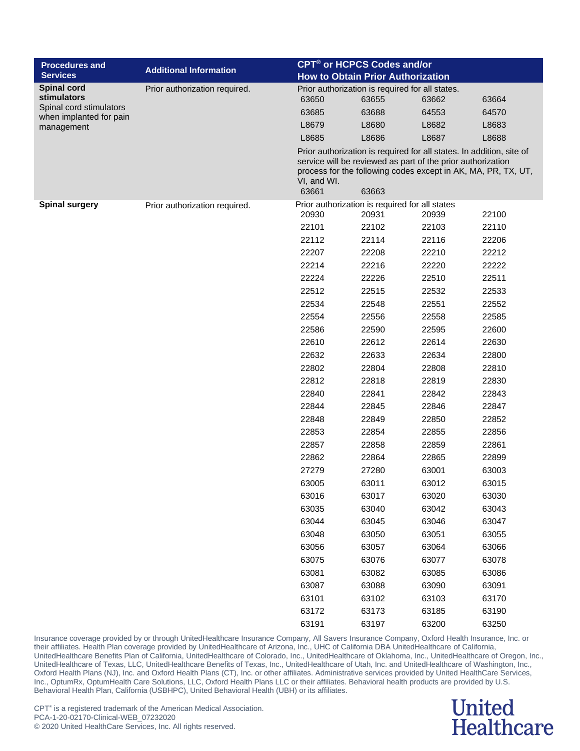| Procedures and Services | Additional Information | CPT® or HCPCS Codes and/or How to Obtain Prior Authorization |
|---|---|---|
| **Spinal cord stimulators** Spinal cord stimulators when implanted for pain management | Prior authorization required. | Prior authorization is required for all states.<br>63650 63655 63662 63664<br>63685 63688 64553 64570<br>L8679 L8680 L8682 L8683<br>L8685 L8686 L8687 L8688<br><br>Prior authorization is required for all states. In addition, site of service will be reviewed as part of the prior authorization process for the following codes except in AK, MA, PR, TX, UT, VI, and WI.<br>63661 63663 |
| **Spinal surgery** | Prior authorization required. | Prior authorization is required for all states<br>20930 20931 20939 22100<br>22101 22102 22103 22110<br>22112 22114 22116 22206<br>22207 22208 22210 22212<br>22214 22216 22220 22222<br>22224 22226 22510 22511<br>22512 22515 22532 22533<br>22534 22548 22551 22552<br>22554 22556 22558 22585<br>22586 22590 22595 22600<br>22610 22612 22614 22630<br>22632 22633 22634 22800<br>22802 22804 22808 22810<br>22812 22818 22819 22830<br>22840 22841 22842 22843<br>22844 22845 22846 22847<br>22848 22849 22850 22852<br>22853 22854 22855 22856<br>22857 22858 22859 22861<br>22862 22864 22865 22899<br>27279 27280 63001 63003<br>63005 63011 63012 63015<br>63016 63017 63020 63030<br>63035 63040 63042 63043<br>63044 63045 63046 63047<br>63048 63050 63051 63055<br>63056 63057 63064 63066<br>63075 63076 63077 63078<br>63081 63082 63085 63086<br>63087 63088 63090 63091<br>63101 63102 63103 63170<br>63172 63173 63185 63190<br>63191 63197 63200 63250 |

Insurance coverage provided by or through UnitedHealthcare Insurance Company, All Savers Insurance Company, Oxford Health Insurance, Inc. or their affiliates. Health Plan coverage provided by UnitedHealthcare of Arizona, Inc., UHC of California DBA UnitedHealthcare of California, UnitedHealthcare Benefits Plan of California, UnitedHealthcare of Colorado, Inc., UnitedHealthcare of Oklahoma, Inc., UnitedHealthcare of Oregon, Inc., UnitedHealthcare of Texas, LLC, UnitedHealthcare Benefits of Texas, Inc., UnitedHealthcare of Utah, Inc. and UnitedHealthcare of Washington, Inc., Oxford Health Plans (NJ), Inc. and Oxford Health Plans (CT), Inc. or other affiliates. Administrative services provided by United HealthCare Services, Inc., OptumRx, OptumHealth Care Solutions, LLC, Oxford Health Plans LLC or their affiliates. Behavioral health products are provided by U.S. Behavioral Health Plan, California (USBHPC), United Behavioral Health (UBH) or its affiliates.

CPT® is a registered trademark of the American Medical Association.
PCA-1-20-02170-Clinical-WEB_07232020
© 2020 United HealthCare Services, Inc. All rights reserved.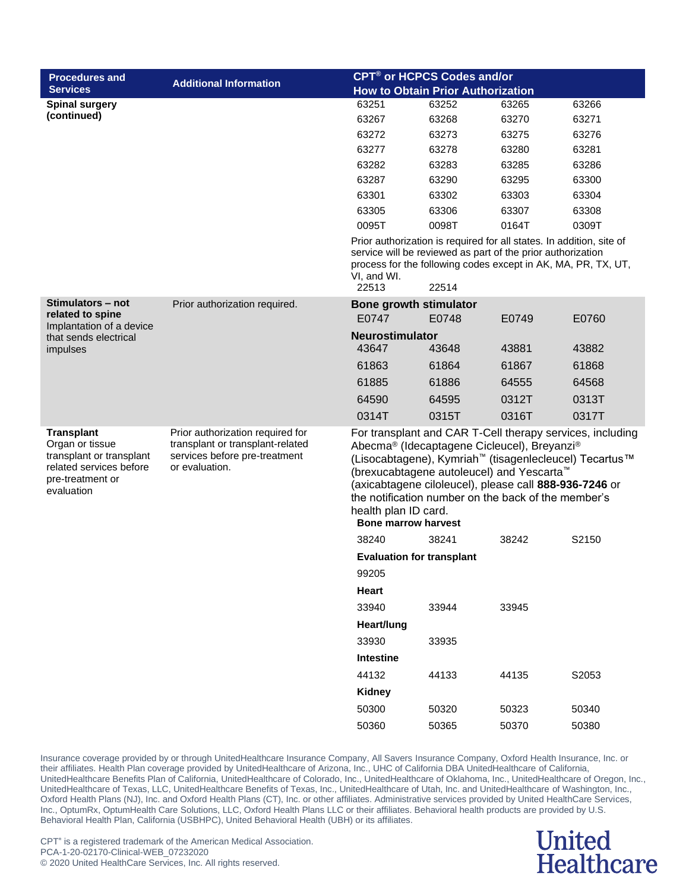| Procedures and Services | Additional Information | CPT® or HCPCS Codes and/or How to Obtain Prior Authorization | | | |
|---|---|---|---|---|---|
| **Spinal surgery (continued)** | | 63251 | 63252 | 63265 | 63266 |
| | | 63267 | 63268 | 63270 | 63271 |
| | | 63272 | 63273 | 63275 | 63276 |
| | | 63277 | 63278 | 63280 | 63281 |
| | | 63282 | 63283 | 63285 | 63286 |
| | | 63287 | 63290 | 63295 | 63300 |
| | | 63301 | 63302 | 63303 | 63304 |
| | | 63305 | 63306 | 63307 | 63308 |
| | | 0095T | 0098T | 0164T | 0309T |
| | | Prior authorization is required for all states. In addition, site of service will be reviewed as part of the prior authorization process for the following codes except in AK, MA, PR, TX, UT, VI, and WI. | | | |
| | | 22513 | 22514 | | |
| **Stimulators – not related to spine** Implantation of a device that sends electrical impulses | Prior authorization required. | **Bone growth stimulator** | | | |
| | | E0747 | E0748 | E0749 | E0760 |
| | | **Neurostimulator** | | | |
| | | 43647 | 43648 | 43881 | 43882 |
| | | 61863 | 61864 | 61867 | 61868 |
| | | 61885 | 61886 | 64555 | 64568 |
| | | 64590 | 64595 | 0312T | 0313T |
| | | 0314T | 0315T | 0316T | 0317T |
| **Transplant** Organ or tissue transplant or transplant related services before pre-treatment or evaluation | Prior authorization required for transplant or transplant-related services before pre-treatment or evaluation. | For transplant and CAR T-Cell therapy services, including Abecma® (Idecaptagene Cicleucel), Breyanzi® (Lisocabtagene), Kymriah™ (tisagenlecleucel) Tecartus™ (brexucabtagene autoleucel) and Yescarta™ (axicabtagene ciloleucel), please call **888-936-7246** or the notification number on the back of the member's health plan ID card. | | | |
| | | **Bone marrow harvest** | | | |
| | | 38240 | 38241 | 38242 | S2150 |
| | | **Evaluation for transplant** | | | |
| | | 99205 | | | |
| | | **Heart** | | | |
| | | 33940 | 33944 | 33945 | |
| | | **Heart/lung** | | | |
| | | 33930 | 33935 | | |
| | | **Intestine** | | | |
| | | 44132 | 44133 | 44135 | S2053 |
| | | **Kidney** | | | |
| | | 50300 | 50320 | 50323 | 50340 |
| | | 50360 | 50365 | 50370 | 50380 |

Insurance coverage provided by or through UnitedHealthcare Insurance Company, All Savers Insurance Company, Oxford Health Insurance, Inc. or their affiliates. Health Plan coverage provided by UnitedHealthcare of Arizona, Inc., UHC of California DBA UnitedHealthcare of California, UnitedHealthcare Benefits Plan of California, UnitedHealthcare of Colorado, Inc., UnitedHealthcare of Oklahoma, Inc., UnitedHealthcare of Oregon, Inc., UnitedHealthcare of Texas, LLC, UnitedHealthcare Benefits of Texas, Inc., UnitedHealthcare of Utah, Inc. and UnitedHealthcare of Washington, Inc., Oxford Health Plans (NJ), Inc. and Oxford Health Plans (CT), Inc. or other affiliates. Administrative services provided by United HealthCare Services, Inc., OptumRx, OptumHealth Care Solutions, LLC, Oxford Health Plans LLC or their affiliates. Behavioral health products are provided by U.S. Behavioral Health Plan, California (USBHPC), United Behavioral Health (UBH) or its affiliates.

CPT® is a registered trademark of the American Medical Association.
PCA-1-20-02170-Clinical-WEB_07232020
© 2020 United HealthCare Services, Inc. All rights reserved.

United Healthcare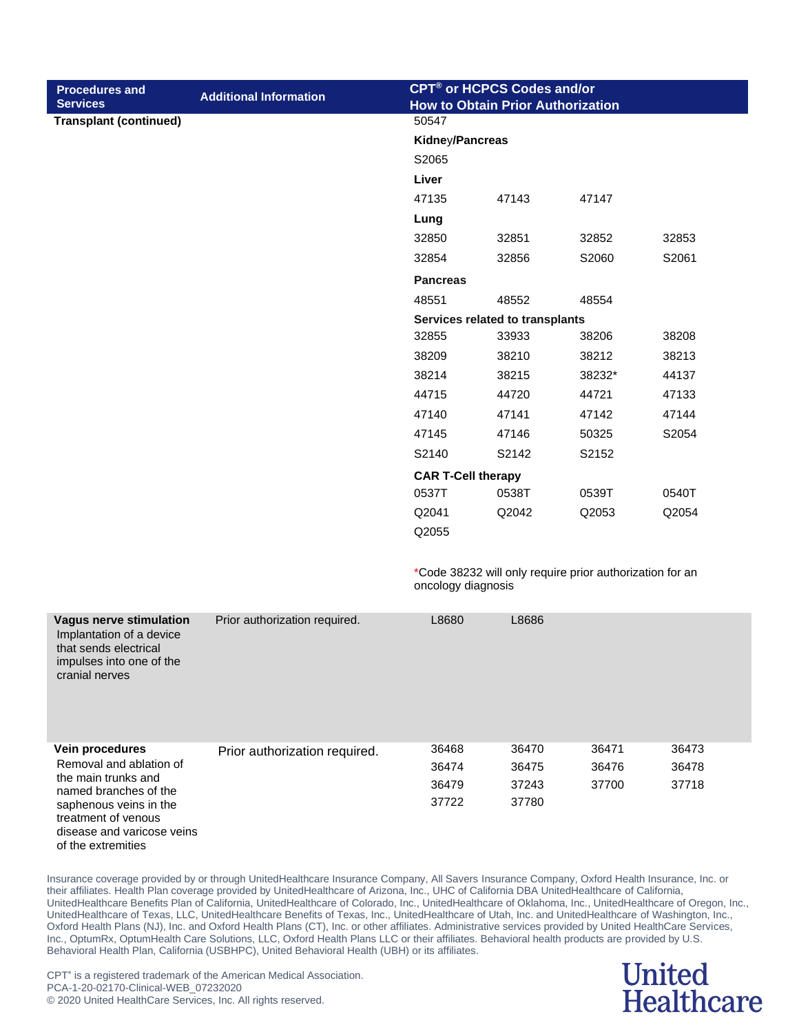| Procedures and Services | Additional Information | CPT® or HCPCS Codes and/or How to Obtain Prior Authorization | | | |
|---|---|---|---|---|---|
| **Transplant (continued)** | | 50547 | | | |
| | | **Kidney/Pancreas** | | | |
| | | S2065 | | | |
| | | **Liver** | | | |
| | | 47135 | 47143 | 47147 | |
| | | **Lung** | | | |
| | | 32850 | 32851 | 32852 | 32853 |
| | | 32854 | 32856 | S2060 | S2061 |
| | | **Pancreas** | | | |
| | | 48551 | 48552 | 48554 | |
| | | **Services related to transplants** | | | |
| | | 32855 | 33933 | 38206 | 38208 |
| | | 38209 | 38210 | 38212 | 38213 |
| | | 38214 | 38215 | 38232* | 44137 |
| | | 44715 | 44720 | 44721 | 47133 |
| | | 47140 | 47141 | 47142 | 47144 |
| | | 47145 | 47146 | 50325 | S2054 |
| | | S2140 | S2142 | S2152 | |
| | | **CAR T-Cell therapy** | | | |
| | | 0537T | 0538T | 0539T | 0540T |
| | | Q2041 | Q2042 | Q2053 | Q2054 |
| | | Q2055 | | | |
| | | *Code 38232 will only require prior authorization for an oncology diagnosis | | | |
| **Vagus nerve stimulation** Implantation of a device that sends electrical impulses into one of the cranial nerves | Prior authorization required. | L8680 | L8686 | | |
| **Vein procedures** Removal and ablation of the main trunks and named branches of the saphenous veins in the treatment of venous disease and varicose veins of the extremities | Prior authorization required. | 36468 | 36470 | 36471 | 36473 |
| | | 36474 | 36475 | 36476 | 36478 |
| | | 36479 | 37243 | 37700 | 37718 |
| | | 37722 | 37780 | | |

Insurance coverage provided by or through UnitedHealthcare Insurance Company, All Savers Insurance Company, Oxford Health Insurance, Inc. or their affiliates. Health Plan coverage provided by UnitedHealthcare of Arizona, Inc., UHC of California DBA UnitedHealthcare of California, UnitedHealthcare Benefits Plan of California, UnitedHealthcare of Colorado, Inc., UnitedHealthcare of Oklahoma, Inc., UnitedHealthcare of Oregon, Inc., UnitedHealthcare of Texas, LLC, UnitedHealthcare Benefits of Texas, Inc., UnitedHealthcare of Utah, Inc. and UnitedHealthcare of Washington, Inc., Oxford Health Plans (NJ), Inc. and Oxford Health Plans (CT), Inc. or other affiliates. Administrative services provided by United HealthCare Services, Inc., OptumRx, OptumHealth Care Solutions, LLC, Oxford Health Plans LLC or their affiliates. Behavioral health products are provided by U.S. Behavioral Health Plan, California (USBHPC), United Behavioral Health (UBH) or its affiliates.

CPT® is a registered trademark of the American Medical Association.
PCA-1-20-02170-Clinical-WEB_07232020
© 2020 United HealthCare Services, Inc. All rights reserved.

United Healthcare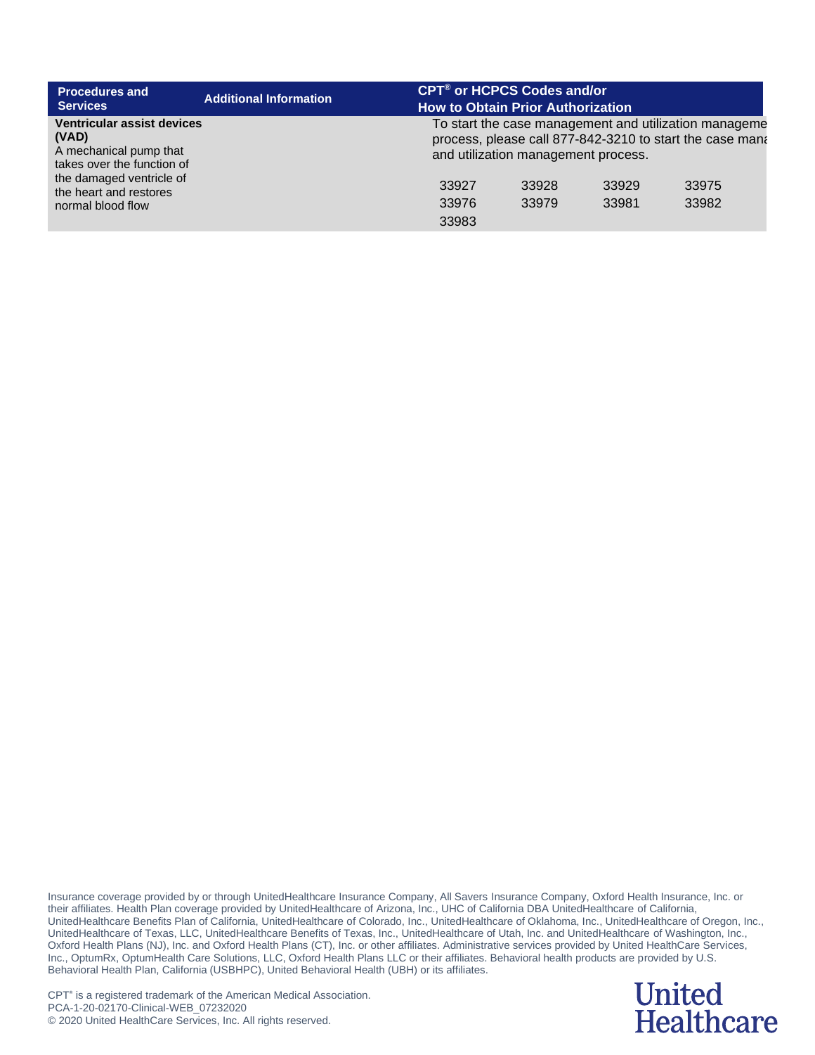| Procedures and Services | Additional Information | CPT® or HCPCS Codes and/or How to Obtain Prior Authorization |
|---|---|---|
| **Ventricular assist devices (VAD)**<br>A mechanical pump that takes over the function of the damaged ventricle of the heart and restores normal blood flow | | To start the case management and utilization manageme process, please call 877-842-3210 to start the case mana and utilization management process.<br><br>33927 33928 33929 33975<br>33976 33979 33981 33982<br>33983 |

Insurance coverage provided by or through UnitedHealthcare Insurance Company, All Savers Insurance Company, Oxford Health Insurance, Inc. or their affiliates. Health Plan coverage provided by UnitedHealthcare of Arizona, Inc., UHC of California DBA UnitedHealthcare of California, UnitedHealthcare Benefits Plan of California, UnitedHealthcare of Colorado, Inc., UnitedHealthcare of Oklahoma, Inc., UnitedHealthcare of Oregon, Inc., UnitedHealthcare of Texas, LLC, UnitedHealthcare Benefits of Texas, Inc., UnitedHealthcare of Utah, Inc. and UnitedHealthcare of Washington, Inc., Oxford Health Plans (NJ), Inc. and Oxford Health Plans (CT), Inc. or other affiliates. Administrative services provided by United HealthCare Services, Inc., OptumRx, OptumHealth Care Solutions, LLC, Oxford Health Plans LLC or their affiliates. Behavioral health products are provided by U.S. Behavioral Health Plan, California (USBHPC), United Behavioral Health (UBH) or its affiliates.

CPT® is a registered trademark of the American Medical Association.
PCA-1-20-02170-Clinical-WEB_07232020
© 2020 United HealthCare Services, Inc. All rights reserved.

United Healthcare